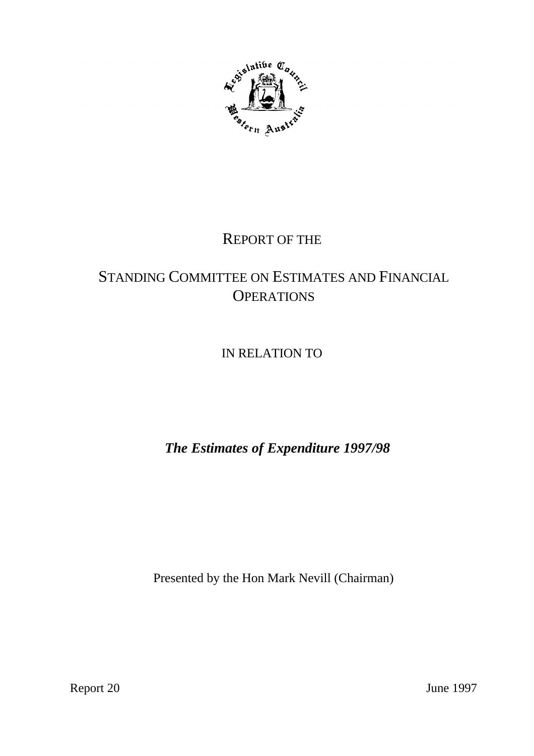# REPORT OF THE

# STANDING COMMITTEE ON ESTIMATES AND FINANCIAL OPERATIONS

IN RELATION TO

***The Estimates of Expenditure 1997/98***

Presented by the Hon Mark Nevill (Chairman)

Report 20

June 1997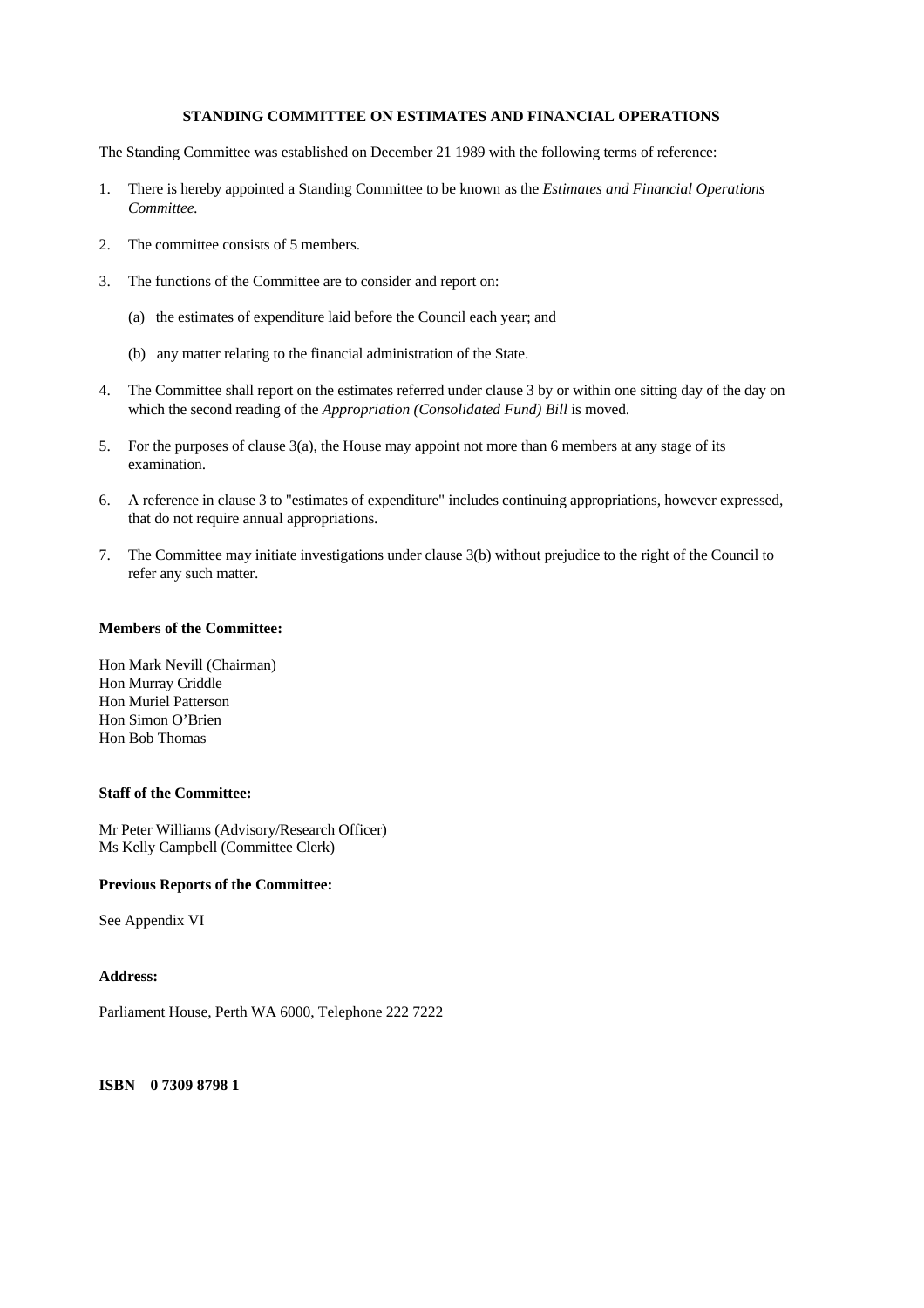## STANDING COMMITTEE ON ESTIMATES AND FINANCIAL OPERATIONS

The Standing Committee was established on December 21 1989 with the following terms of reference:

1. There is hereby appointed a Standing Committee to be known as the *Estimates and Financial Operations Committee.*

2. The committee consists of 5 members.

3. The functions of the Committee are to consider and report on:

   (a) the estimates of expenditure laid before the Council each year; and

   (b) any matter relating to the financial administration of the State.

4. The Committee shall report on the estimates referred under clause 3 by or within one sitting day of the day on which the second reading of the *Appropriation (Consolidated Fund) Bill* is moved.

5. For the purposes of clause 3(a), the House may appoint not more than 6 members at any stage of its examination.

6. A reference in clause 3 to "estimates of expenditure" includes continuing appropriations, however expressed, that do not require annual appropriations.

7. The Committee may initiate investigations under clause 3(b) without prejudice to the right of the Council to refer any such matter.

**Members of the Committee:**

Hon Mark Nevill (Chairman)
Hon Murray Criddle
Hon Muriel Patterson
Hon Simon O'Brien
Hon Bob Thomas

**Staff of the Committee:**

Mr Peter Williams (Advisory/Research Officer)
Ms Kelly Campbell (Committee Clerk)

**Previous Reports of the Committee:**

See Appendix VI

**Address:**

Parliament House, Perth WA 6000, Telephone 222 7222

**ISBN 0 7309 8798 1**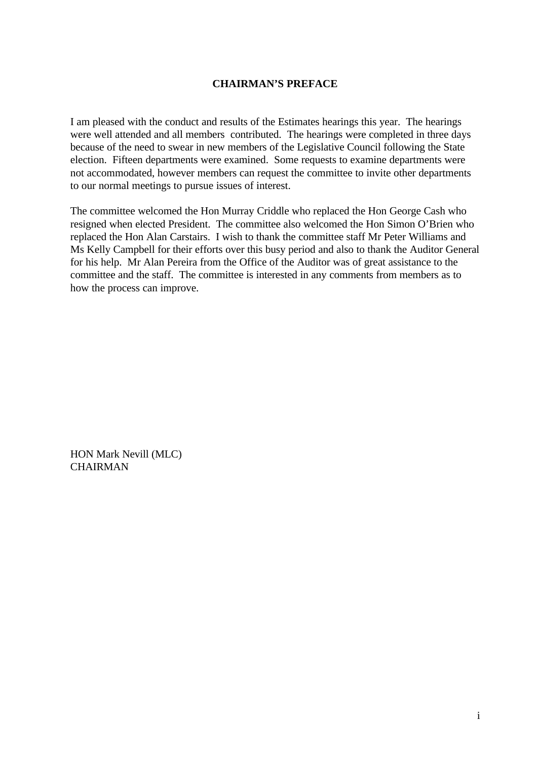# CHAIRMAN'S PREFACE

I am pleased with the conduct and results of the Estimates hearings this year. The hearings were well attended and all members contributed. The hearings were completed in three days because of the need to swear in new members of the Legislative Council following the State election. Fifteen departments were examined. Some requests to examine departments were not accommodated, however members can request the committee to invite other departments to our normal meetings to pursue issues of interest.

The committee welcomed the Hon Murray Criddle who replaced the Hon George Cash who resigned when elected President. The committee also welcomed the Hon Simon O'Brien who replaced the Hon Alan Carstairs. I wish to thank the committee staff Mr Peter Williams and Ms Kelly Campbell for their efforts over this busy period and also to thank the Auditor General for his help. Mr Alan Pereira from the Office of the Auditor was of great assistance to the committee and the staff. The committee is interested in any comments from members as to how the process can improve.

HON Mark Nevill (MLC)
CHAIRMAN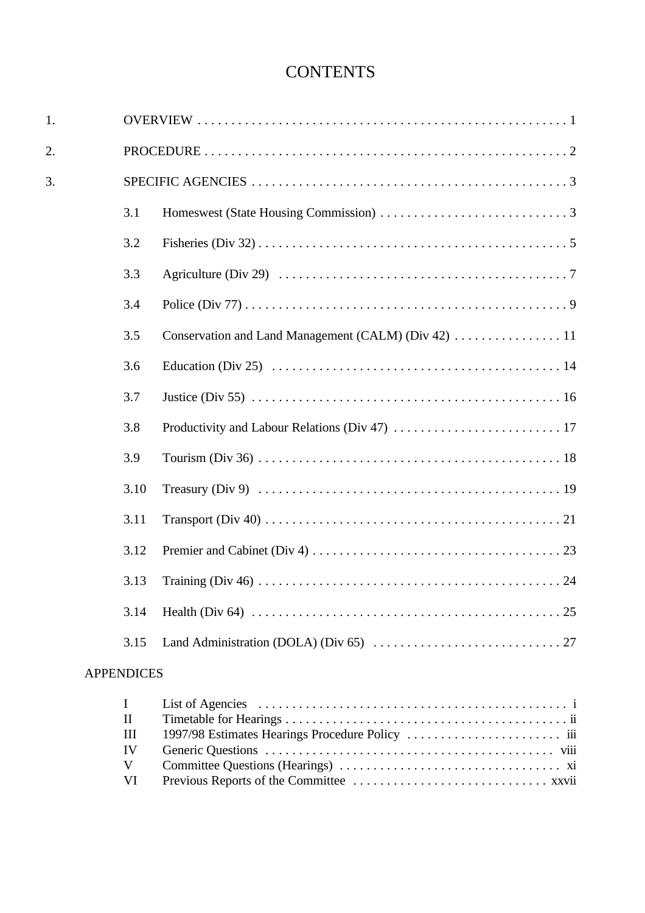# CONTENTS

1. OVERVIEW . . . . . . . . . . . . . . . . . . . . . . . . . . . . . . . . . . . . . . . . . . . . . . . . . . . . . 1

2. PROCEDURE . . . . . . . . . . . . . . . . . . . . . . . . . . . . . . . . . . . . . . . . . . . . . . . . . . . . . 2

3. SPECIFIC AGENCIES . . . . . . . . . . . . . . . . . . . . . . . . . . . . . . . . . . . . . . . . . . . . . . . 3

   3.1 Homeswest (State Housing Commission) . . . . . . . . . . . . . . . . . . . . . . . . . . . . 3

   3.2 Fisheries (Div 32) . . . . . . . . . . . . . . . . . . . . . . . . . . . . . . . . . . . . . . . . . . . . . . 5

   3.3 Agriculture (Div 29) . . . . . . . . . . . . . . . . . . . . . . . . . . . . . . . . . . . . . . . . . . . 7

   3.4 Police (Div 77) . . . . . . . . . . . . . . . . . . . . . . . . . . . . . . . . . . . . . . . . . . . . . . . . 9

   3.5 Conservation and Land Management (CALM) (Div 42) . . . . . . . . . . . . . . . . 11

   3.6 Education (Div 25) . . . . . . . . . . . . . . . . . . . . . . . . . . . . . . . . . . . . . . . . . . . 14

   3.7 Justice (Div 55) . . . . . . . . . . . . . . . . . . . . . . . . . . . . . . . . . . . . . . . . . . . . . . 16

   3.8 Productivity and Labour Relations (Div 47) . . . . . . . . . . . . . . . . . . . . . . . . . 17

   3.9 Tourism (Div 36) . . . . . . . . . . . . . . . . . . . . . . . . . . . . . . . . . . . . . . . . . . . . . 18

   3.10 Treasury (Div 9) . . . . . . . . . . . . . . . . . . . . . . . . . . . . . . . . . . . . . . . . . . . . . 19

   3.11 Transport (Div 40) . . . . . . . . . . . . . . . . . . . . . . . . . . . . . . . . . . . . . . . . . . . 21

   3.12 Premier and Cabinet (Div 4) . . . . . . . . . . . . . . . . . . . . . . . . . . . . . . . . . . . . . 23

   3.13 Training (Div 46) . . . . . . . . . . . . . . . . . . . . . . . . . . . . . . . . . . . . . . . . . . . . . 24

   3.14 Health (Div 64) . . . . . . . . . . . . . . . . . . . . . . . . . . . . . . . . . . . . . . . . . . . . . . 25

   3.15 Land Administration (DOLA) (Div 65) . . . . . . . . . . . . . . . . . . . . . . . . . . . . 27

APPENDICES

- I List of Agencies . . . . . . . . . . . . . . . . . . . . . . . . . . . . . . . . . . . . . . . . . . . . . . i
- II Timetable for Hearings . . . . . . . . . . . . . . . . . . . . . . . . . . . . . . . . . . . . . . . . . ii
- III 1997/98 Estimates Hearings Procedure Policy . . . . . . . . . . . . . . . . . . . . . . . iii
- IV Generic Questions . . . . . . . . . . . . . . . . . . . . . . . . . . . . . . . . . . . . . . . . . . . viii
- V Committee Questions (Hearings) . . . . . . . . . . . . . . . . . . . . . . . . . . . . . . . . . xi
- VI Previous Reports of the Committee . . . . . . . . . . . . . . . . . . . . . . . . . . . . . xxvii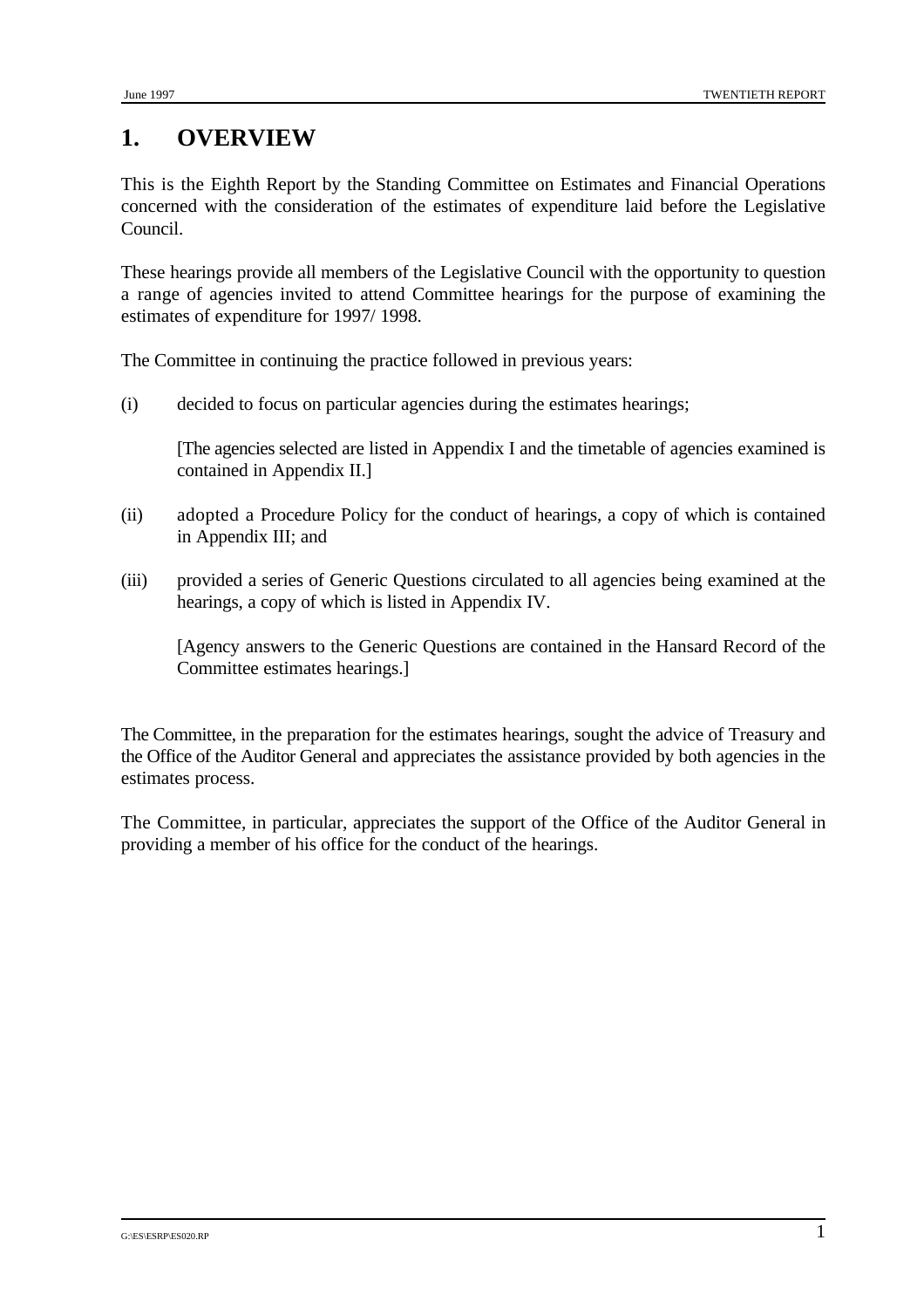# 1. OVERVIEW

This is the Eighth Report by the Standing Committee on Estimates and Financial Operations concerned with the consideration of the estimates of expenditure laid before the Legislative Council.

These hearings provide all members of the Legislative Council with the opportunity to question a range of agencies invited to attend Committee hearings for the purpose of examining the estimates of expenditure for 1997/ 1998.

The Committee in continuing the practice followed in previous years:

(i) decided to focus on particular agencies during the estimates hearings;

[The agencies selected are listed in Appendix I and the timetable of agencies examined is contained in Appendix II.]

(ii) adopted a Procedure Policy for the conduct of hearings, a copy of which is contained in Appendix III; and

(iii) provided a series of Generic Questions circulated to all agencies being examined at the hearings, a copy of which is listed in Appendix IV.

[Agency answers to the Generic Questions are contained in the Hansard Record of the Committee estimates hearings.]

The Committee, in the preparation for the estimates hearings, sought the advice of Treasury and the Office of the Auditor General and appreciates the assistance provided by both agencies in the estimates process.

The Committee, in particular, appreciates the support of the Office of the Auditor General in providing a member of his office for the conduct of the hearings.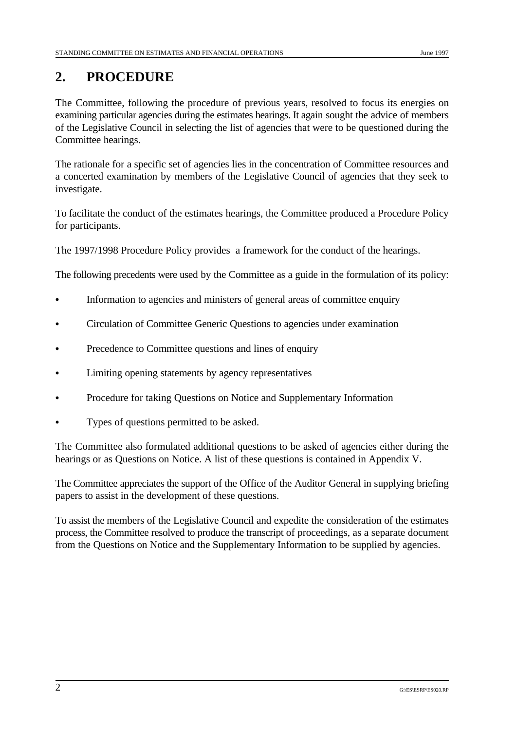## 2. PROCEDURE

The Committee, following the procedure of previous years, resolved to focus its energies on examining particular agencies during the estimates hearings. It again sought the advice of members of the Legislative Council in selecting the list of agencies that were to be questioned during the Committee hearings.

The rationale for a specific set of agencies lies in the concentration of Committee resources and a concerted examination by members of the Legislative Council of agencies that they seek to investigate.

To facilitate the conduct of the estimates hearings, the Committee produced a Procedure Policy for participants.

The 1997/1998 Procedure Policy provides a framework for the conduct of the hearings.

The following precedents were used by the Committee as a guide in the formulation of its policy:

- Information to agencies and ministers of general areas of committee enquiry
- Circulation of Committee Generic Questions to agencies under examination
- Precedence to Committee questions and lines of enquiry
- Limiting opening statements by agency representatives
- Procedure for taking Questions on Notice and Supplementary Information
- Types of questions permitted to be asked.

The Committee also formulated additional questions to be asked of agencies either during the hearings or as Questions on Notice. A list of these questions is contained in Appendix V.

The Committee appreciates the support of the Office of the Auditor General in supplying briefing papers to assist in the development of these questions.

To assist the members of the Legislative Council and expedite the consideration of the estimates process, the Committee resolved to produce the transcript of proceedings, as a separate document from the Questions on Notice and the Supplementary Information to be supplied by agencies.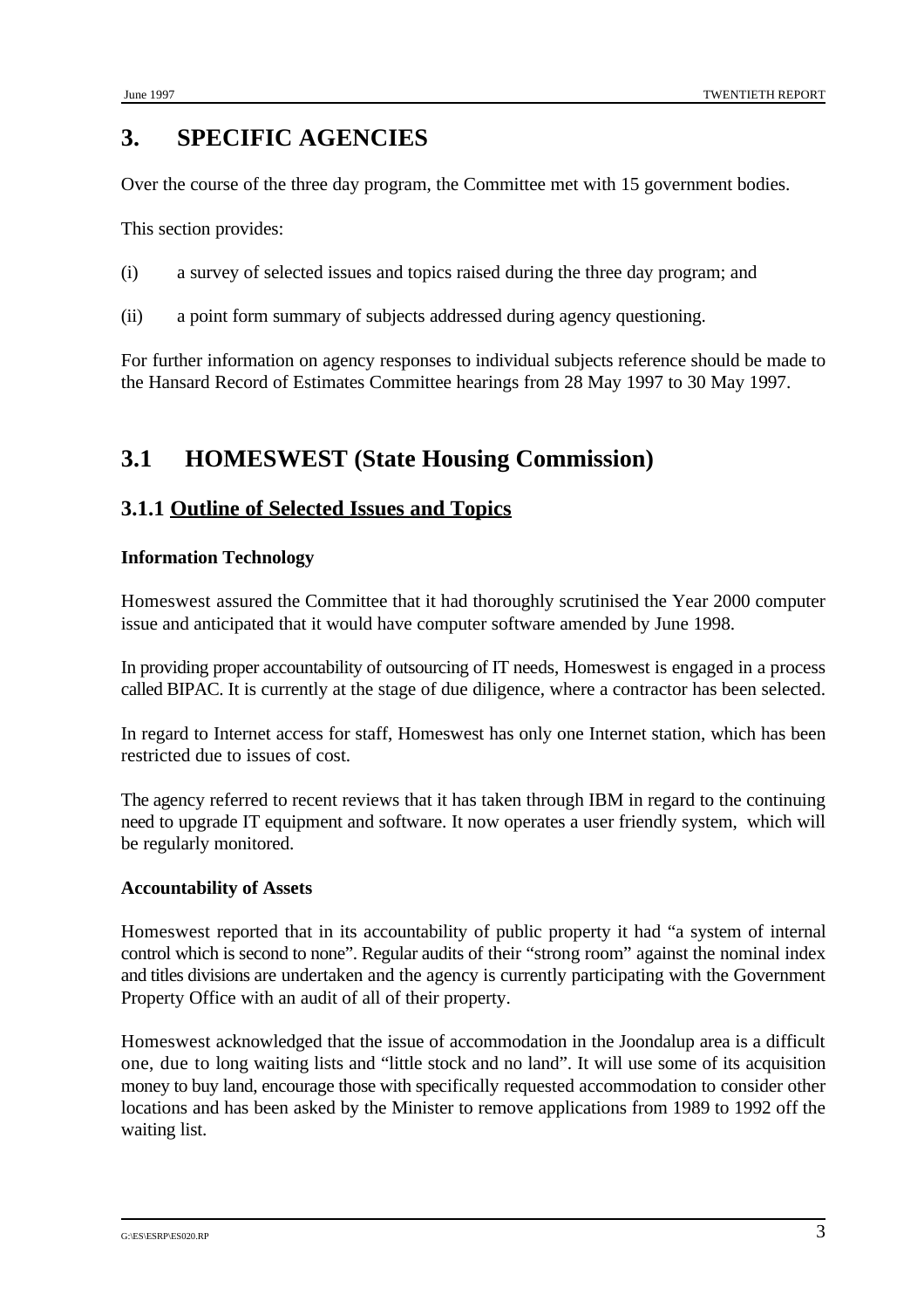# 3. SPECIFIC AGENCIES

Over the course of the three day program, the Committee met with 15 government bodies.

This section provides:

(i) a survey of selected issues and topics raised during the three day program; and

(ii) a point form summary of subjects addressed during agency questioning.

For further information on agency responses to individual subjects reference should be made to the Hansard Record of Estimates Committee hearings from 28 May 1997 to 30 May 1997.

## 3.1 HOMESWEST (State Housing Commission)

### 3.1.1 Outline of Selected Issues and Topics

**Information Technology**

Homeswest assured the Committee that it had thoroughly scrutinised the Year 2000 computer issue and anticipated that it would have computer software amended by June 1998.

In providing proper accountability of outsourcing of IT needs, Homeswest is engaged in a process called BIPAC. It is currently at the stage of due diligence, where a contractor has been selected.

In regard to Internet access for staff, Homeswest has only one Internet station, which has been restricted due to issues of cost.

The agency referred to recent reviews that it has taken through IBM in regard to the continuing need to upgrade IT equipment and software. It now operates a user friendly system, which will be regularly monitored.

**Accountability of Assets**

Homeswest reported that in its accountability of public property it had "a system of internal control which is second to none". Regular audits of their "strong room" against the nominal index and titles divisions are undertaken and the agency is currently participating with the Government Property Office with an audit of all of their property.

Homeswest acknowledged that the issue of accommodation in the Joondalup area is a difficult one, due to long waiting lists and "little stock and no land". It will use some of its acquisition money to buy land, encourage those with specifically requested accommodation to consider other locations and has been asked by the Minister to remove applications from 1989 to 1992 off the waiting list.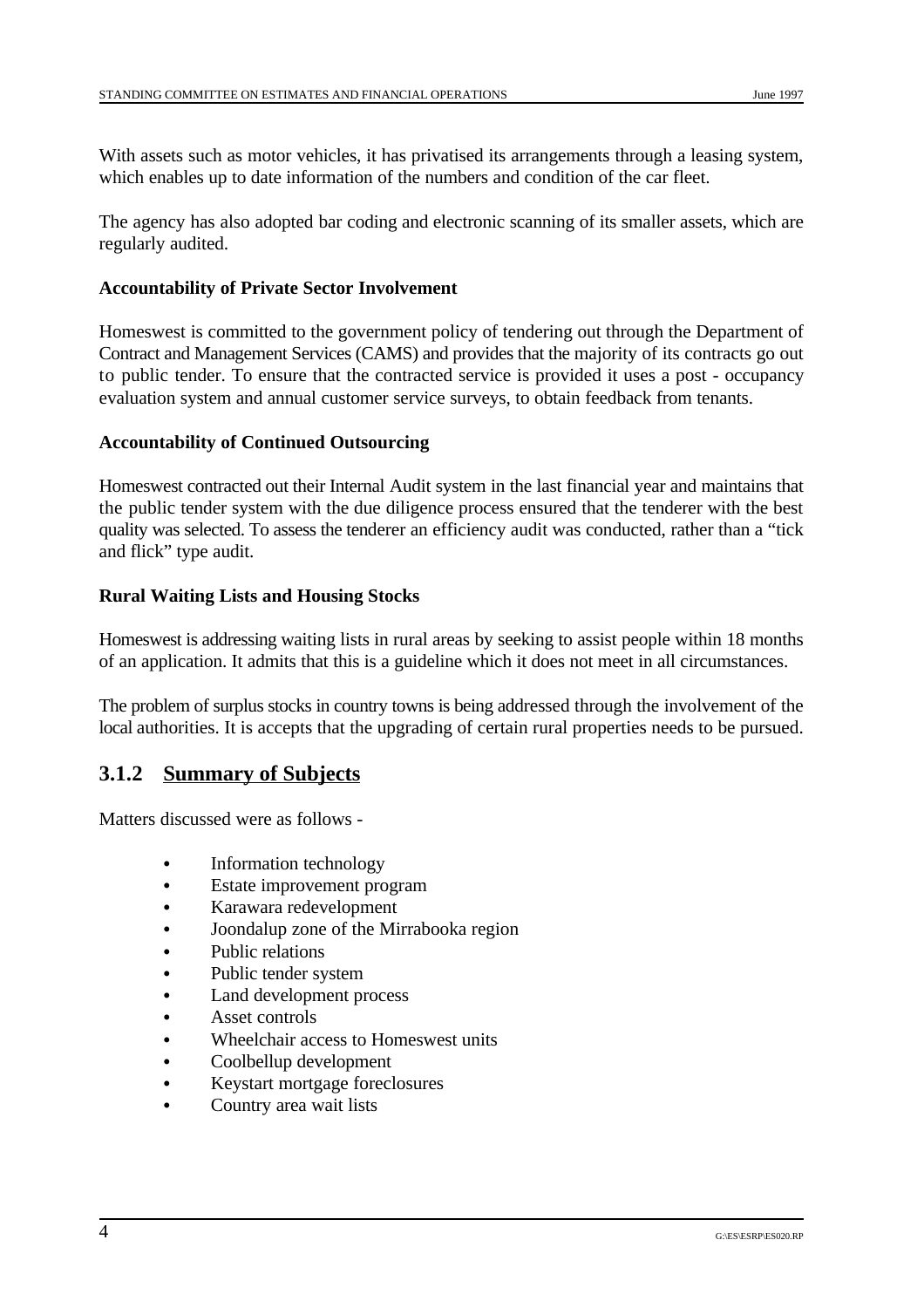With assets such as motor vehicles, it has privatised its arrangements through a leasing system, which enables up to date information of the numbers and condition of the car fleet.

The agency has also adopted bar coding and electronic scanning of its smaller assets, which are regularly audited.

**Accountability of Private Sector Involvement**

Homeswest is committed to the government policy of tendering out through the Department of Contract and Management Services (CAMS) and provides that the majority of its contracts go out to public tender. To ensure that the contracted service is provided it uses a post - occupancy evaluation system and annual customer service surveys, to obtain feedback from tenants.

**Accountability of Continued Outsourcing**

Homeswest contracted out their Internal Audit system in the last financial year and maintains that the public tender system with the due diligence process ensured that the tenderer with the best quality was selected. To assess the tenderer an efficiency audit was conducted, rather than a "tick and flick" type audit.

**Rural Waiting Lists and Housing Stocks**

Homeswest is addressing waiting lists in rural areas by seeking to assist people within 18 months of an application. It admits that this is a guideline which it does not meet in all circumstances.

The problem of surplus stocks in country towns is being addressed through the involvement of the local authorities. It is accepts that the upgrading of certain rural properties needs to be pursued.

### 3.1.2 Summary of Subjects

Matters discussed were as follows -

- Information technology
- Estate improvement program
- Karawara redevelopment
- Joondalup zone of the Mirrabooka region
- Public relations
- Public tender system
- Land development process
- Asset controls
- Wheelchair access to Homeswest units
- Coolbellup development
- Keystart mortgage foreclosures
- Country area wait lists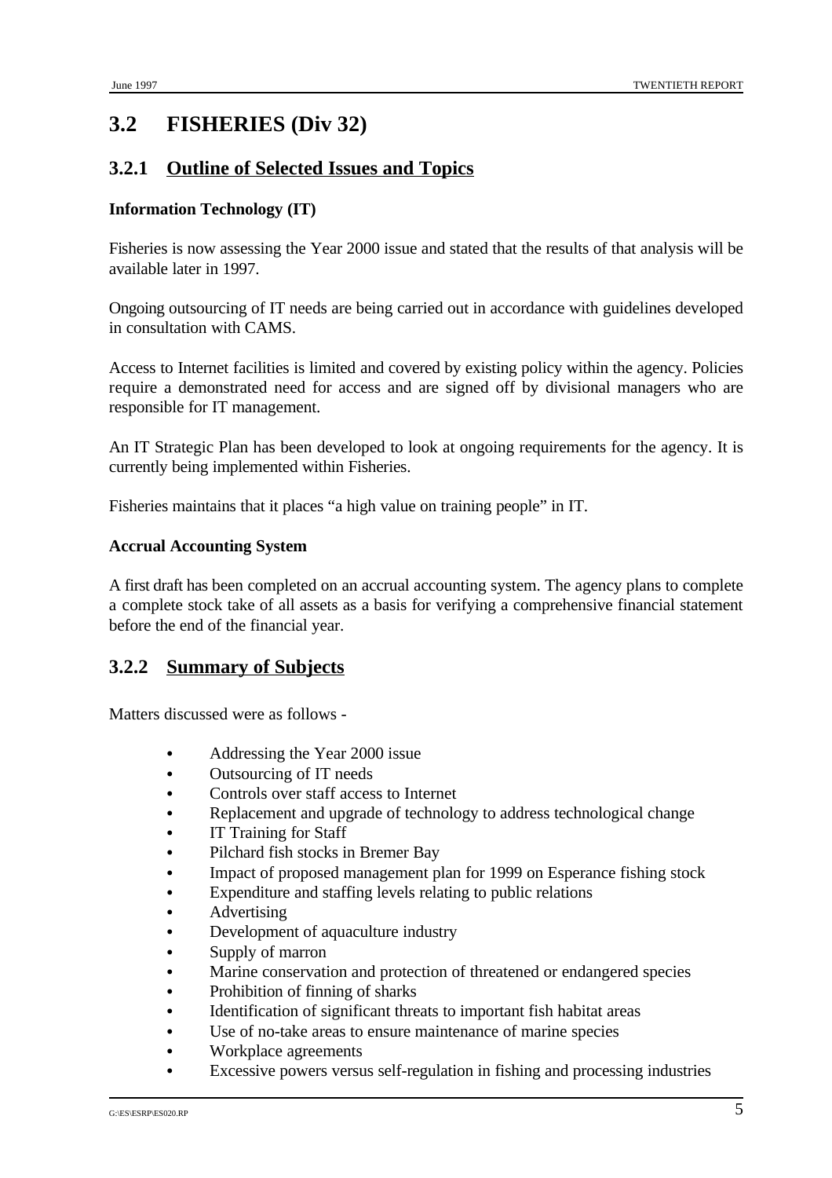## 3.2 FISHERIES (Div 32)

### 3.2.1 Outline of Selected Issues and Topics

**Information Technology (IT)**

Fisheries is now assessing the Year 2000 issue and stated that the results of that analysis will be available later in 1997.

Ongoing outsourcing of IT needs are being carried out in accordance with guidelines developed in consultation with CAMS.

Access to Internet facilities is limited and covered by existing policy within the agency. Policies require a demonstrated need for access and are signed off by divisional managers who are responsible for IT management.

An IT Strategic Plan has been developed to look at ongoing requirements for the agency. It is currently being implemented within Fisheries.

Fisheries maintains that it places "a high value on training people" in IT.

**Accrual Accounting System**

A first draft has been completed on an accrual accounting system. The agency plans to complete a complete stock take of all assets as a basis for verifying a comprehensive financial statement before the end of the financial year.

### 3.2.2 Summary of Subjects

Matters discussed were as follows -

- Addressing the Year 2000 issue
- Outsourcing of IT needs
- Controls over staff access to Internet
- Replacement and upgrade of technology to address technological change
- IT Training for Staff
- Pilchard fish stocks in Bremer Bay
- Impact of proposed management plan for 1999 on Esperance fishing stock
- Expenditure and staffing levels relating to public relations
- Advertising
- Development of aquaculture industry
- Supply of marron
- Marine conservation and protection of threatened or endangered species
- Prohibition of finning of sharks
- Identification of significant threats to important fish habitat areas
- Use of no-take areas to ensure maintenance of marine species
- Workplace agreements
- Excessive powers versus self-regulation in fishing and processing industries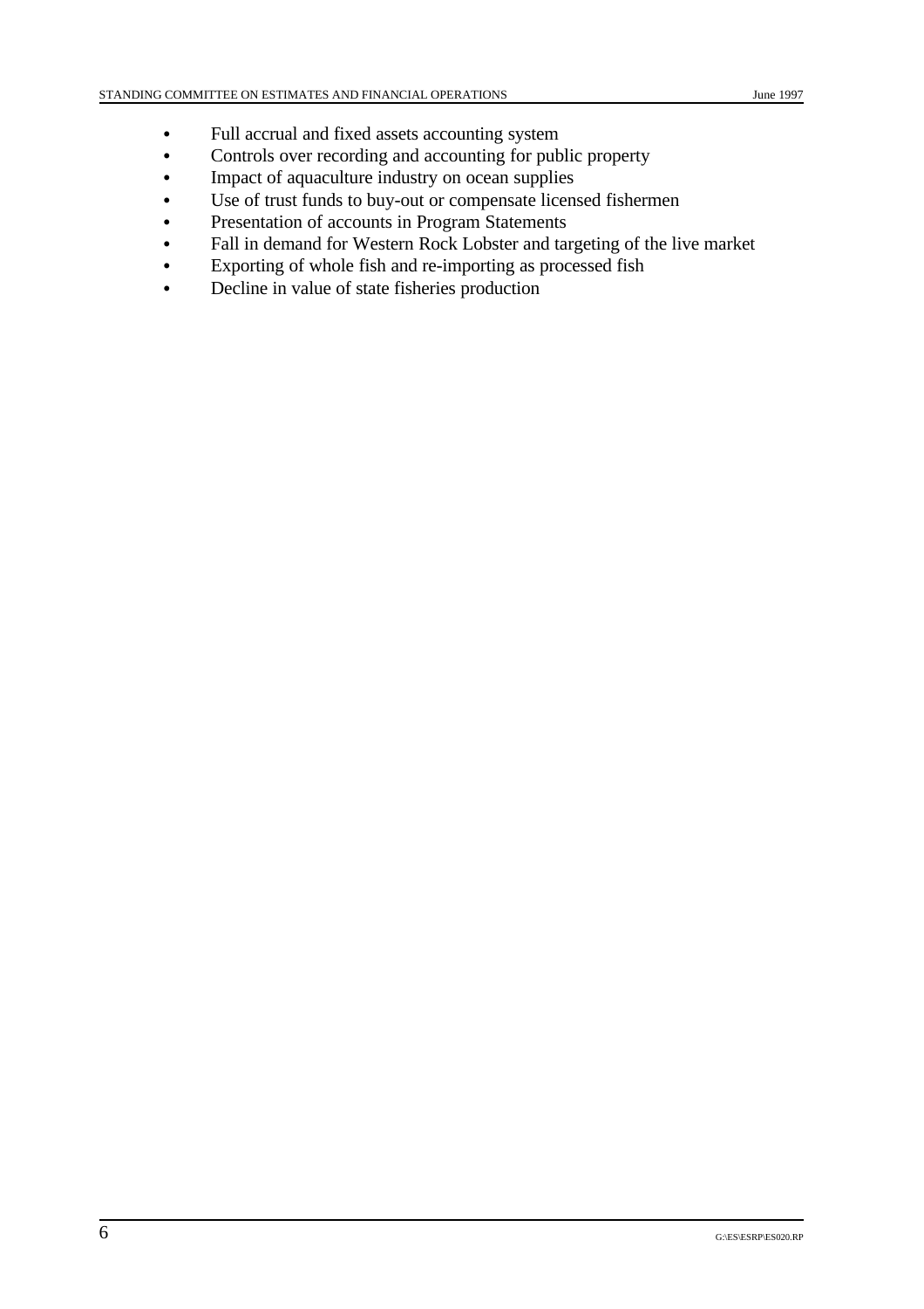- Full accrual and fixed assets accounting system
- Controls over recording and accounting for public property
- Impact of aquaculture industry on ocean supplies
- Use of trust funds to buy-out or compensate licensed fishermen
- Presentation of accounts in Program Statements
- Fall in demand for Western Rock Lobster and targeting of the live market
- Exporting of whole fish and re-importing as processed fish
- Decline in value of state fisheries production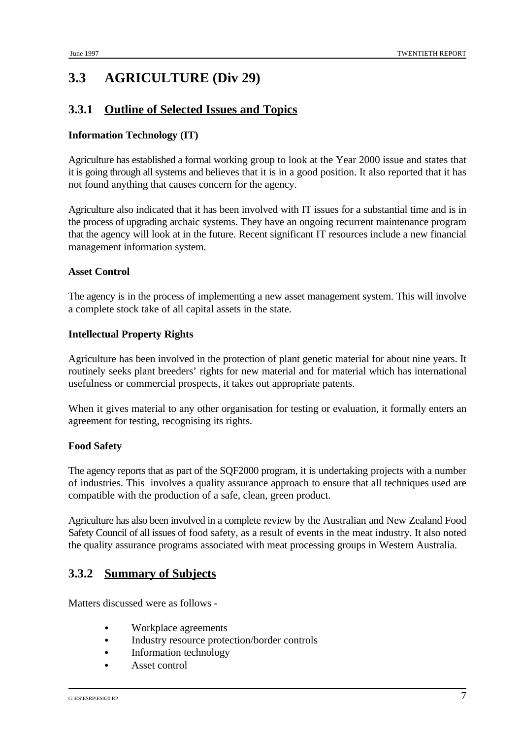## 3.3 AGRICULTURE (Div 29)

### 3.3.1 Outline of Selected Issues and Topics

**Information Technology (IT)**

Agriculture has established a formal working group to look at the Year 2000 issue and states that it is going through all systems and believes that it is in a good position. It also reported that it has not found anything that causes concern for the agency.

Agriculture also indicated that it has been involved with IT issues for a substantial time and is in the process of upgrading archaic systems. They have an ongoing recurrent maintenance program that the agency will look at in the future. Recent significant IT resources include a new financial management information system.

**Asset Control**

The agency is in the process of implementing a new asset management system. This will involve a complete stock take of all capital assets in the state.

**Intellectual Property Rights**

Agriculture has been involved in the protection of plant genetic material for about nine years. It routinely seeks plant breeders' rights for new material and for material which has international usefulness or commercial prospects, it takes out appropriate patents.

When it gives material to any other organisation for testing or evaluation, it formally enters an agreement for testing, recognising its rights.

**Food Safety**

The agency reports that as part of the SQF2000 program, it is undertaking projects with a number of industries. This involves a quality assurance approach to ensure that all techniques used are compatible with the production of a safe, clean, green product.

Agriculture has also been involved in a complete review by the Australian and New Zealand Food Safety Council of all issues of food safety, as a result of events in the meat industry. It also noted the quality assurance programs associated with meat processing groups in Western Australia.

### 3.3.2 Summary of Subjects

Matters discussed were as follows -

- Workplace agreements
- Industry resource protection/border controls
- Information technology
- Asset control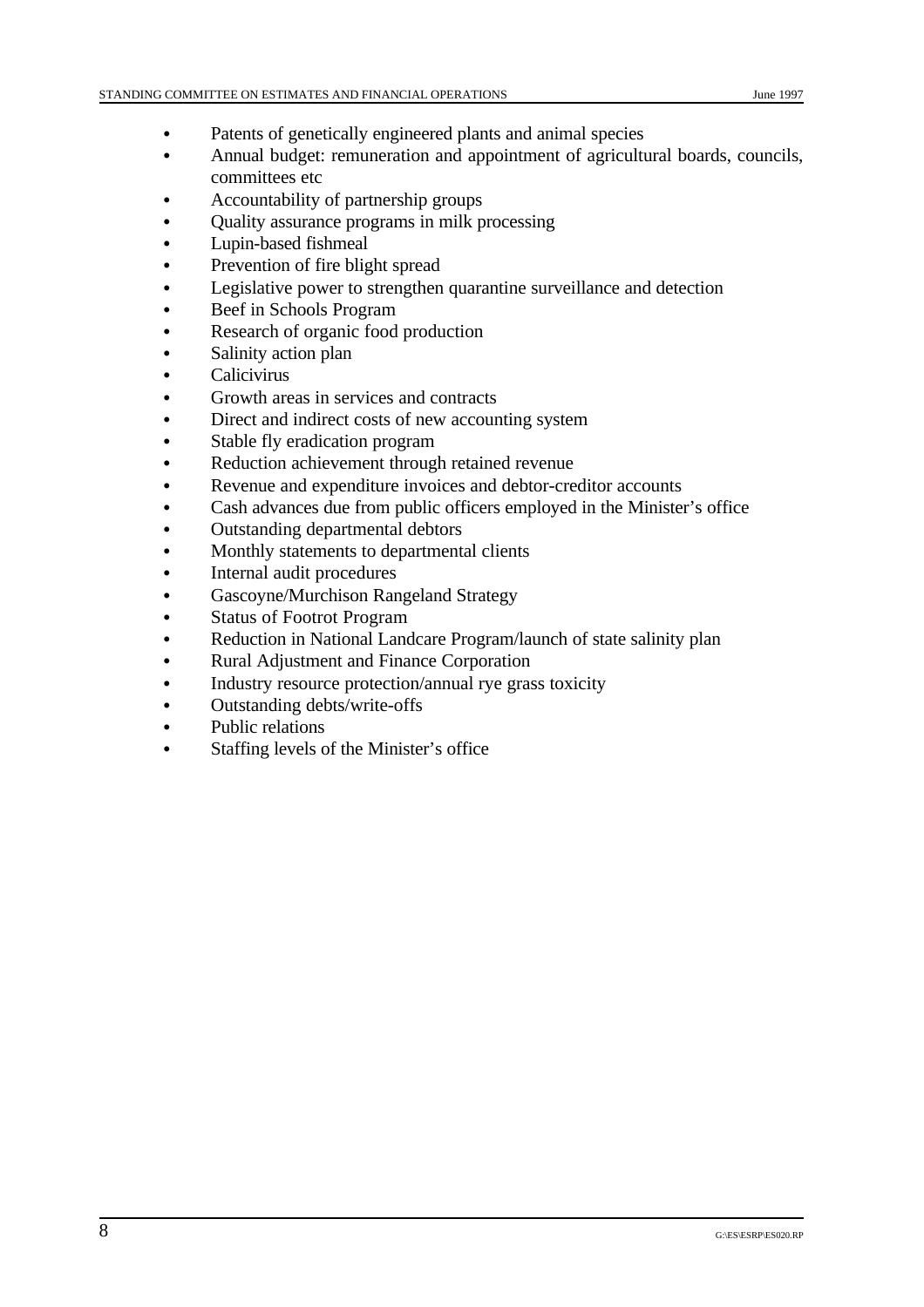- Patents of genetically engineered plants and animal species
- Annual budget: remuneration and appointment of agricultural boards, councils, committees etc
- Accountability of partnership groups
- Quality assurance programs in milk processing
- Lupin-based fishmeal
- Prevention of fire blight spread
- Legislative power to strengthen quarantine surveillance and detection
- Beef in Schools Program
- Research of organic food production
- Salinity action plan
- Calicivirus
- Growth areas in services and contracts
- Direct and indirect costs of new accounting system
- Stable fly eradication program
- Reduction achievement through retained revenue
- Revenue and expenditure invoices and debtor-creditor accounts
- Cash advances due from public officers employed in the Minister's office
- Outstanding departmental debtors
- Monthly statements to departmental clients
- Internal audit procedures
- Gascoyne/Murchison Rangeland Strategy
- Status of Footrot Program
- Reduction in National Landcare Program/launch of state salinity plan
- Rural Adjustment and Finance Corporation
- Industry resource protection/annual rye grass toxicity
- Outstanding debts/write-offs
- Public relations
- Staffing levels of the Minister's office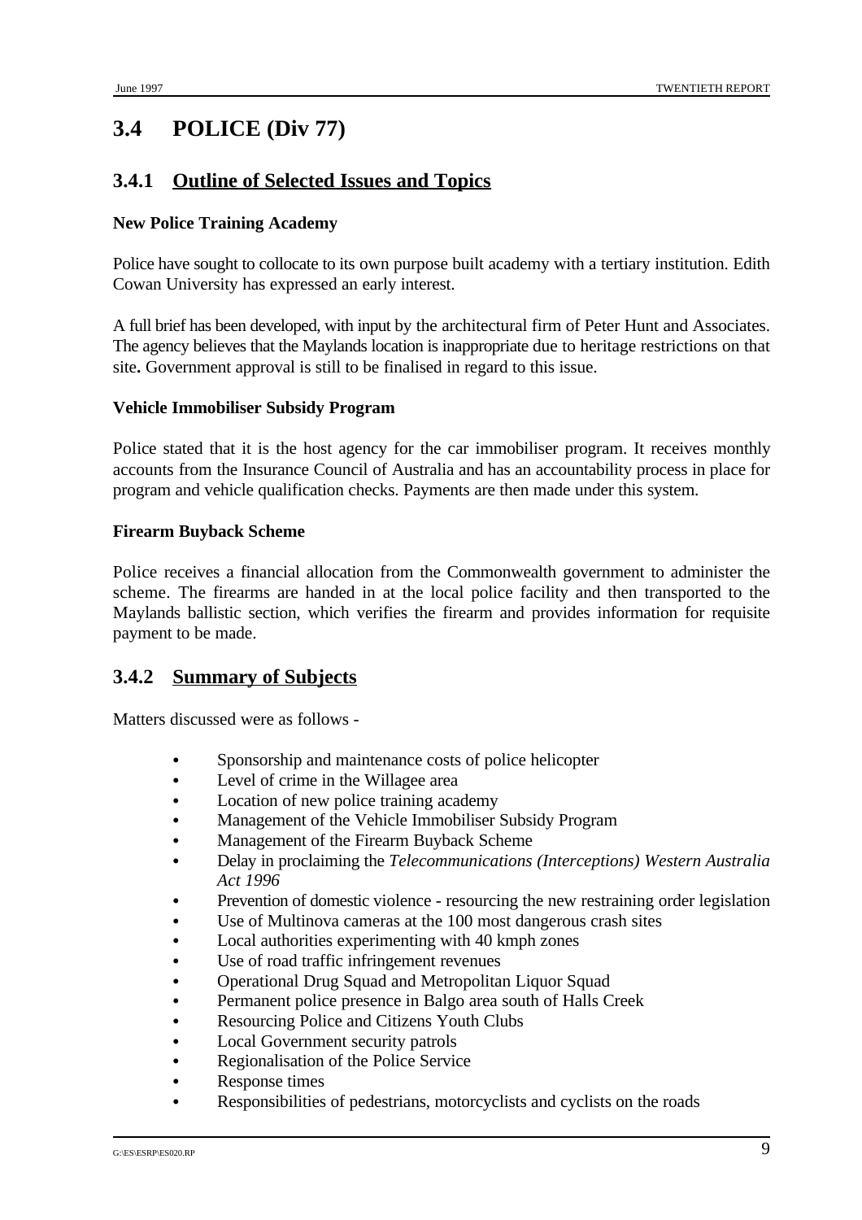## 3.4 POLICE (Div 77)

### 3.4.1 Outline of Selected Issues and Topics

**New Police Training Academy**

Police have sought to collocate to its own purpose built academy with a tertiary institution. Edith Cowan University has expressed an early interest.

A full brief has been developed, with input by the architectural firm of Peter Hunt and Associates. The agency believes that the Maylands location is inappropriate due to heritage restrictions on that site**.** Government approval is still to be finalised in regard to this issue.

**Vehicle Immobiliser Subsidy Program**

Police stated that it is the host agency for the car immobiliser program. It receives monthly accounts from the Insurance Council of Australia and has an accountability process in place for program and vehicle qualification checks. Payments are then made under this system.

**Firearm Buyback Scheme**

Police receives a financial allocation from the Commonwealth government to administer the scheme. The firearms are handed in at the local police facility and then transported to the Maylands ballistic section, which verifies the firearm and provides information for requisite payment to be made.

### 3.4.2 Summary of Subjects

Matters discussed were as follows -

- Sponsorship and maintenance costs of police helicopter
- Level of crime in the Willagee area
- Location of new police training academy
- Management of the Vehicle Immobiliser Subsidy Program
- Management of the Firearm Buyback Scheme
- Delay in proclaiming the *Telecommunications (Interceptions) Western Australia Act 1996*
- Prevention of domestic violence - resourcing the new restraining order legislation
- Use of Multinova cameras at the 100 most dangerous crash sites
- Local authorities experimenting with 40 kmph zones
- Use of road traffic infringement revenues
- Operational Drug Squad and Metropolitan Liquor Squad
- Permanent police presence in Balgo area south of Halls Creek
- Resourcing Police and Citizens Youth Clubs
- Local Government security patrols
- Regionalisation of the Police Service
- Response times
- Responsibilities of pedestrians, motorcyclists and cyclists on the roads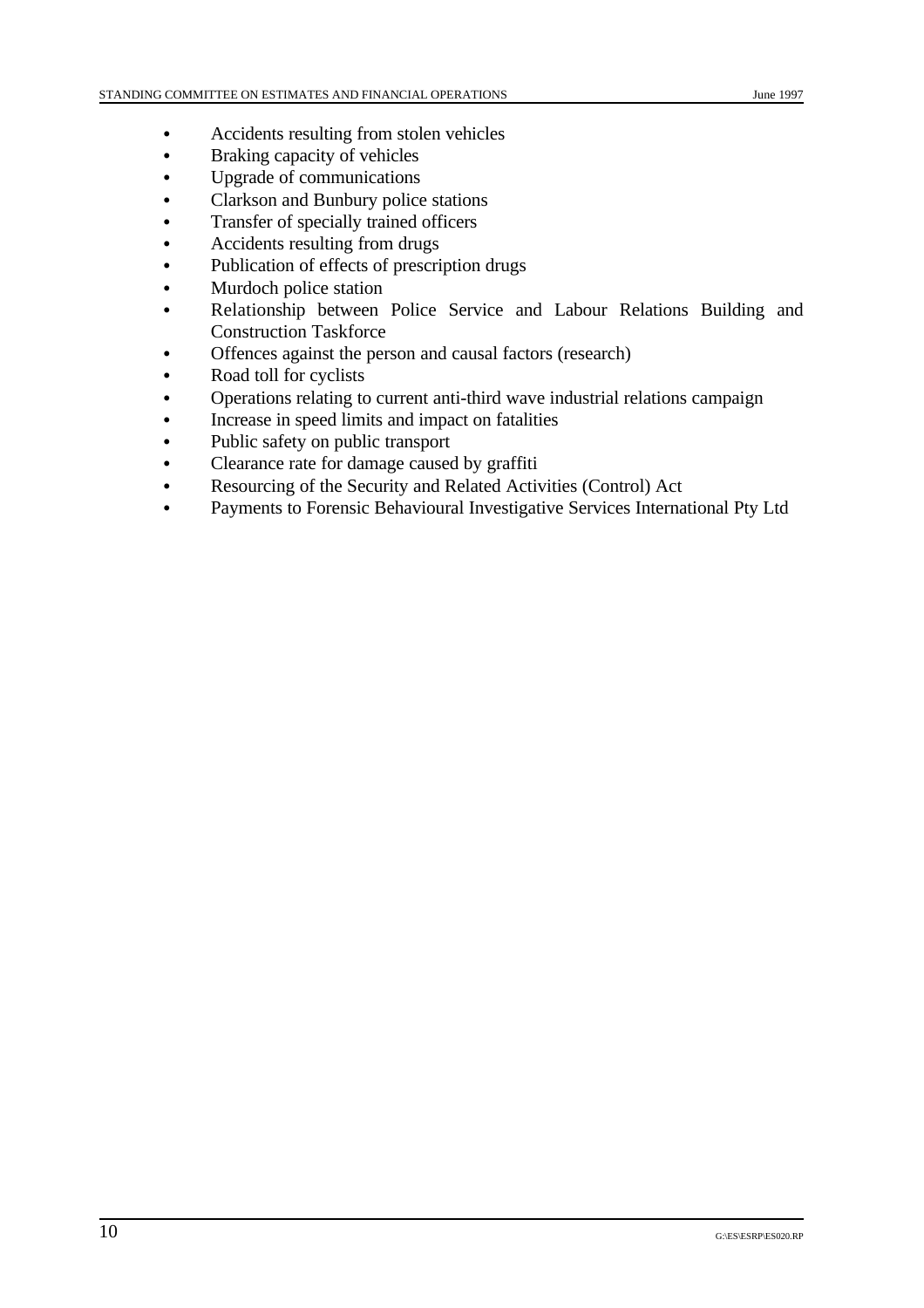- Accidents resulting from stolen vehicles
- Braking capacity of vehicles
- Upgrade of communications
- Clarkson and Bunbury police stations
- Transfer of specially trained officers
- Accidents resulting from drugs
- Publication of effects of prescription drugs
- Murdoch police station
- Relationship between Police Service and Labour Relations Building and Construction Taskforce
- Offences against the person and causal factors (research)
- Road toll for cyclists
- Operations relating to current anti-third wave industrial relations campaign
- Increase in speed limits and impact on fatalities
- Public safety on public transport
- Clearance rate for damage caused by graffiti
- Resourcing of the Security and Related Activities (Control) Act
- Payments to Forensic Behavioural Investigative Services International Pty Ltd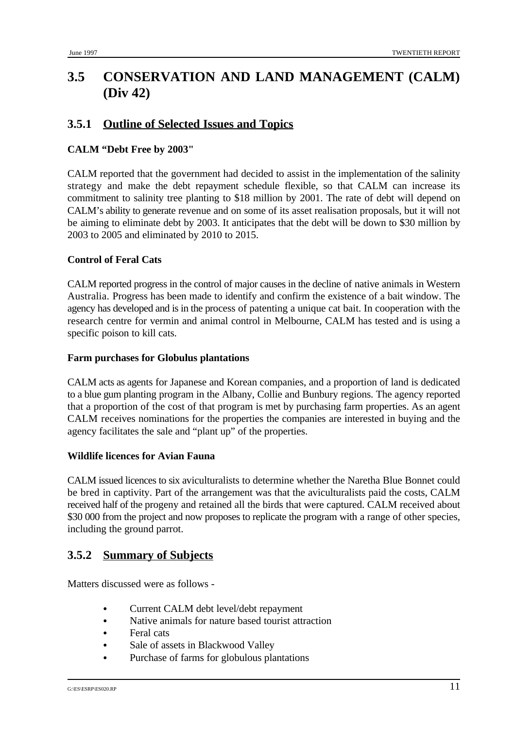## 3.5 CONSERVATION AND LAND MANAGEMENT (CALM) (Div 42)

### 3.5.1 Outline of Selected Issues and Topics

**CALM "Debt Free by 2003"**

CALM reported that the government had decided to assist in the implementation of the salinity strategy and make the debt repayment schedule flexible, so that CALM can increase its commitment to salinity tree planting to $18 million by 2001. The rate of debt will depend on CALM's ability to generate revenue and on some of its asset realisation proposals, but it will not be aiming to eliminate debt by 2003. It anticipates that the debt will be down to $30 million by 2003 to 2005 and eliminated by 2010 to 2015.

**Control of Feral Cats**

CALM reported progress in the control of major causes in the decline of native animals in Western Australia. Progress has been made to identify and confirm the existence of a bait window. The agency has developed and is in the process of patenting a unique cat bait. In cooperation with the research centre for vermin and animal control in Melbourne, CALM has tested and is using a specific poison to kill cats.

**Farm purchases for Globulus plantations**

CALM acts as agents for Japanese and Korean companies, and a proportion of land is dedicated to a blue gum planting program in the Albany, Collie and Bunbury regions. The agency reported that a proportion of the cost of that program is met by purchasing farm properties. As an agent CALM receives nominations for the properties the companies are interested in buying and the agency facilitates the sale and "plant up" of the properties.

**Wildlife licences for Avian Fauna**

CALM issued licences to six aviculturalists to determine whether the Naretha Blue Bonnet could be bred in captivity. Part of the arrangement was that the aviculturalists paid the costs, CALM received half of the progeny and retained all the birds that were captured. CALM received about $30 000 from the project and now proposes to replicate the program with a range of other species, including the ground parrot.

### 3.5.2 Summary of Subjects

Matters discussed were as follows -

- Current CALM debt level/debt repayment
- Native animals for nature based tourist attraction
- Feral cats
- Sale of assets in Blackwood Valley
- Purchase of farms for globulous plantations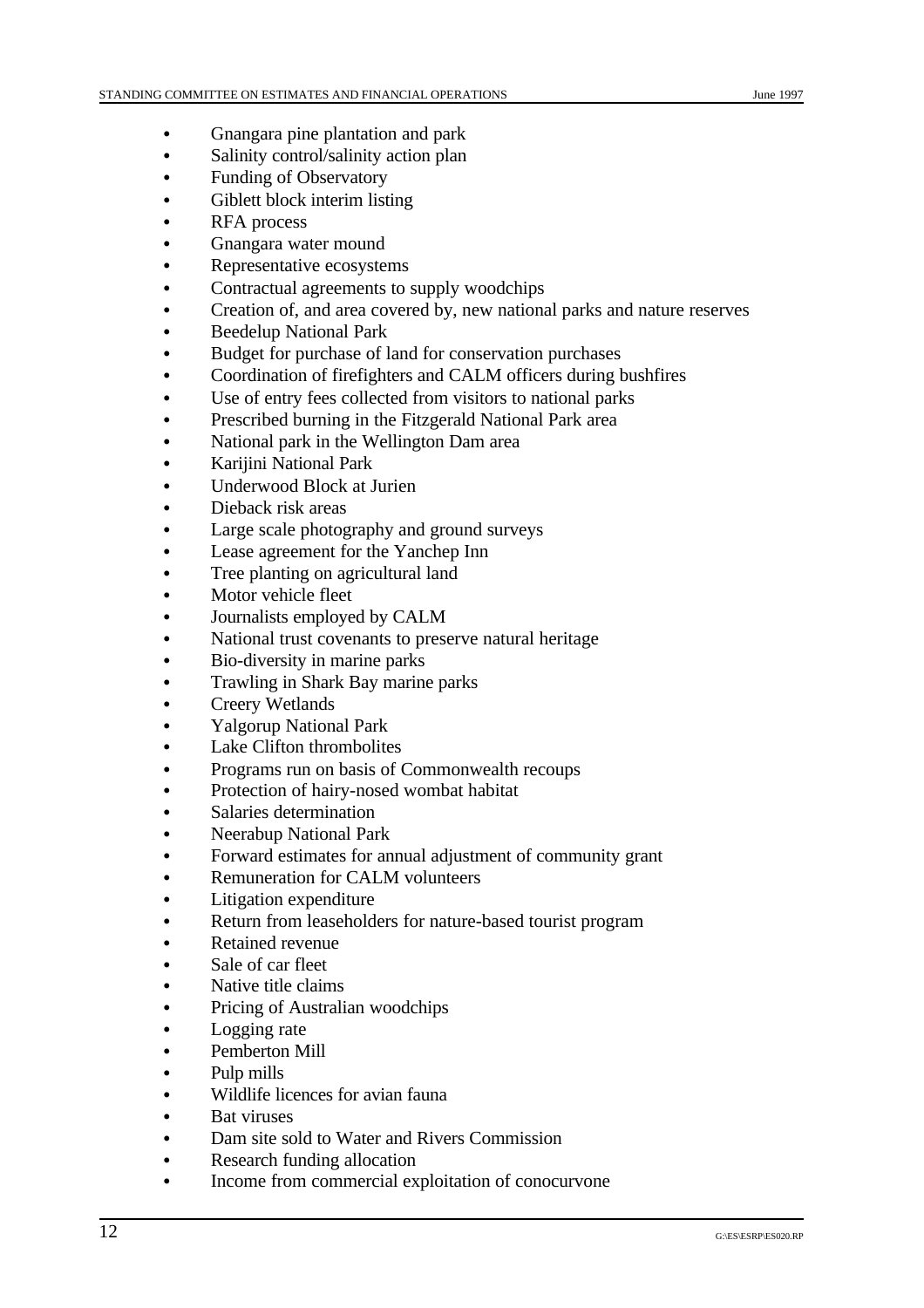- Gnangara pine plantation and park
- Salinity control/salinity action plan
- Funding of Observatory
- Giblett block interim listing
- RFA process
- Gnangara water mound
- Representative ecosystems
- Contractual agreements to supply woodchips
- Creation of, and area covered by, new national parks and nature reserves
- Beedelup National Park
- Budget for purchase of land for conservation purchases
- Coordination of firefighters and CALM officers during bushfires
- Use of entry fees collected from visitors to national parks
- Prescribed burning in the Fitzgerald National Park area
- National park in the Wellington Dam area
- Karijini National Park
- Underwood Block at Jurien
- Dieback risk areas
- Large scale photography and ground surveys
- Lease agreement for the Yanchep Inn
- Tree planting on agricultural land
- Motor vehicle fleet
- Journalists employed by CALM
- National trust covenants to preserve natural heritage
- Bio-diversity in marine parks
- Trawling in Shark Bay marine parks
- Creery Wetlands
- Yalgorup National Park
- Lake Clifton thrombolites
- Programs run on basis of Commonwealth recoups
- Protection of hairy-nosed wombat habitat
- Salaries determination
- Neerabup National Park
- Forward estimates for annual adjustment of community grant
- Remuneration for CALM volunteers
- Litigation expenditure
- Return from leaseholders for nature-based tourist program
- Retained revenue
- Sale of car fleet
- Native title claims
- Pricing of Australian woodchips
- Logging rate
- Pemberton Mill
- Pulp mills
- Wildlife licences for avian fauna
- Bat viruses
- Dam site sold to Water and Rivers Commission
- Research funding allocation
- Income from commercial exploitation of conocurvone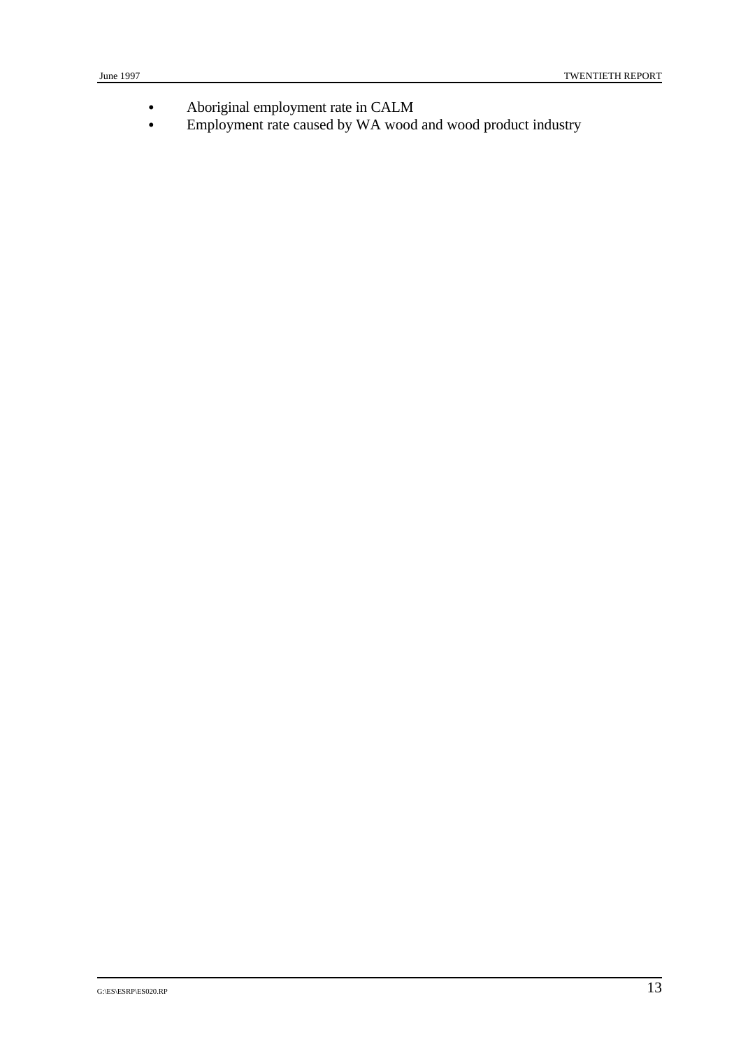- Aboriginal employment rate in CALM
- Employment rate caused by WA wood and wood product industry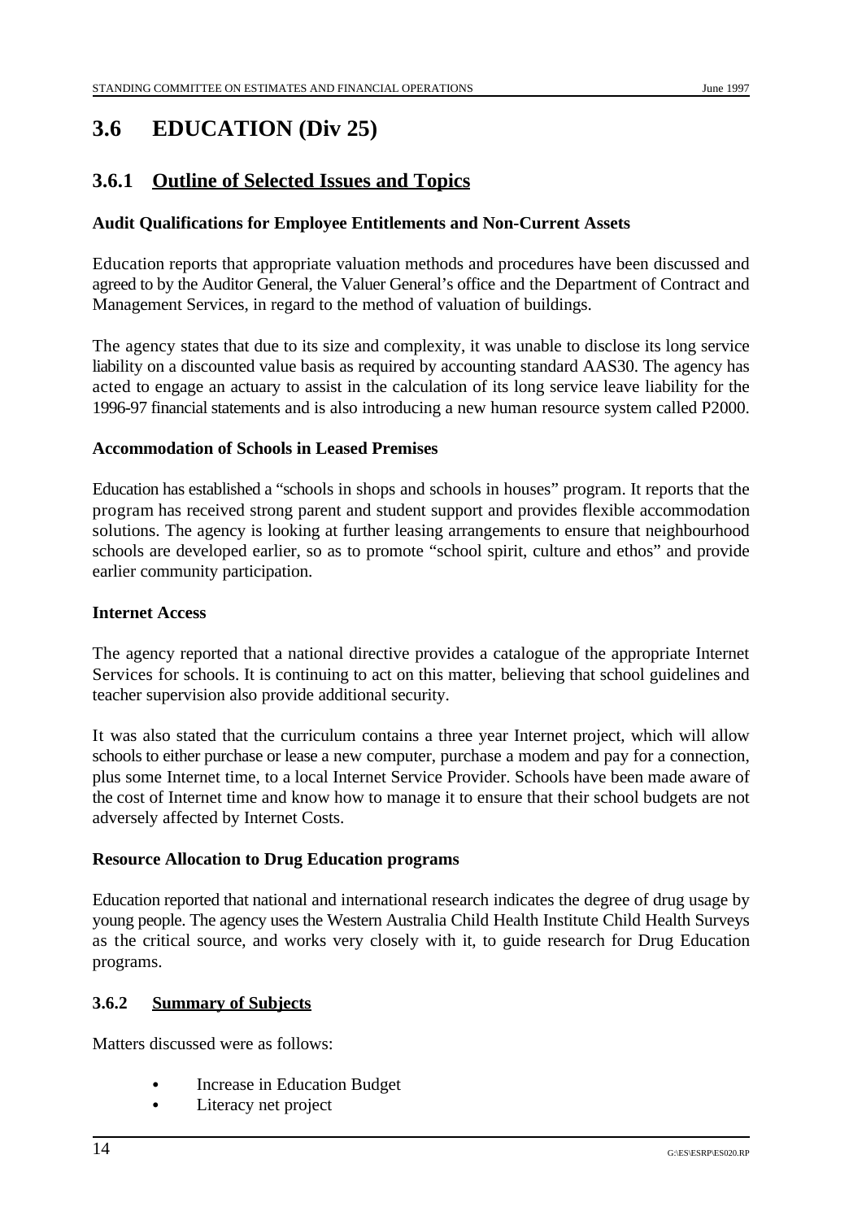# 3.6 EDUCATION (Div 25)

## 3.6.1 Outline of Selected Issues and Topics

**Audit Qualifications for Employee Entitlements and Non-Current Assets**

Education reports that appropriate valuation methods and procedures have been discussed and agreed to by the Auditor General, the Valuer General's office and the Department of Contract and Management Services, in regard to the method of valuation of buildings.

The agency states that due to its size and complexity, it was unable to disclose its long service liability on a discounted value basis as required by accounting standard AAS30. The agency has acted to engage an actuary to assist in the calculation of its long service leave liability for the 1996-97 financial statements and is also introducing a new human resource system called P2000.

**Accommodation of Schools in Leased Premises**

Education has established a "schools in shops and schools in houses" program. It reports that the program has received strong parent and student support and provides flexible accommodation solutions. The agency is looking at further leasing arrangements to ensure that neighbourhood schools are developed earlier, so as to promote "school spirit, culture and ethos" and provide earlier community participation.

**Internet Access**

The agency reported that a national directive provides a catalogue of the appropriate Internet Services for schools. It is continuing to act on this matter, believing that school guidelines and teacher supervision also provide additional security.

It was also stated that the curriculum contains a three year Internet project, which will allow schools to either purchase or lease a new computer, purchase a modem and pay for a connection, plus some Internet time, to a local Internet Service Provider. Schools have been made aware of the cost of Internet time and know how to manage it to ensure that their school budgets are not adversely affected by Internet Costs.

**Resource Allocation to Drug Education programs**

Education reported that national and international research indicates the degree of drug usage by young people. The agency uses the Western Australia Child Health Institute Child Health Surveys as the critical source, and works very closely with it, to guide research for Drug Education programs.

### 3.6.2 Summary of Subjects

Matters discussed were as follows:

- Increase in Education Budget
- Literacy net project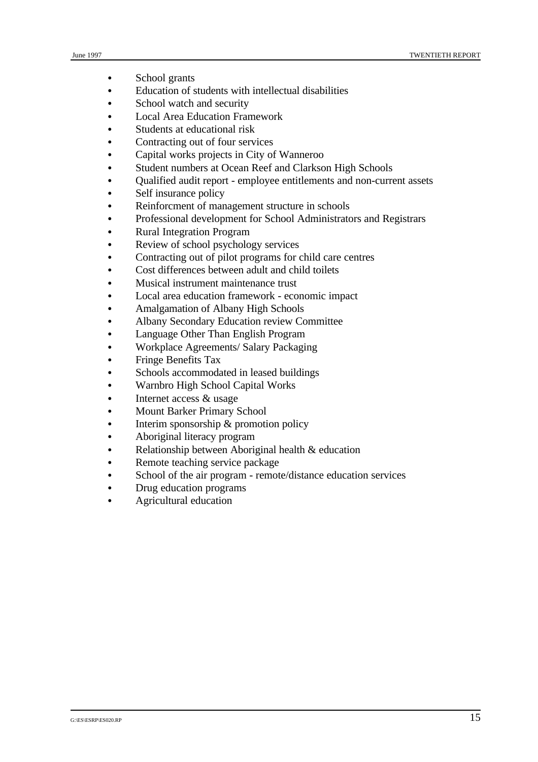- School grants
- Education of students with intellectual disabilities
- School watch and security
- Local Area Education Framework
- Students at educational risk
- Contracting out of four services
- Capital works projects in City of Wanneroo
- Student numbers at Ocean Reef and Clarkson High Schools
- Qualified audit report - employee entitlements and non-current assets
- Self insurance policy
- Reinforcment of management structure in schools
- Professional development for School Administrators and Registrars
- Rural Integration Program
- Review of school psychology services
- Contracting out of pilot programs for child care centres
- Cost differences between adult and child toilets
- Musical instrument maintenance trust
- Local area education framework - economic impact
- Amalgamation of Albany High Schools
- Albany Secondary Education review Committee
- Language Other Than English Program
- Workplace Agreements/ Salary Packaging
- Fringe Benefits Tax
- Schools accommodated in leased buildings
- Warnbro High School Capital Works
- Internet access & usage
- Mount Barker Primary School
- Interim sponsorship & promotion policy
- Aboriginal literacy program
- Relationship between Aboriginal health & education
- Remote teaching service package
- School of the air program - remote/distance education services
- Drug education programs
- Agricultural education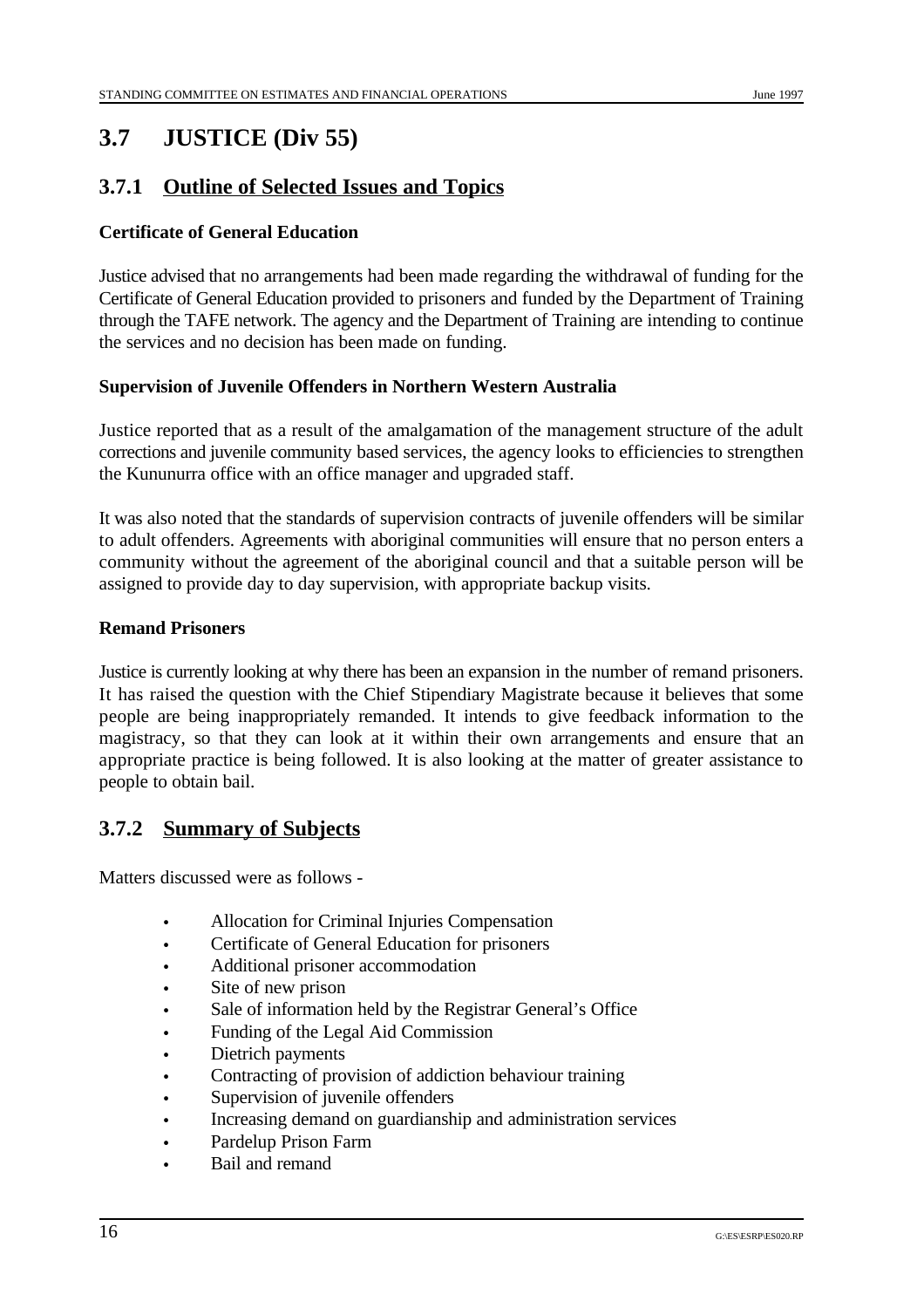## 3.7 JUSTICE (Div 55)

### 3.7.1 Outline of Selected Issues and Topics

**Certificate of General Education**

Justice advised that no arrangements had been made regarding the withdrawal of funding for the Certificate of General Education provided to prisoners and funded by the Department of Training through the TAFE network. The agency and the Department of Training are intending to continue the services and no decision has been made on funding.

**Supervision of Juvenile Offenders in Northern Western Australia**

Justice reported that as a result of the amalgamation of the management structure of the adult corrections and juvenile community based services, the agency looks to efficiencies to strengthen the Kununurra office with an office manager and upgraded staff.

It was also noted that the standards of supervision contracts of juvenile offenders will be similar to adult offenders. Agreements with aboriginal communities will ensure that no person enters a community without the agreement of the aboriginal council and that a suitable person will be assigned to provide day to day supervision, with appropriate backup visits.

**Remand Prisoners**

Justice is currently looking at why there has been an expansion in the number of remand prisoners. It has raised the question with the Chief Stipendiary Magistrate because it believes that some people are being inappropriately remanded. It intends to give feedback information to the magistracy, so that they can look at it within their own arrangements and ensure that an appropriate practice is being followed. It is also looking at the matter of greater assistance to people to obtain bail.

### 3.7.2 Summary of Subjects

Matters discussed were as follows -

- Allocation for Criminal Injuries Compensation
- Certificate of General Education for prisoners
- Additional prisoner accommodation
- Site of new prison
- Sale of information held by the Registrar General's Office
- Funding of the Legal Aid Commission
- Dietrich payments
- Contracting of provision of addiction behaviour training
- Supervision of juvenile offenders
- Increasing demand on guardianship and administration services
- Pardelup Prison Farm
- Bail and remand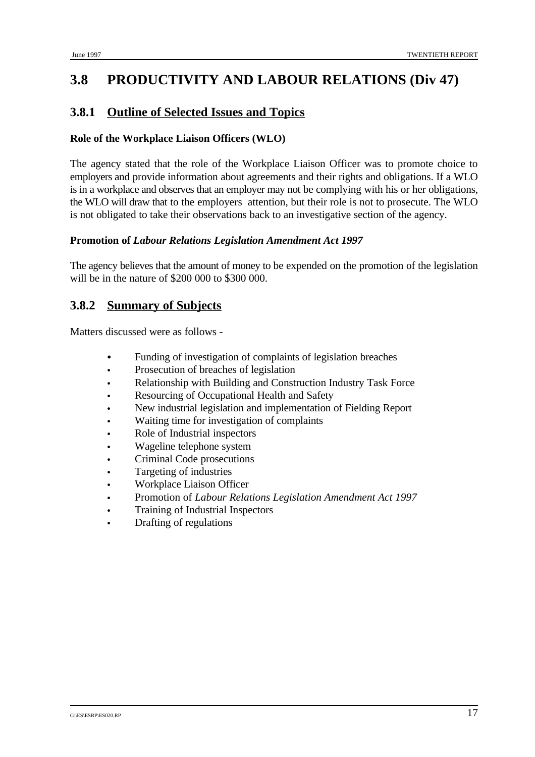# 3.8 PRODUCTIVITY AND LABOUR RELATIONS (Div 47)

## 3.8.1 Outline of Selected Issues and Topics

**Role of the Workplace Liaison Officers (WLO)**

The agency stated that the role of the Workplace Liaison Officer was to promote choice to employers and provide information about agreements and their rights and obligations. If a WLO is in a workplace and observes that an employer may not be complying with his or her obligations, the WLO will draw that to the employers attention, but their role is not to prosecute. The WLO is not obligated to take their observations back to an investigative section of the agency.

**Promotion of *Labour Relations Legislation Amendment Act 1997***

The agency believes that the amount of money to be expended on the promotion of the legislation will be in the nature of $200 000 to $300 000.

## 3.8.2 Summary of Subjects

Matters discussed were as follows -

- Funding of investigation of complaints of legislation breaches
- Prosecution of breaches of legislation
- Relationship with Building and Construction Industry Task Force
- Resourcing of Occupational Health and Safety
- New industrial legislation and implementation of Fielding Report
- Waiting time for investigation of complaints
- Role of Industrial inspectors
- Wageline telephone system
- Criminal Code prosecutions
- Targeting of industries
- Workplace Liaison Officer
- Promotion of *Labour Relations Legislation Amendment Act 1997*
- Training of Industrial Inspectors
- Drafting of regulations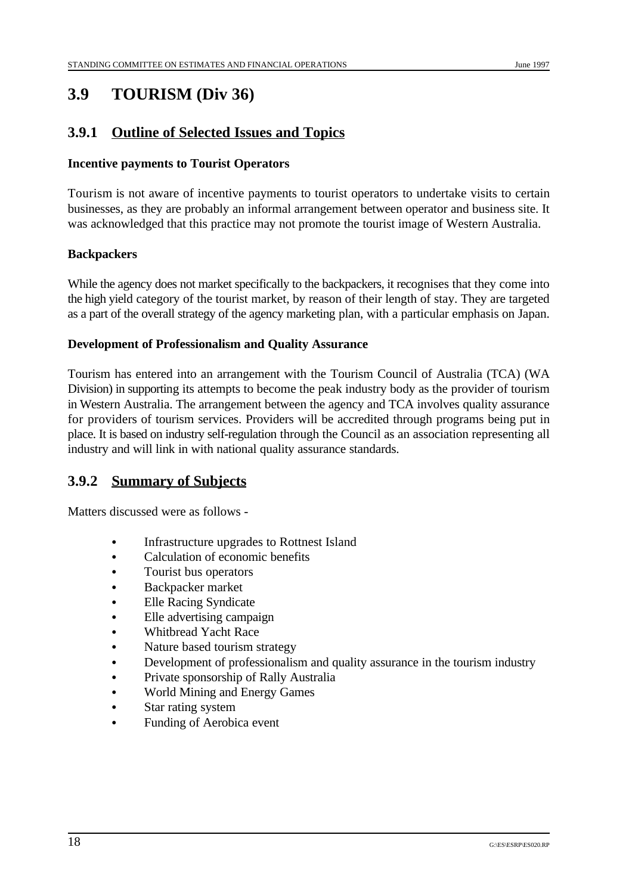## 3.9 TOURISM (Div 36)

### 3.9.1 Outline of Selected Issues and Topics

**Incentive payments to Tourist Operators**

Tourism is not aware of incentive payments to tourist operators to undertake visits to certain businesses, as they are probably an informal arrangement between operator and business site. It was acknowledged that this practice may not promote the tourist image of Western Australia.

**Backpackers**

While the agency does not market specifically to the backpackers, it recognises that they come into the high yield category of the tourist market, by reason of their length of stay. They are targeted as a part of the overall strategy of the agency marketing plan, with a particular emphasis on Japan.

**Development of Professionalism and Quality Assurance**

Tourism has entered into an arrangement with the Tourism Council of Australia (TCA) (WA Division) in supporting its attempts to become the peak industry body as the provider of tourism in Western Australia. The arrangement between the agency and TCA involves quality assurance for providers of tourism services. Providers will be accredited through programs being put in place. It is based on industry self-regulation through the Council as an association representing all industry and will link in with national quality assurance standards.

### 3.9.2 Summary of Subjects

Matters discussed were as follows -

- Infrastructure upgrades to Rottnest Island
- Calculation of economic benefits
- Tourist bus operators
- Backpacker market
- Elle Racing Syndicate
- Elle advertising campaign
- Whitbread Yacht Race
- Nature based tourism strategy
- Development of professionalism and quality assurance in the tourism industry
- Private sponsorship of Rally Australia
- World Mining and Energy Games
- Star rating system
- Funding of Aerobica event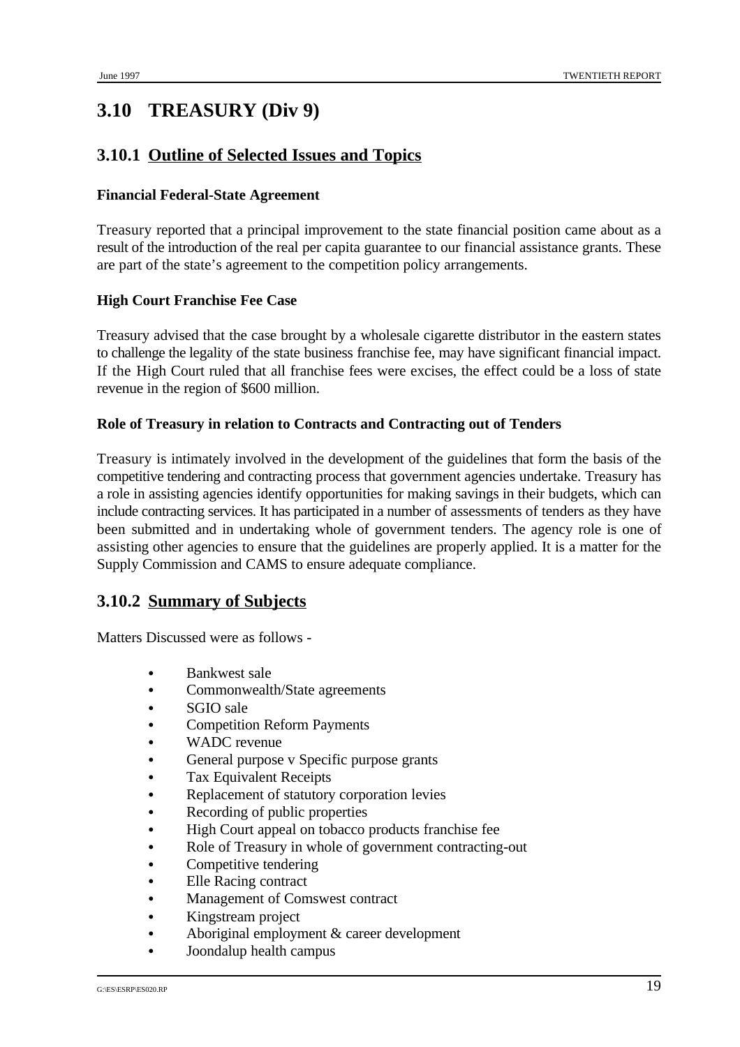## 3.10 TREASURY (Div 9)

### 3.10.1 Outline of Selected Issues and Topics

**Financial Federal-State Agreement**

Treasury reported that a principal improvement to the state financial position came about as a result of the introduction of the real per capita guarantee to our financial assistance grants. These are part of the state's agreement to the competition policy arrangements.

**High Court Franchise Fee Case**

Treasury advised that the case brought by a wholesale cigarette distributor in the eastern states to challenge the legality of the state business franchise fee, may have significant financial impact. If the High Court ruled that all franchise fees were excises, the effect could be a loss of state revenue in the region of $600 million.

**Role of Treasury in relation to Contracts and Contracting out of Tenders**

Treasury is intimately involved in the development of the guidelines that form the basis of the competitive tendering and contracting process that government agencies undertake. Treasury has a role in assisting agencies identify opportunities for making savings in their budgets, which can include contracting services. It has participated in a number of assessments of tenders as they have been submitted and in undertaking whole of government tenders. The agency role is one of assisting other agencies to ensure that the guidelines are properly applied. It is a matter for the Supply Commission and CAMS to ensure adequate compliance.

### 3.10.2 Summary of Subjects

Matters Discussed were as follows -

- Bankwest sale
- Commonwealth/State agreements
- SGIO sale
- Competition Reform Payments
- WADC revenue
- General purpose v Specific purpose grants
- Tax Equivalent Receipts
- Replacement of statutory corporation levies
- Recording of public properties
- High Court appeal on tobacco products franchise fee
- Role of Treasury in whole of government contracting-out
- Competitive tendering
- Elle Racing contract
- Management of Comswest contract
- Kingstream project
- Aboriginal employment & career development
- Joondalup health campus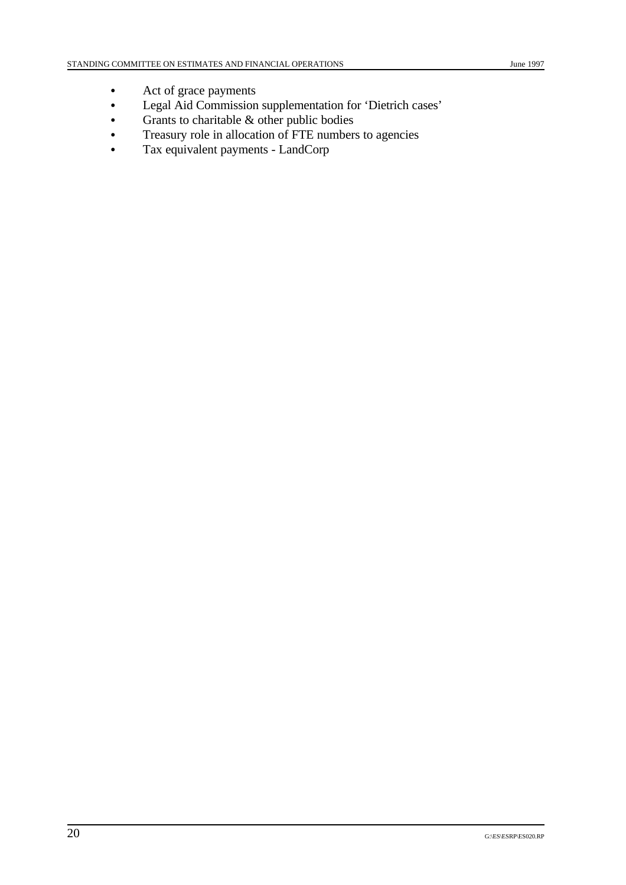- Act of grace payments
- Legal Aid Commission supplementation for 'Dietrich cases'
- Grants to charitable & other public bodies
- Treasury role in allocation of FTE numbers to agencies
- Tax equivalent payments - LandCorp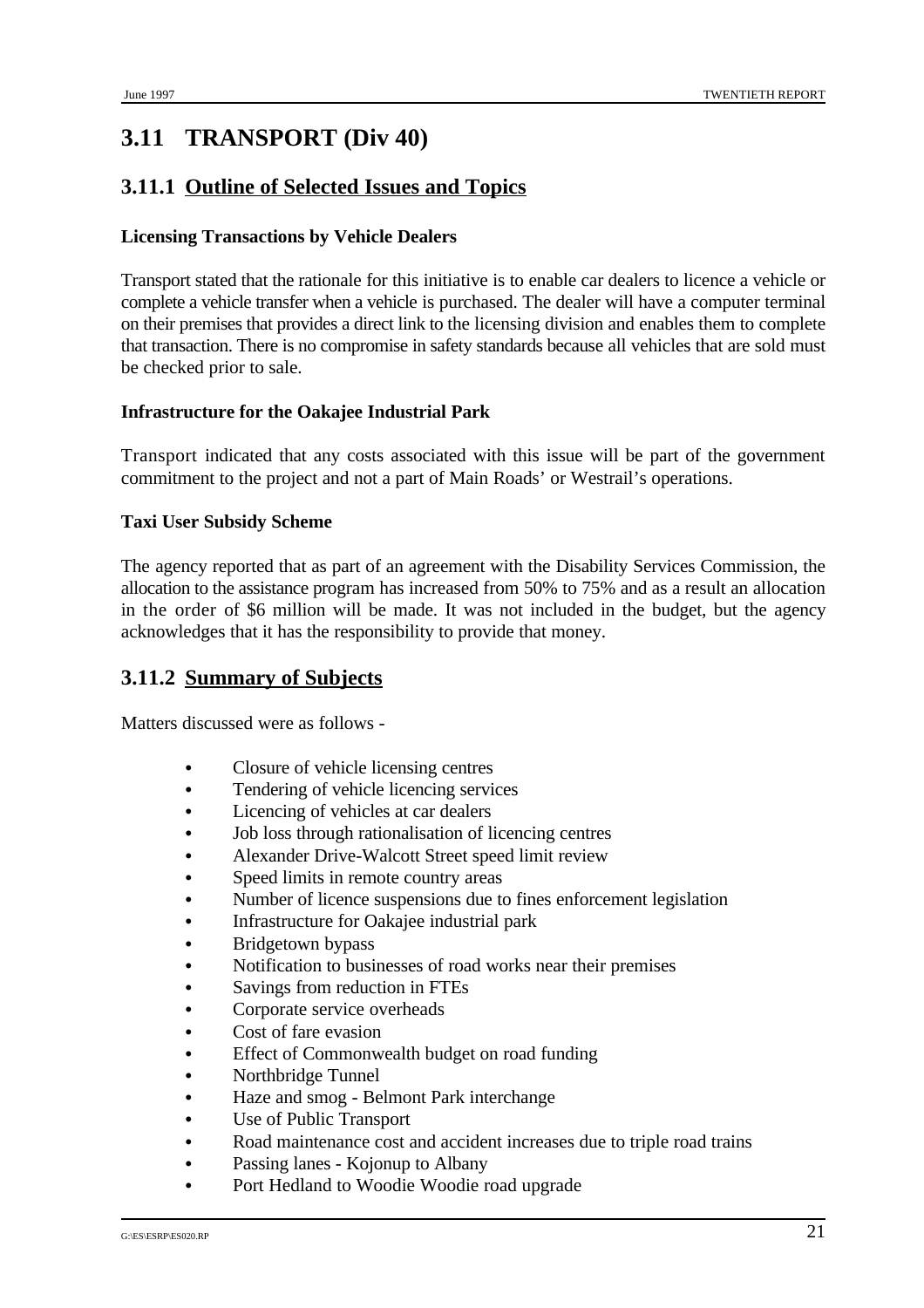## 3.11 TRANSPORT (Div 40)

### 3.11.1 Outline of Selected Issues and Topics

**Licensing Transactions by Vehicle Dealers**

Transport stated that the rationale for this initiative is to enable car dealers to licence a vehicle or complete a vehicle transfer when a vehicle is purchased. The dealer will have a computer terminal on their premises that provides a direct link to the licensing division and enables them to complete that transaction. There is no compromise in safety standards because all vehicles that are sold must be checked prior to sale.

**Infrastructure for the Oakajee Industrial Park**

Transport indicated that any costs associated with this issue will be part of the government commitment to the project and not a part of Main Roads' or Westrail's operations.

**Taxi User Subsidy Scheme**

The agency reported that as part of an agreement with the Disability Services Commission, the allocation to the assistance program has increased from 50% to 75% and as a result an allocation in the order of $6 million will be made. It was not included in the budget, but the agency acknowledges that it has the responsibility to provide that money.

### 3.11.2 Summary of Subjects

Matters discussed were as follows -

- Closure of vehicle licensing centres
- Tendering of vehicle licencing services
- Licencing of vehicles at car dealers
- Job loss through rationalisation of licencing centres
- Alexander Drive-Walcott Street speed limit review
- Speed limits in remote country areas
- Number of licence suspensions due to fines enforcement legislation
- Infrastructure for Oakajee industrial park
- Bridgetown bypass
- Notification to businesses of road works near their premises
- Savings from reduction in FTEs
- Corporate service overheads
- Cost of fare evasion
- Effect of Commonwealth budget on road funding
- Northbridge Tunnel
- Haze and smog - Belmont Park interchange
- Use of Public Transport
- Road maintenance cost and accident increases due to triple road trains
- Passing lanes - Kojonup to Albany
- Port Hedland to Woodie Woodie road upgrade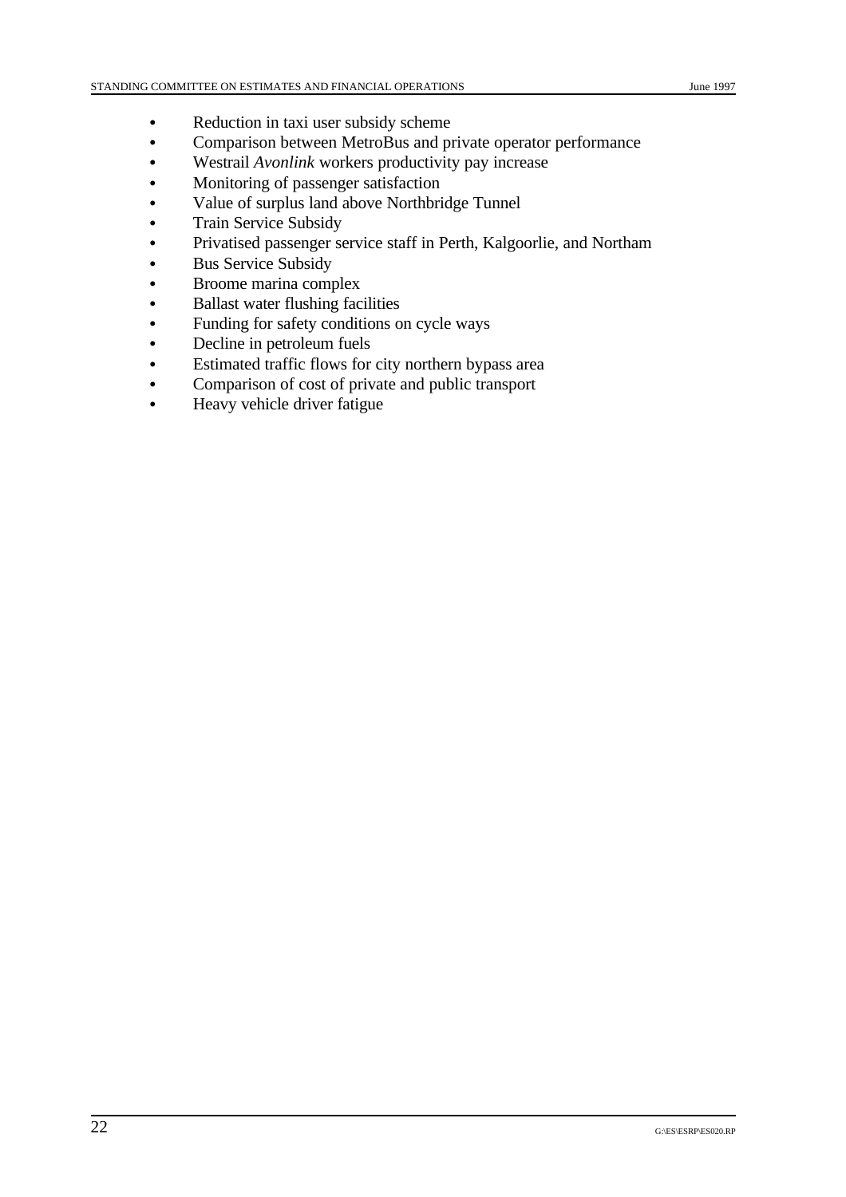- Reduction in taxi user subsidy scheme
- Comparison between MetroBus and private operator performance
- Westrail *Avonlink* workers productivity pay increase
- Monitoring of passenger satisfaction
- Value of surplus land above Northbridge Tunnel
- Train Service Subsidy
- Privatised passenger service staff in Perth, Kalgoorlie, and Northam
- Bus Service Subsidy
- Broome marina complex
- Ballast water flushing facilities
- Funding for safety conditions on cycle ways
- Decline in petroleum fuels
- Estimated traffic flows for city northern bypass area
- Comparison of cost of private and public transport
- Heavy vehicle driver fatigue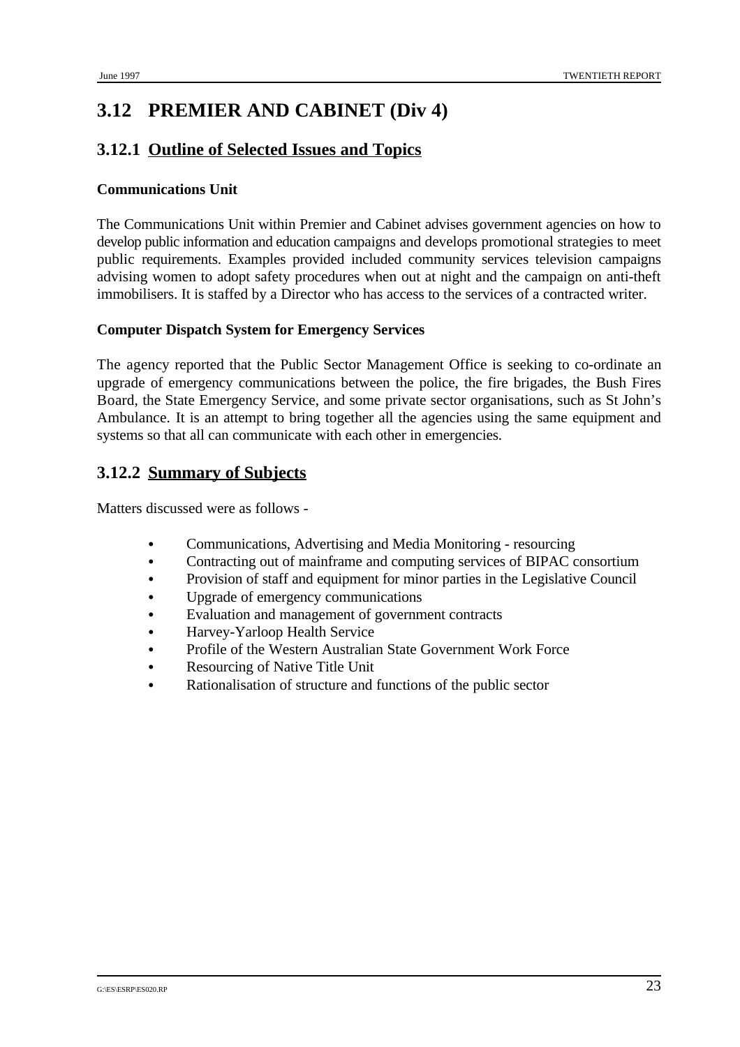## 3.12 PREMIER AND CABINET (Div 4)

### 3.12.1 Outline of Selected Issues and Topics

**Communications Unit**

The Communications Unit within Premier and Cabinet advises government agencies on how to develop public information and education campaigns and develops promotional strategies to meet public requirements. Examples provided included community services television campaigns advising women to adopt safety procedures when out at night and the campaign on anti-theft immobilisers. It is staffed by a Director who has access to the services of a contracted writer.

**Computer Dispatch System for Emergency Services**

The agency reported that the Public Sector Management Office is seeking to co-ordinate an upgrade of emergency communications between the police, the fire brigades, the Bush Fires Board, the State Emergency Service, and some private sector organisations, such as St John's Ambulance. It is an attempt to bring together all the agencies using the same equipment and systems so that all can communicate with each other in emergencies.

### 3.12.2 Summary of Subjects

Matters discussed were as follows -

- Communications, Advertising and Media Monitoring - resourcing
- Contracting out of mainframe and computing services of BIPAC consortium
- Provision of staff and equipment for minor parties in the Legislative Council
- Upgrade of emergency communications
- Evaluation and management of government contracts
- Harvey-Yarloop Health Service
- Profile of the Western Australian State Government Work Force
- Resourcing of Native Title Unit
- Rationalisation of structure and functions of the public sector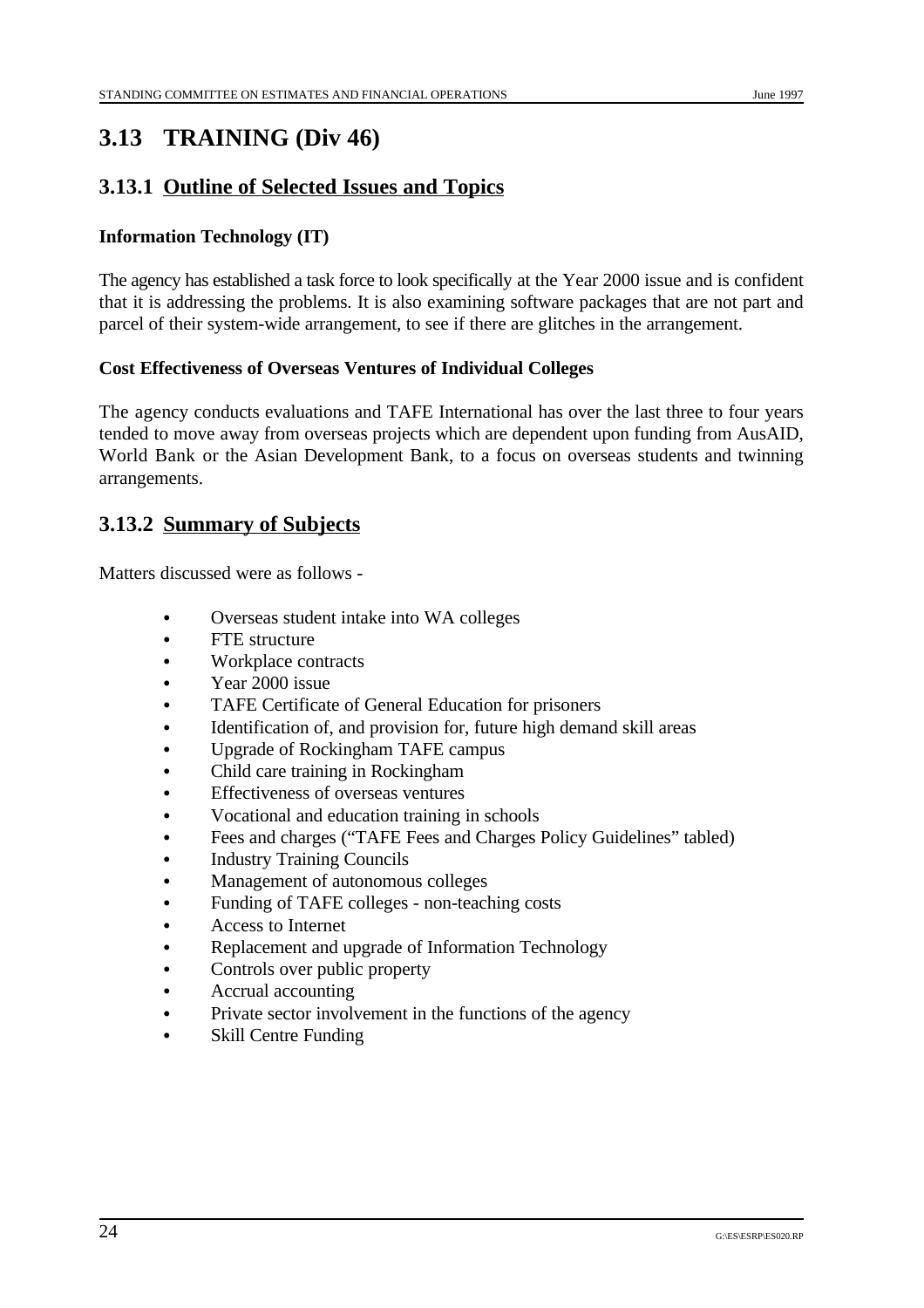## 3.13 TRAINING (Div 46)

### 3.13.1 Outline of Selected Issues and Topics

**Information Technology (IT)**

The agency has established a task force to look specifically at the Year 2000 issue and is confident that it is addressing the problems. It is also examining software packages that are not part and parcel of their system-wide arrangement, to see if there are glitches in the arrangement.

**Cost Effectiveness of Overseas Ventures of Individual Colleges**

The agency conducts evaluations and TAFE International has over the last three to four years tended to move away from overseas projects which are dependent upon funding from AusAID, World Bank or the Asian Development Bank, to a focus on overseas students and twinning arrangements.

### 3.13.2 Summary of Subjects

Matters discussed were as follows -

- Overseas student intake into WA colleges
- FTE structure
- Workplace contracts
- Year 2000 issue
- TAFE Certificate of General Education for prisoners
- Identification of, and provision for, future high demand skill areas
- Upgrade of Rockingham TAFE campus
- Child care training in Rockingham
- Effectiveness of overseas ventures
- Vocational and education training in schools
- Fees and charges ("TAFE Fees and Charges Policy Guidelines" tabled)
- Industry Training Councils
- Management of autonomous colleges
- Funding of TAFE colleges - non-teaching costs
- Access to Internet
- Replacement and upgrade of Information Technology
- Controls over public property
- Accrual accounting
- Private sector involvement in the functions of the agency
- Skill Centre Funding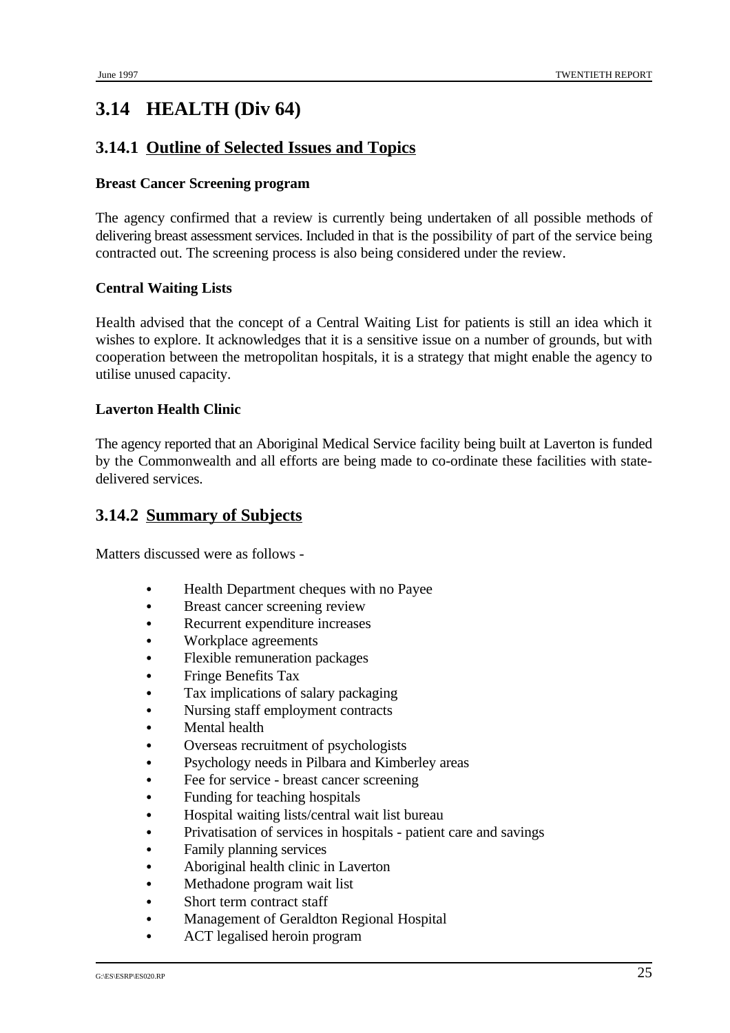# 3.14 HEALTH (Div 64)

## 3.14.1 Outline of Selected Issues and Topics

**Breast Cancer Screening program**

The agency confirmed that a review is currently being undertaken of all possible methods of delivering breast assessment services. Included in that is the possibility of part of the service being contracted out. The screening process is also being considered under the review.

**Central Waiting Lists**

Health advised that the concept of a Central Waiting List for patients is still an idea which it wishes to explore. It acknowledges that it is a sensitive issue on a number of grounds, but with cooperation between the metropolitan hospitals, it is a strategy that might enable the agency to utilise unused capacity.

**Laverton Health Clinic**

The agency reported that an Aboriginal Medical Service facility being built at Laverton is funded by the Commonwealth and all efforts are being made to co-ordinate these facilities with state-delivered services.

## 3.14.2 Summary of Subjects

Matters discussed were as follows -

- Health Department cheques with no Payee
- Breast cancer screening review
- Recurrent expenditure increases
- Workplace agreements
- Flexible remuneration packages
- Fringe Benefits Tax
- Tax implications of salary packaging
- Nursing staff employment contracts
- Mental health
- Overseas recruitment of psychologists
- Psychology needs in Pilbara and Kimberley areas
- Fee for service - breast cancer screening
- Funding for teaching hospitals
- Hospital waiting lists/central wait list bureau
- Privatisation of services in hospitals - patient care and savings
- Family planning services
- Aboriginal health clinic in Laverton
- Methadone program wait list
- Short term contract staff
- Management of Geraldton Regional Hospital
- ACT legalised heroin program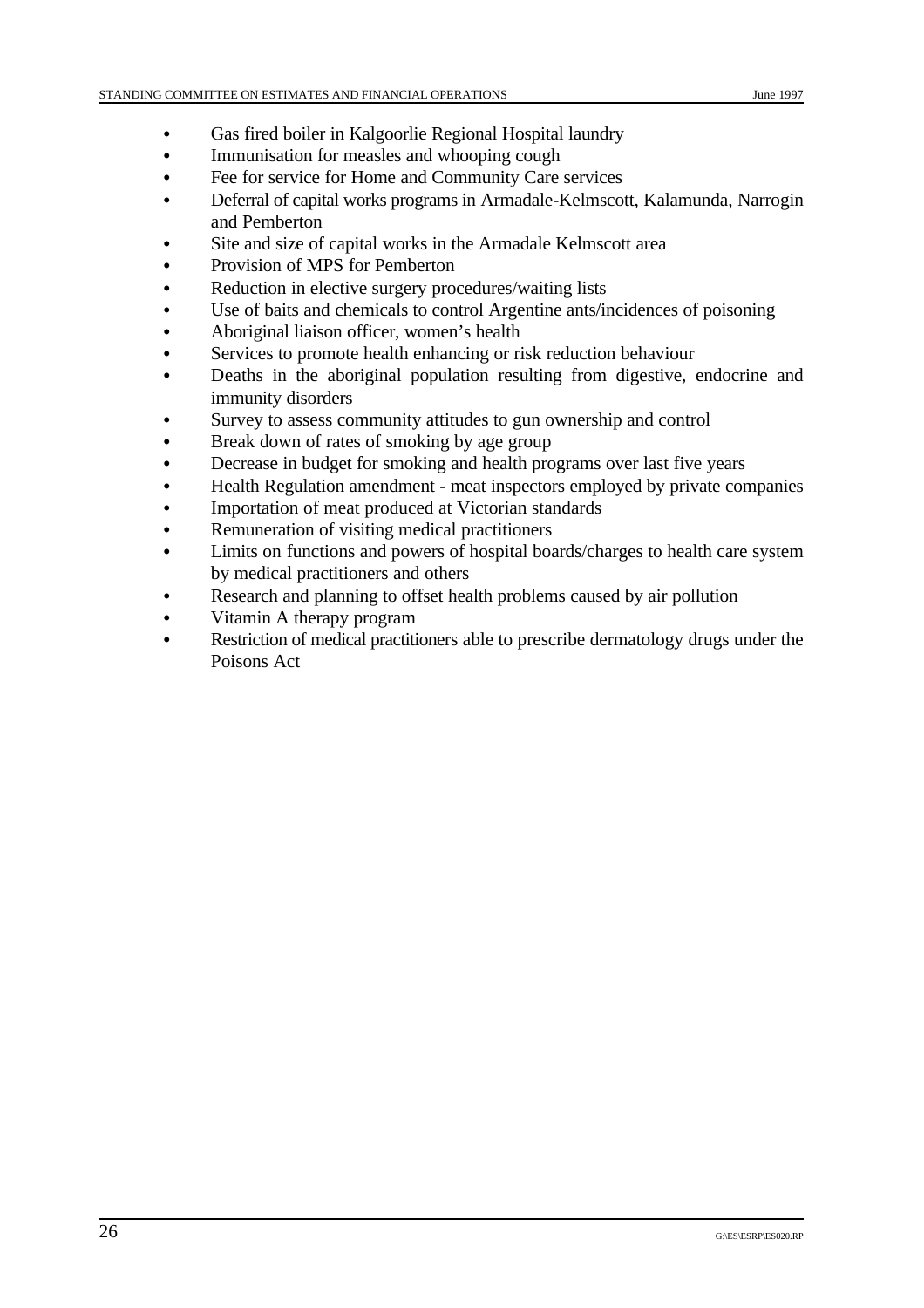- Gas fired boiler in Kalgoorlie Regional Hospital laundry
- Immunisation for measles and whooping cough
- Fee for service for Home and Community Care services
- Deferral of capital works programs in Armadale-Kelmscott, Kalamunda, Narrogin and Pemberton
- Site and size of capital works in the Armadale Kelmscott area
- Provision of MPS for Pemberton
- Reduction in elective surgery procedures/waiting lists
- Use of baits and chemicals to control Argentine ants/incidences of poisoning
- Aboriginal liaison officer, women's health
- Services to promote health enhancing or risk reduction behaviour
- Deaths in the aboriginal population resulting from digestive, endocrine and immunity disorders
- Survey to assess community attitudes to gun ownership and control
- Break down of rates of smoking by age group
- Decrease in budget for smoking and health programs over last five years
- Health Regulation amendment - meat inspectors employed by private companies
- Importation of meat produced at Victorian standards
- Remuneration of visiting medical practitioners
- Limits on functions and powers of hospital boards/charges to health care system by medical practitioners and others
- Research and planning to offset health problems caused by air pollution
- Vitamin A therapy program
- Restriction of medical practitioners able to prescribe dermatology drugs under the Poisons Act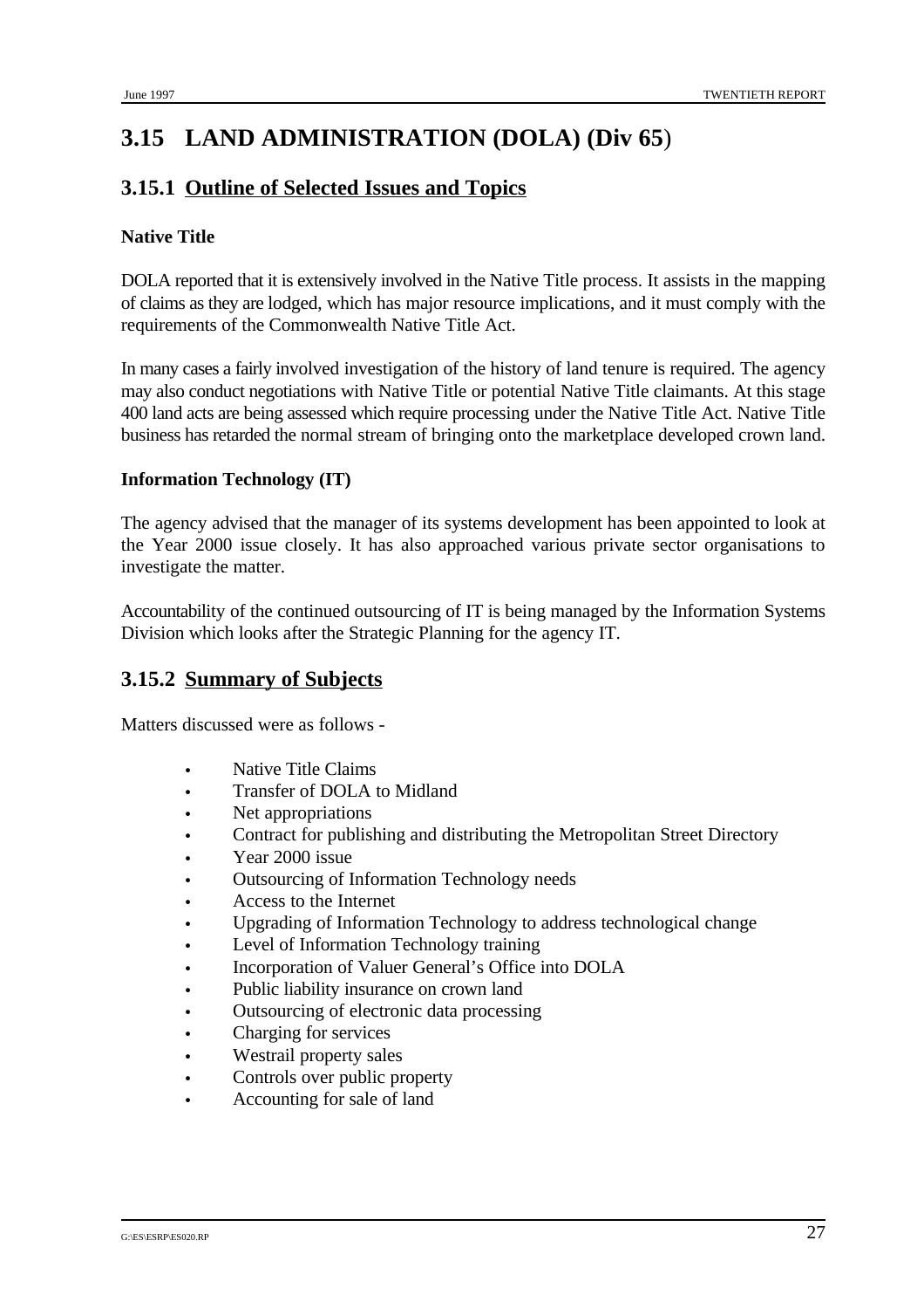## 3.15 LAND ADMINISTRATION (DOLA) (Div 65)

### 3.15.1 Outline of Selected Issues and Topics

**Native Title**

DOLA reported that it is extensively involved in the Native Title process. It assists in the mapping of claims as they are lodged, which has major resource implications, and it must comply with the requirements of the Commonwealth Native Title Act.

In many cases a fairly involved investigation of the history of land tenure is required. The agency may also conduct negotiations with Native Title or potential Native Title claimants. At this stage 400 land acts are being assessed which require processing under the Native Title Act. Native Title business has retarded the normal stream of bringing onto the marketplace developed crown land.

**Information Technology (IT)**

The agency advised that the manager of its systems development has been appointed to look at the Year 2000 issue closely. It has also approached various private sector organisations to investigate the matter.

Accountability of the continued outsourcing of IT is being managed by the Information Systems Division which looks after the Strategic Planning for the agency IT.

### 3.15.2 Summary of Subjects

Matters discussed were as follows -

- Native Title Claims
- Transfer of DOLA to Midland
- Net appropriations
- Contract for publishing and distributing the Metropolitan Street Directory
- Year 2000 issue
- Outsourcing of Information Technology needs
- Access to the Internet
- Upgrading of Information Technology to address technological change
- Level of Information Technology training
- Incorporation of Valuer General's Office into DOLA
- Public liability insurance on crown land
- Outsourcing of electronic data processing
- Charging for services
- Westrail property sales
- Controls over public property
- Accounting for sale of land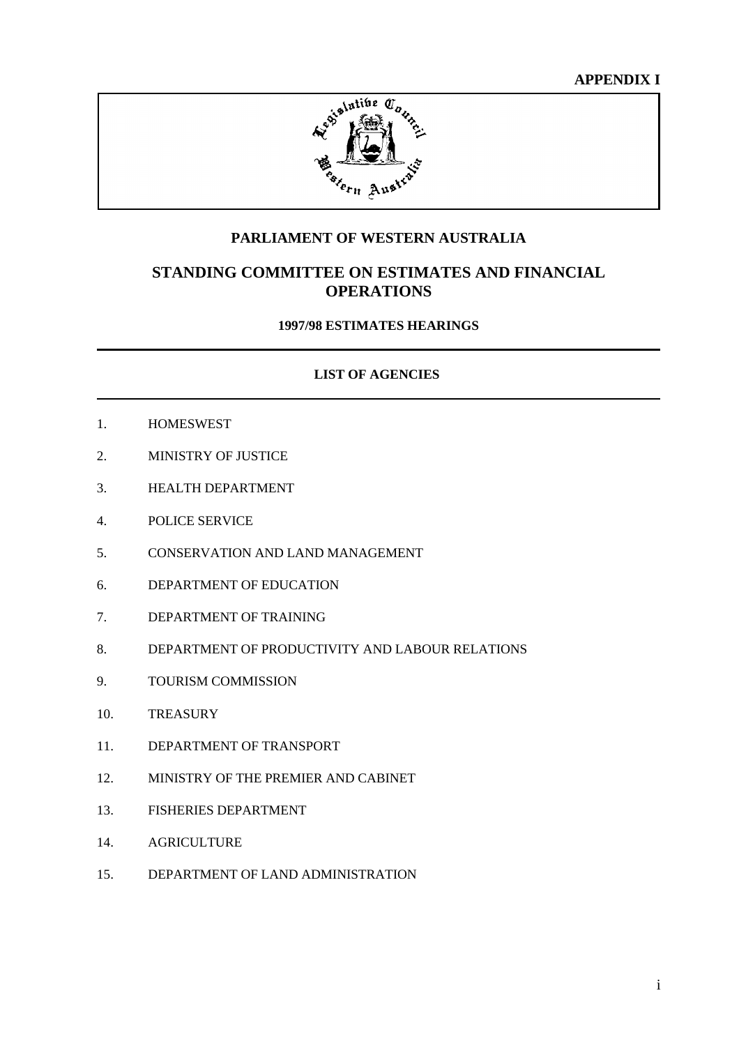**APPENDIX I**

# PARLIAMENT OF WESTERN AUSTRALIA

## STANDING COMMITTEE ON ESTIMATES AND FINANCIAL OPERATIONS

### 1997/98 ESTIMATES HEARINGS

### LIST OF AGENCIES

1. HOMESWEST
2. MINISTRY OF JUSTICE
3. HEALTH DEPARTMENT
4. POLICE SERVICE
5. CONSERVATION AND LAND MANAGEMENT
6. DEPARTMENT OF EDUCATION
7. DEPARTMENT OF TRAINING
8. DEPARTMENT OF PRODUCTIVITY AND LABOUR RELATIONS
9. TOURISM COMMISSION
10. TREASURY
11. DEPARTMENT OF TRANSPORT
12. MINISTRY OF THE PREMIER AND CABINET
13. FISHERIES DEPARTMENT
14. AGRICULTURE
15. DEPARTMENT OF LAND ADMINISTRATION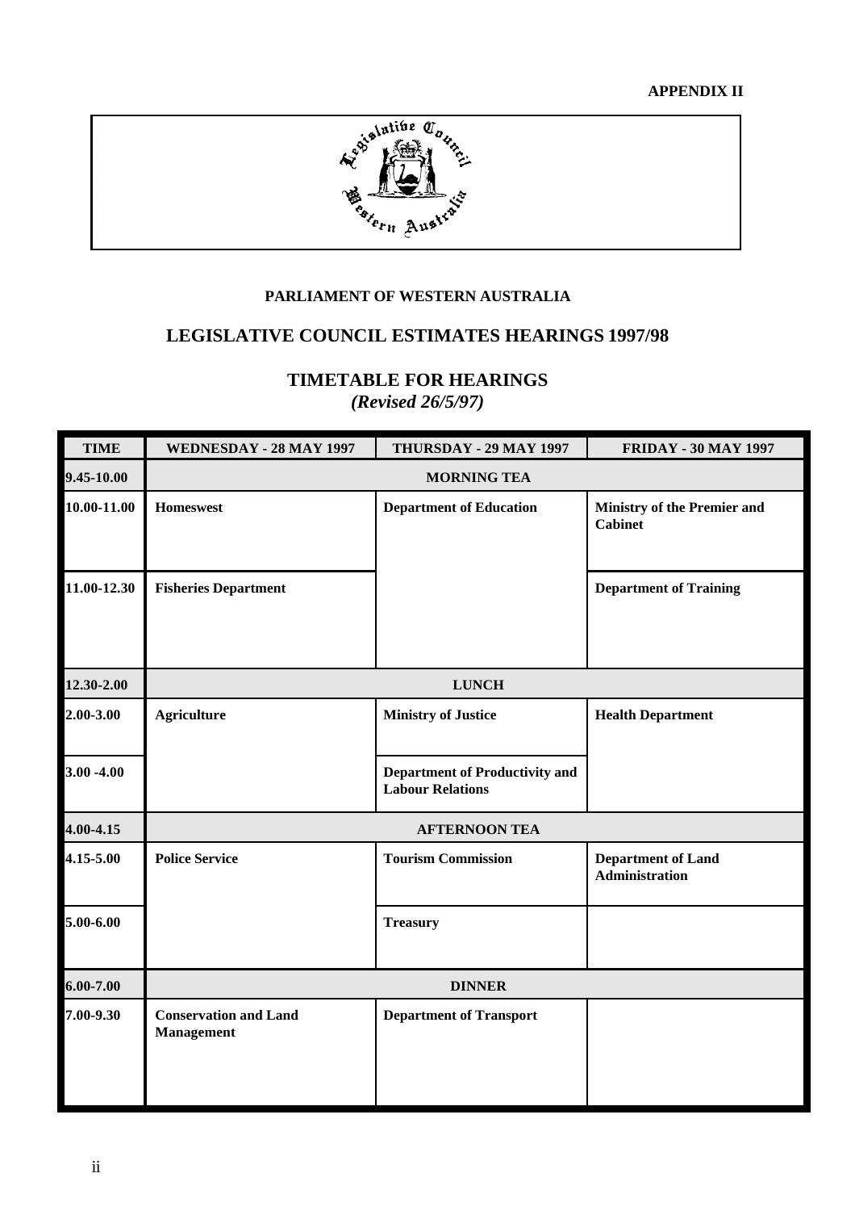**APPENDIX II**

Legislative Council Western Australia

**PARLIAMENT OF WESTERN AUSTRALIA**

## LEGISLATIVE COUNCIL ESTIMATES HEARINGS 1997/98

## TIMETABLE FOR HEARINGS

***(Revised 26/5/97)***

| TIME | WEDNESDAY - 28 MAY 1997 | THURSDAY - 29 MAY 1997 | FRIDAY - 30 MAY 1997 |
|---|---|---|---|
| 9.45-10.00 | MORNING TEA | | |
| 10.00-11.00 | Homeswest | Department of Education | Ministry of the Premier and Cabinet |
| 11.00-12.30 | Fisheries Department | | Department of Training |
| 12.30-2.00 | LUNCH | | |
| 2.00-3.00 | Agriculture | Ministry of Justice | Health Department |
| 3.00 -4.00 | | Department of Productivity and Labour Relations | |
| 4.00-4.15 | AFTERNOON TEA | | |
| 4.15-5.00 | Police Service | Tourism Commission | Department of Land Administration |
| 5.00-6.00 | | Treasury | |
| 6.00-7.00 | DINNER | | |
| 7.00-9.30 | Conservation and Land Management | Department of Transport | |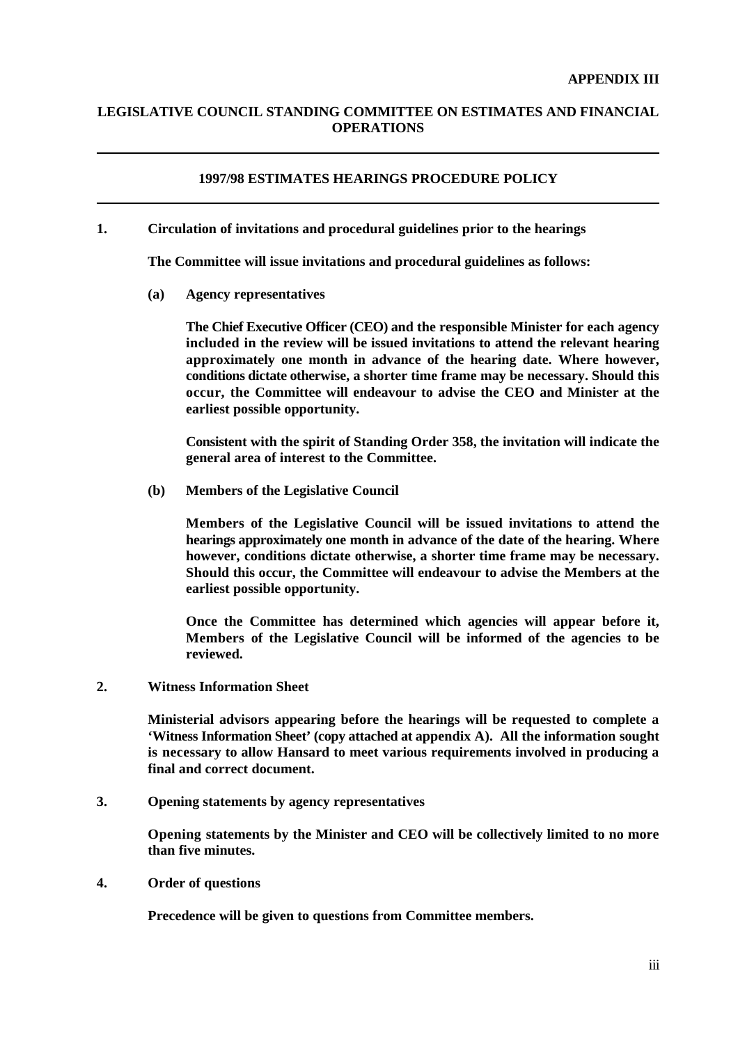**APPENDIX III**

**LEGISLATIVE COUNCIL STANDING COMMITTEE ON ESTIMATES AND FINANCIAL OPERATIONS**

---

**1997/98 ESTIMATES HEARINGS PROCEDURE POLICY**

---

**1. Circulation of invitations and procedural guidelines prior to the hearings**

**The Committee will issue invitations and procedural guidelines as follows:**

**(a) Agency representatives**

**The Chief Executive Officer (CEO) and the responsible Minister for each agency included in the review will be issued invitations to attend the relevant hearing approximately one month in advance of the hearing date. Where however, conditions dictate otherwise, a shorter time frame may be necessary. Should this occur, the Committee will endeavour to advise the CEO and Minister at the earliest possible opportunity.**

**Consistent with the spirit of Standing Order 358, the invitation will indicate the general area of interest to the Committee.**

**(b) Members of the Legislative Council**

**Members of the Legislative Council will be issued invitations to attend the hearings approximately one month in advance of the date of the hearing. Where however, conditions dictate otherwise, a shorter time frame may be necessary. Should this occur, the Committee will endeavour to advise the Members at the earliest possible opportunity.**

**Once the Committee has determined which agencies will appear before it, Members of the Legislative Council will be informed of the agencies to be reviewed.**

**2. Witness Information Sheet**

**Ministerial advisors appearing before the hearings will be requested to complete a 'Witness Information Sheet' (copy attached at appendix A). All the information sought is necessary to allow Hansard to meet various requirements involved in producing a final and correct document.**

**3. Opening statements by agency representatives**

**Opening statements by the Minister and CEO will be collectively limited to no more than five minutes.**

**4. Order of questions**

**Precedence will be given to questions from Committee members.**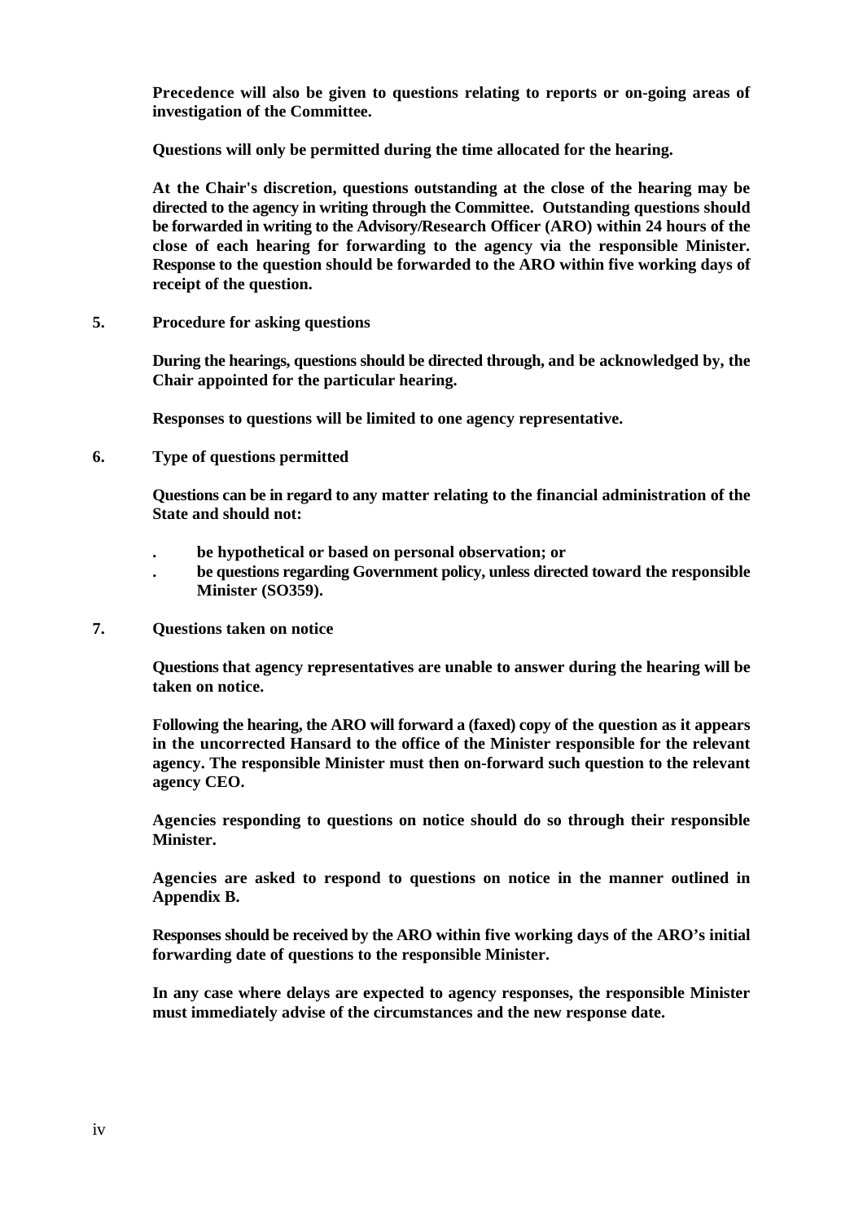**Precedence will also be given to questions relating to reports or on-going areas of investigation of the Committee.**

**Questions will only be permitted during the time allocated for the hearing.**

**At the Chair's discretion, questions outstanding at the close of the hearing may be directed to the agency in writing through the Committee. Outstanding questions should be forwarded in writing to the Advisory/Research Officer (ARO) within 24 hours of the close of each hearing for forwarding to the agency via the responsible Minister. Response to the question should be forwarded to the ARO within five working days of receipt of the question.**

**5. Procedure for asking questions**

**During the hearings, questions should be directed through, and be acknowledged by, the Chair appointed for the particular hearing.**

**Responses to questions will be limited to one agency representative.**

**6. Type of questions permitted**

**Questions can be in regard to any matter relating to the financial administration of the State and should not:**

- **be hypothetical or based on personal observation; or**
- **be questions regarding Government policy, unless directed toward the responsible Minister (SO359).**

**7. Questions taken on notice**

**Questions that agency representatives are unable to answer during the hearing will be taken on notice.**

**Following the hearing, the ARO will forward a (faxed) copy of the question as it appears in the uncorrected Hansard to the office of the Minister responsible for the relevant agency. The responsible Minister must then on-forward such question to the relevant agency CEO.**

**Agencies responding to questions on notice should do so through their responsible Minister.**

**Agencies are asked to respond to questions on notice in the manner outlined in Appendix B.**

**Responses should be received by the ARO within five working days of the ARO's initial forwarding date of questions to the responsible Minister.**

**In any case where delays are expected to agency responses, the responsible Minister must immediately advise of the circumstances and the new response date.**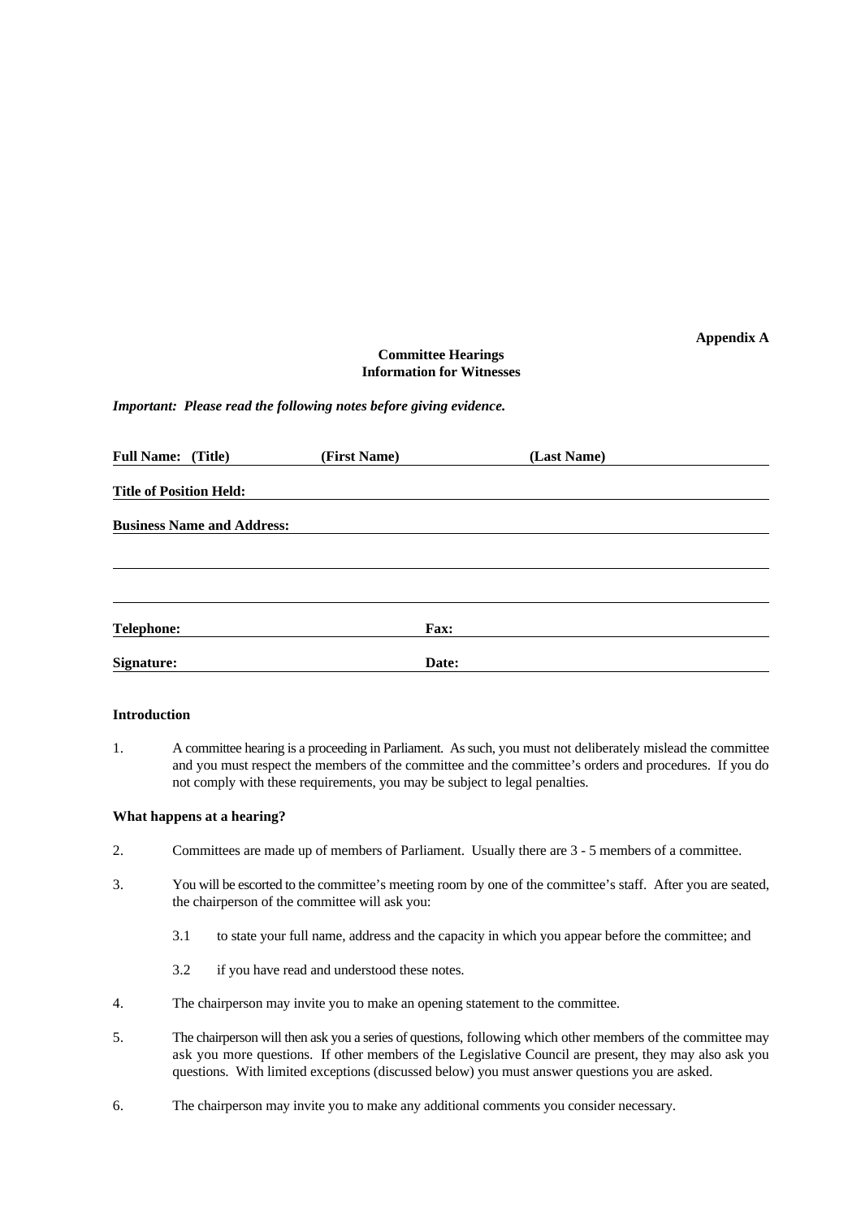**Appendix A**

**Committee Hearings**
**Information for Witnesses**

***Important: Please read the following notes before giving evidence.***

**Full Name: (Title)** **(First Name)** **(Last Name)**

**Title of Position Held:**

**Business Name and Address:**

**Telephone:** **Fax:**

**Signature:** **Date:**

**Introduction**

1. A committee hearing is a proceeding in Parliament. As such, you must not deliberately mislead the committee and you must respect the members of the committee and the committee's orders and procedures. If you do not comply with these requirements, you may be subject to legal penalties.

**What happens at a hearing?**

2. Committees are made up of members of Parliament. Usually there are 3 - 5 members of a committee.

3. You will be escorted to the committee's meeting room by one of the committee's staff. After you are seated, the chairperson of the committee will ask you:

   3.1 to state your full name, address and the capacity in which you appear before the committee; and

   3.2 if you have read and understood these notes.

4. The chairperson may invite you to make an opening statement to the committee.

5. The chairperson will then ask you a series of questions, following which other members of the committee may ask you more questions. If other members of the Legislative Council are present, they may also ask you questions. With limited exceptions (discussed below) you must answer questions you are asked.

6. The chairperson may invite you to make any additional comments you consider necessary.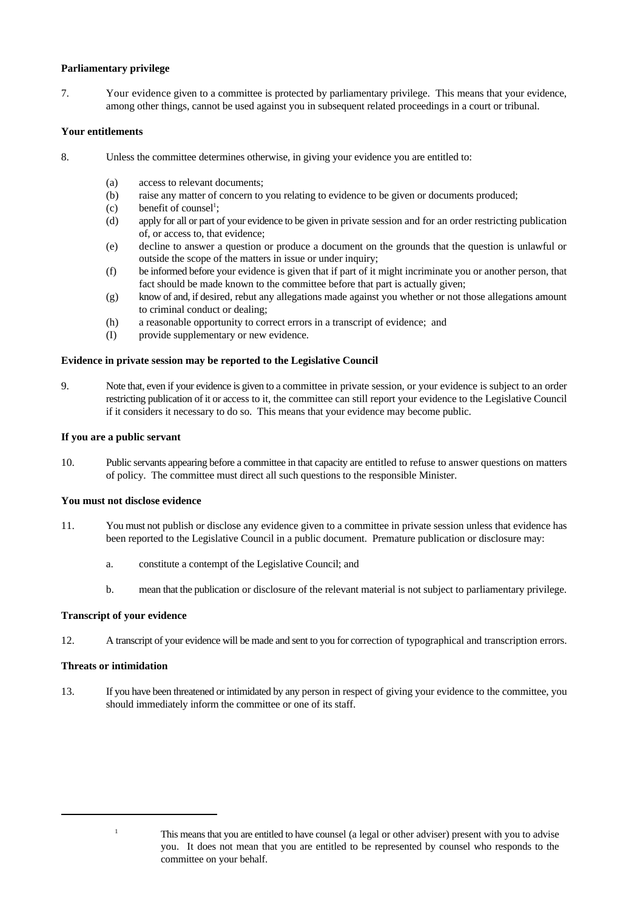**Parliamentary privilege**

7. Your evidence given to a committee is protected by parliamentary privilege. This means that your evidence, among other things, cannot be used against you in subsequent related proceedings in a court or tribunal.

**Your entitlements**

8. Unless the committee determines otherwise, in giving your evidence you are entitled to:

(a) access to relevant documents;
(b) raise any matter of concern to you relating to evidence to be given or documents produced;
(c) benefit of counsel[1];
(d) apply for all or part of your evidence to be given in private session and for an order restricting publication of, or access to, that evidence;
(e) decline to answer a question or produce a document on the grounds that the question is unlawful or outside the scope of the matters in issue or under inquiry;
(f) be informed before your evidence is given that if part of it might incriminate you or another person, that fact should be made known to the committee before that part is actually given;
(g) know of and, if desired, rebut any allegations made against you whether or not those allegations amount to criminal conduct or dealing;
(h) a reasonable opportunity to correct errors in a transcript of evidence; and
(I) provide supplementary or new evidence.

**Evidence in private session may be reported to the Legislative Council**

9. Note that, even if your evidence is given to a committee in private session, or your evidence is subject to an order restricting publication of it or access to it, the committee can still report your evidence to the Legislative Council if it considers it necessary to do so. This means that your evidence may become public.

**If you are a public servant**

10. Public servants appearing before a committee in that capacity are entitled to refuse to answer questions on matters of policy. The committee must direct all such questions to the responsible Minister.

**You must not disclose evidence**

11. You must not publish or disclose any evidence given to a committee in private session unless that evidence has been reported to the Legislative Council in a public document. Premature publication or disclosure may:

a. constitute a contempt of the Legislative Council; and

b. mean that the publication or disclosure of the relevant material is not subject to parliamentary privilege.

**Transcript of your evidence**

12. A transcript of your evidence will be made and sent to you for correction of typographical and transcription errors.

**Threats or intimidation**

13. If you have been threatened or intimidated by any person in respect of giving your evidence to the committee, you should immediately inform the committee or one of its staff.

---

[1] This means that you are entitled to have counsel (a legal or other adviser) present with you to advise you. It does not mean that you are entitled to be represented by counsel who responds to the committee on your behalf.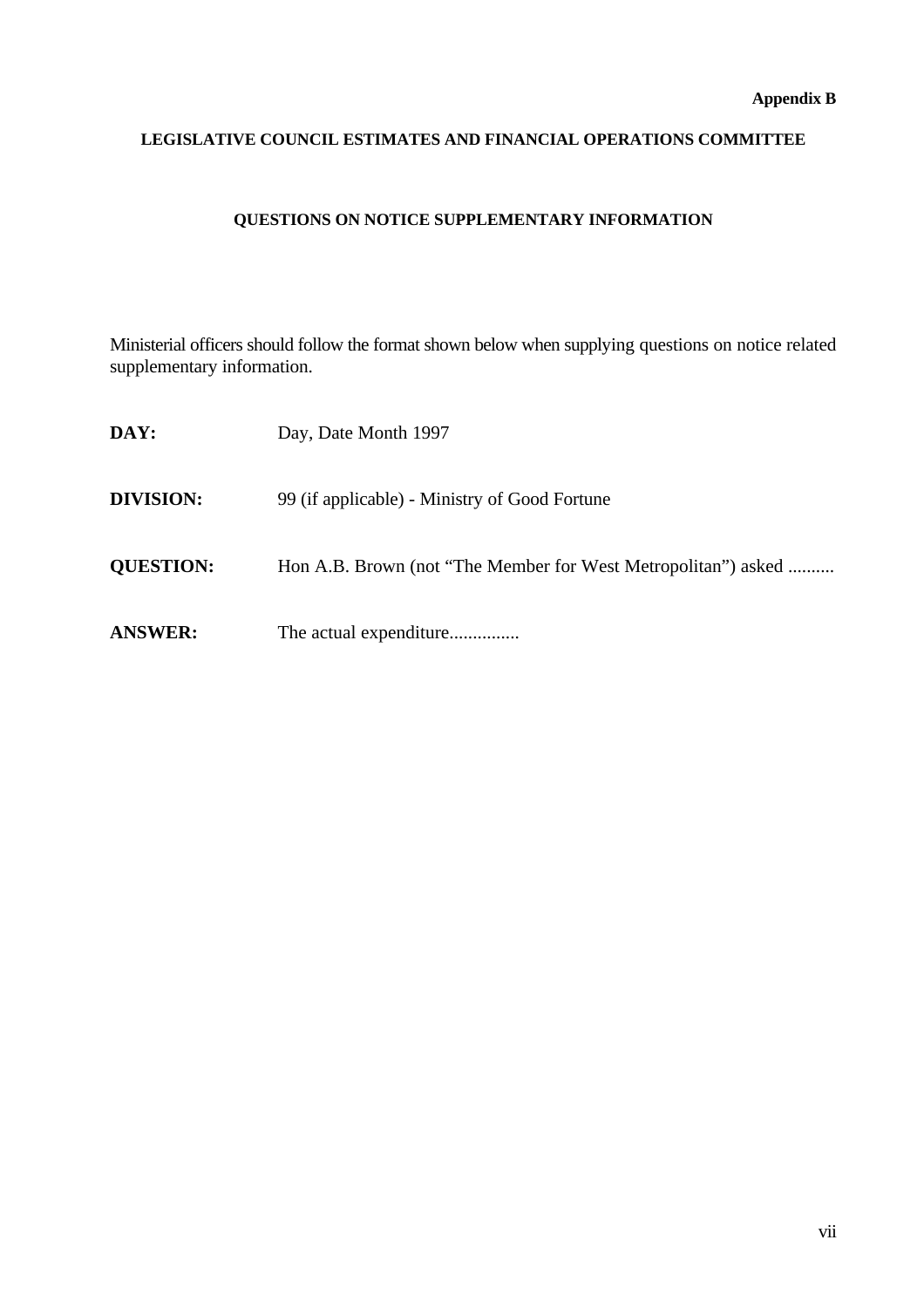**Appendix B**

**LEGISLATIVE COUNCIL ESTIMATES AND FINANCIAL OPERATIONS COMMITTEE**

**QUESTIONS ON NOTICE SUPPLEMENTARY INFORMATION**

Ministerial officers should follow the format shown below when supplying questions on notice related supplementary information.

**DAY:** Day, Date Month 1997

**DIVISION:** 99 (if applicable) - Ministry of Good Fortune

**QUESTION:** Hon A.B. Brown (not "The Member for West Metropolitan") asked ..........

**ANSWER:** The actual expenditure...............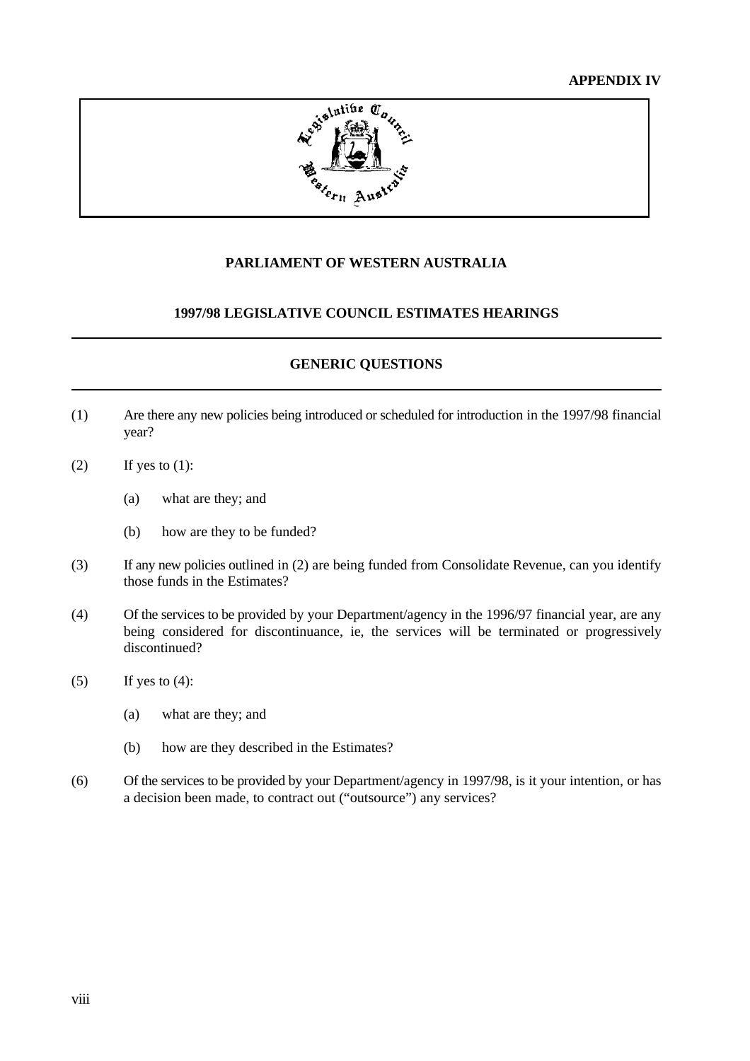**APPENDIX IV**

**PARLIAMENT OF WESTERN AUSTRALIA**

**1997/98 LEGISLATIVE COUNCIL ESTIMATES HEARINGS**

---

**GENERIC QUESTIONS**

---

(1) Are there any new policies being introduced or scheduled for introduction in the 1997/98 financial year?

(2) If yes to (1):

(a) what are they; and

(b) how are they to be funded?

(3) If any new policies outlined in (2) are being funded from Consolidate Revenue, can you identify those funds in the Estimates?

(4) Of the services to be provided by your Department/agency in the 1996/97 financial year, are any being considered for discontinuance, ie, the services will be terminated or progressively discontinued?

(5) If yes to (4):

(a) what are they; and

(b) how are they described in the Estimates?

(6) Of the services to be provided by your Department/agency in 1997/98, is it your intention, or has a decision been made, to contract out ("outsource") any services?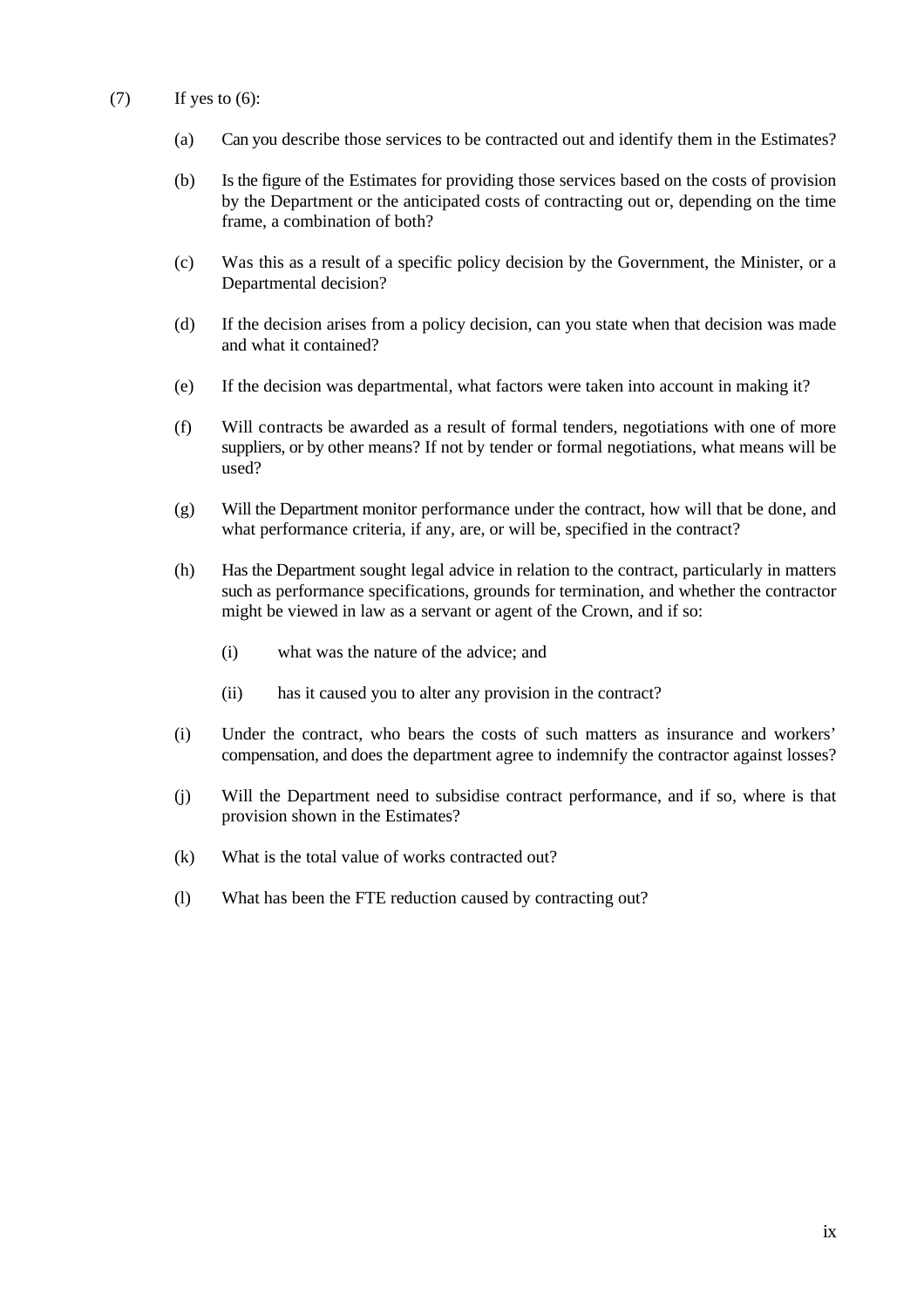(7) If yes to (6):

(a) Can you describe those services to be contracted out and identify them in the Estimates?

(b) Is the figure of the Estimates for providing those services based on the costs of provision by the Department or the anticipated costs of contracting out or, depending on the time frame, a combination of both?

(c) Was this as a result of a specific policy decision by the Government, the Minister, or a Departmental decision?

(d) If the decision arises from a policy decision, can you state when that decision was made and what it contained?

(e) If the decision was departmental, what factors were taken into account in making it?

(f) Will contracts be awarded as a result of formal tenders, negotiations with one of more suppliers, or by other means? If not by tender or formal negotiations, what means will be used?

(g) Will the Department monitor performance under the contract, how will that be done, and what performance criteria, if any, are, or will be, specified in the contract?

(h) Has the Department sought legal advice in relation to the contract, particularly in matters such as performance specifications, grounds for termination, and whether the contractor might be viewed in law as a servant or agent of the Crown, and if so:

(i) what was the nature of the advice; and

(ii) has it caused you to alter any provision in the contract?

(i) Under the contract, who bears the costs of such matters as insurance and workers' compensation, and does the department agree to indemnify the contractor against losses?

(j) Will the Department need to subsidise contract performance, and if so, where is that provision shown in the Estimates?

(k) What is the total value of works contracted out?

(l) What has been the FTE reduction caused by contracting out?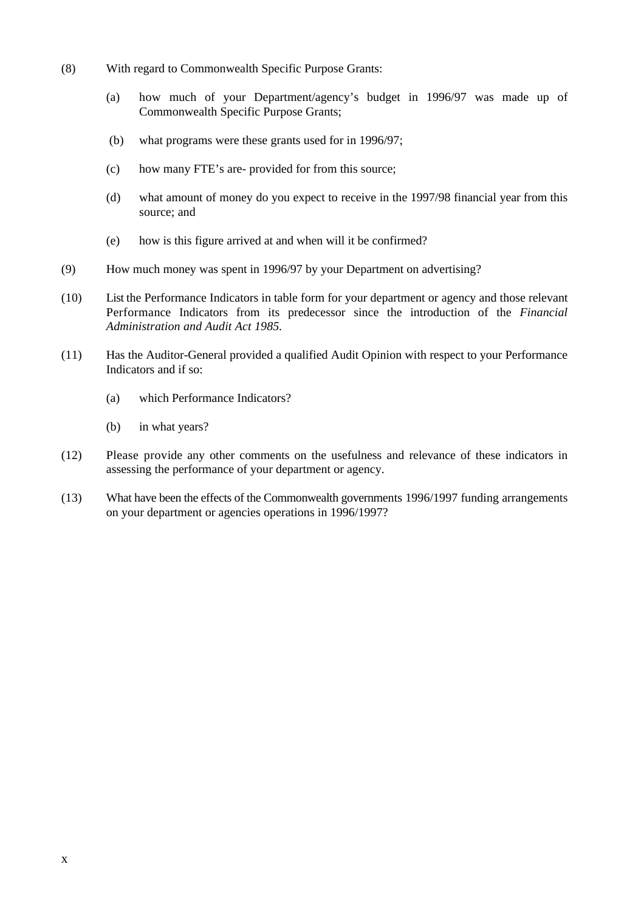(8) With regard to Commonwealth Specific Purpose Grants:

   (a) how much of your Department/agency's budget in 1996/97 was made up of Commonwealth Specific Purpose Grants;

   (b) what programs were these grants used for in 1996/97;

   (c) how many FTE's are- provided for from this source;

   (d) what amount of money do you expect to receive in the 1997/98 financial year from this source; and

   (e) how is this figure arrived at and when will it be confirmed?

(9) How much money was spent in 1996/97 by your Department on advertising?

(10) List the Performance Indicators in table form for your department or agency and those relevant Performance Indicators from its predecessor since the introduction of the *Financial Administration and Audit Act 1985*.

(11) Has the Auditor-General provided a qualified Audit Opinion with respect to your Performance Indicators and if so:

   (a) which Performance Indicators?

   (b) in what years?

(12) Please provide any other comments on the usefulness and relevance of these indicators in assessing the performance of your department or agency.

(13) What have been the effects of the Commonwealth governments 1996/1997 funding arrangements on your department or agencies operations in 1996/1997?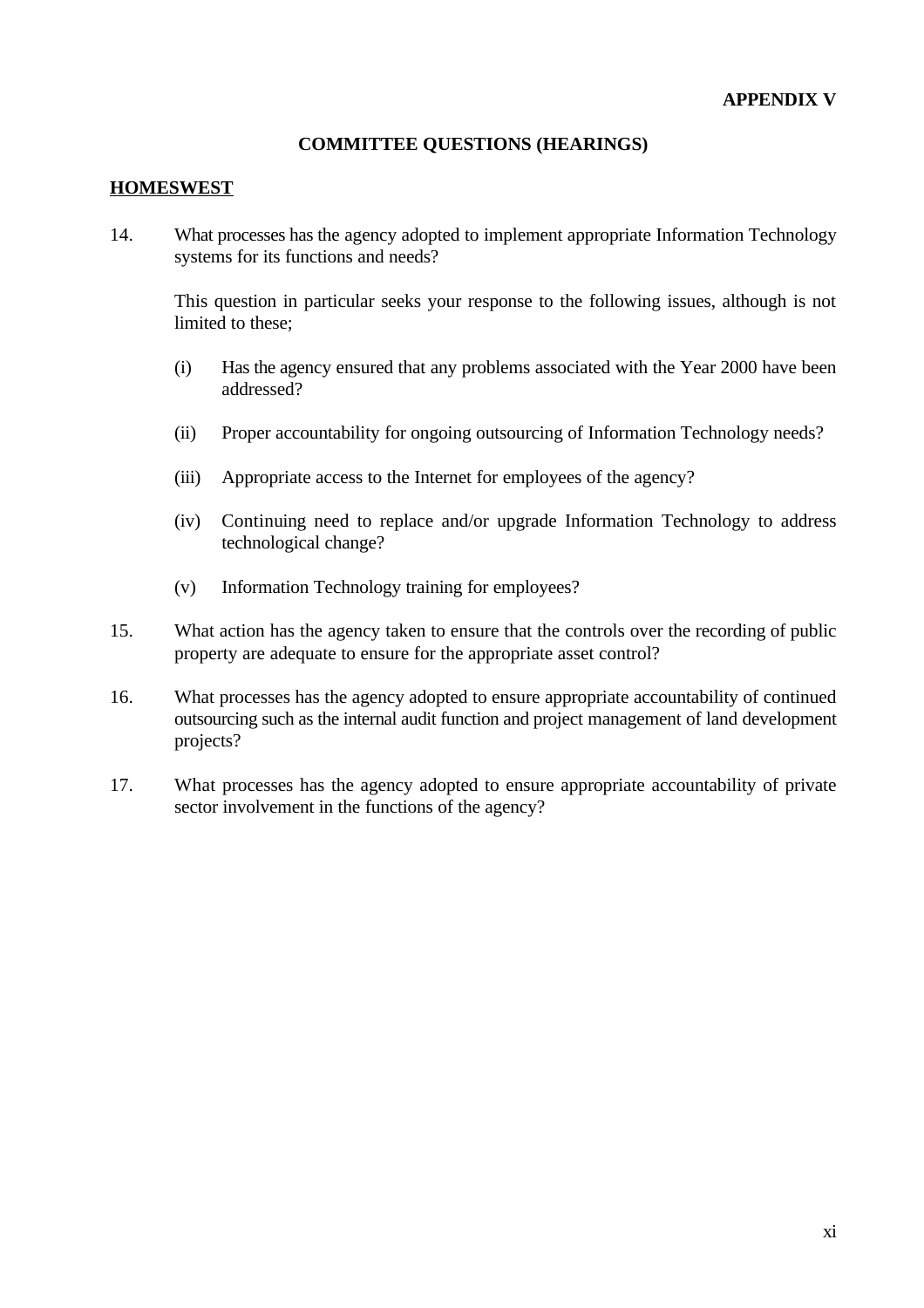**APPENDIX V**

## COMMITTEE QUESTIONS (HEARINGS)

### HOMESWEST

14. What processes has the agency adopted to implement appropriate Information Technology systems for its functions and needs?

    This question in particular seeks your response to the following issues, although is not limited to these;

    (i) Has the agency ensured that any problems associated with the Year 2000 have been addressed?

    (ii) Proper accountability for ongoing outsourcing of Information Technology needs?

    (iii) Appropriate access to the Internet for employees of the agency?

    (iv) Continuing need to replace and/or upgrade Information Technology to address technological change?

    (v) Information Technology training for employees?

15. What action has the agency taken to ensure that the controls over the recording of public property are adequate to ensure for the appropriate asset control?

16. What processes has the agency adopted to ensure appropriate accountability of continued outsourcing such as the internal audit function and project management of land development projects?

17. What processes has the agency adopted to ensure appropriate accountability of private sector involvement in the functions of the agency?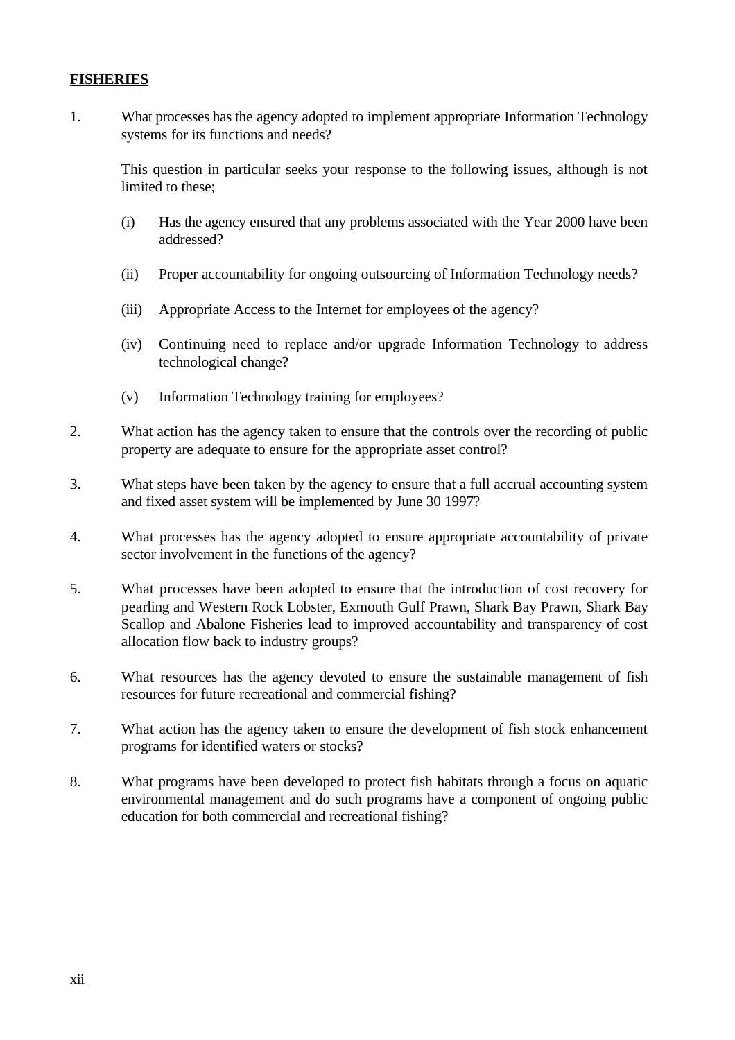**FISHERIES**

1. What processes has the agency adopted to implement appropriate Information Technology systems for its functions and needs?

   This question in particular seeks your response to the following issues, although is not limited to these;

   (i) Has the agency ensured that any problems associated with the Year 2000 have been addressed?

   (ii) Proper accountability for ongoing outsourcing of Information Technology needs?

   (iii) Appropriate Access to the Internet for employees of the agency?

   (iv) Continuing need to replace and/or upgrade Information Technology to address technological change?

   (v) Information Technology training for employees?

2. What action has the agency taken to ensure that the controls over the recording of public property are adequate to ensure for the appropriate asset control?

3. What steps have been taken by the agency to ensure that a full accrual accounting system and fixed asset system will be implemented by June 30 1997?

4. What processes has the agency adopted to ensure appropriate accountability of private sector involvement in the functions of the agency?

5. What processes have been adopted to ensure that the introduction of cost recovery for pearling and Western Rock Lobster, Exmouth Gulf Prawn, Shark Bay Prawn, Shark Bay Scallop and Abalone Fisheries lead to improved accountability and transparency of cost allocation flow back to industry groups?

6. What resources has the agency devoted to ensure the sustainable management of fish resources for future recreational and commercial fishing?

7. What action has the agency taken to ensure the development of fish stock enhancement programs for identified waters or stocks?

8. What programs have been developed to protect fish habitats through a focus on aquatic environmental management and do such programs have a component of ongoing public education for both commercial and recreational fishing?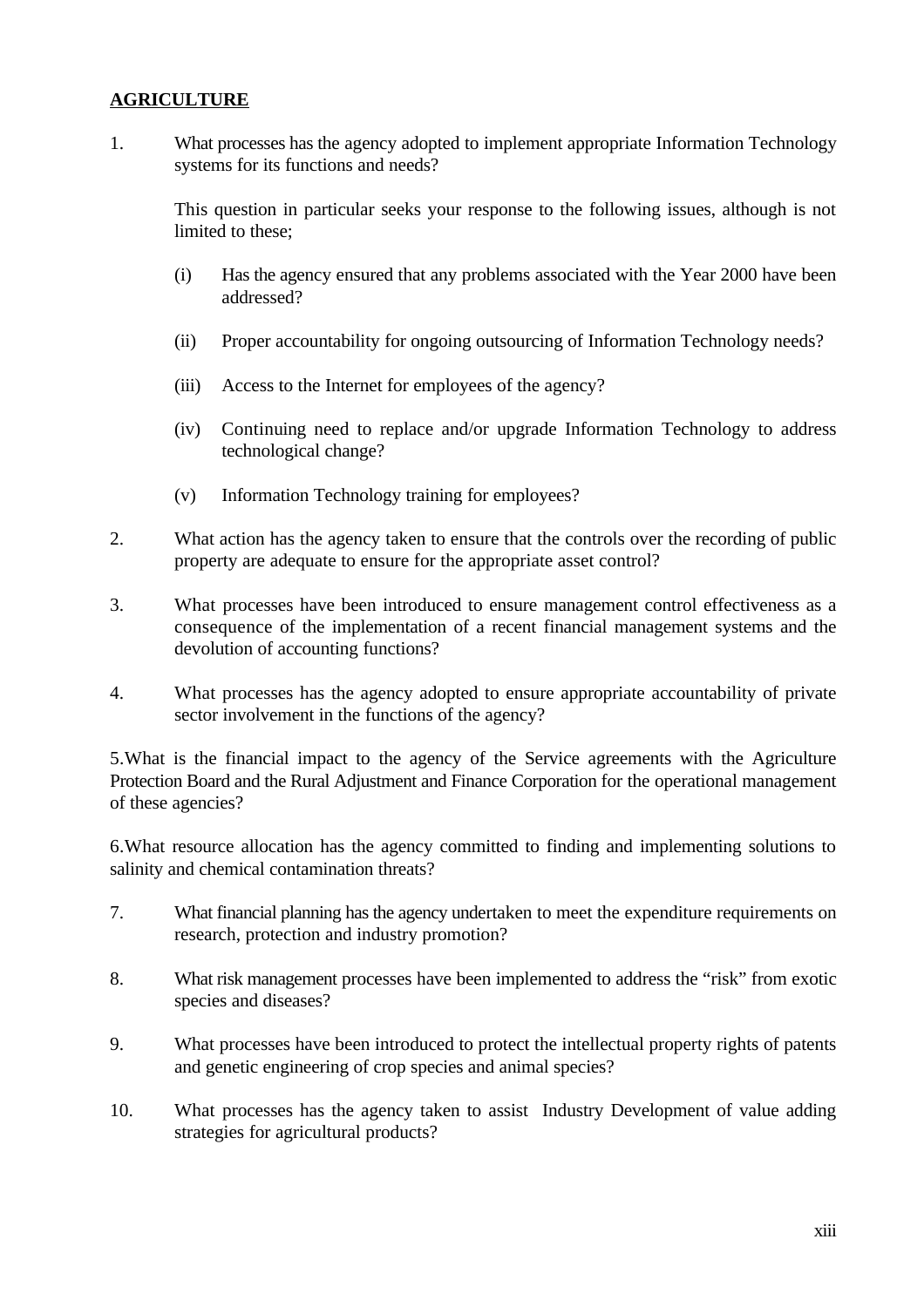**AGRICULTURE**

1. What processes has the agency adopted to implement appropriate Information Technology systems for its functions and needs?

   This question in particular seeks your response to the following issues, although is not limited to these;

   (i) Has the agency ensured that any problems associated with the Year 2000 have been addressed?

   (ii) Proper accountability for ongoing outsourcing of Information Technology needs?

   (iii) Access to the Internet for employees of the agency?

   (iv) Continuing need to replace and/or upgrade Information Technology to address technological change?

   (v) Information Technology training for employees?

2. What action has the agency taken to ensure that the controls over the recording of public property are adequate to ensure for the appropriate asset control?

3. What processes have been introduced to ensure management control effectiveness as a consequence of the implementation of a recent financial management systems and the devolution of accounting functions?

4. What processes has the agency adopted to ensure appropriate accountability of private sector involvement in the functions of the agency?

5.What is the financial impact to the agency of the Service agreements with the Agriculture Protection Board and the Rural Adjustment and Finance Corporation for the operational management of these agencies?

6.What resource allocation has the agency committed to finding and implementing solutions to salinity and chemical contamination threats?

7. What financial planning has the agency undertaken to meet the expenditure requirements on research, protection and industry promotion?

8. What risk management processes have been implemented to address the “risk” from exotic species and diseases?

9. What processes have been introduced to protect the intellectual property rights of patents and genetic engineering of crop species and animal species?

10. What processes has the agency taken to assist Industry Development of value adding strategies for agricultural products?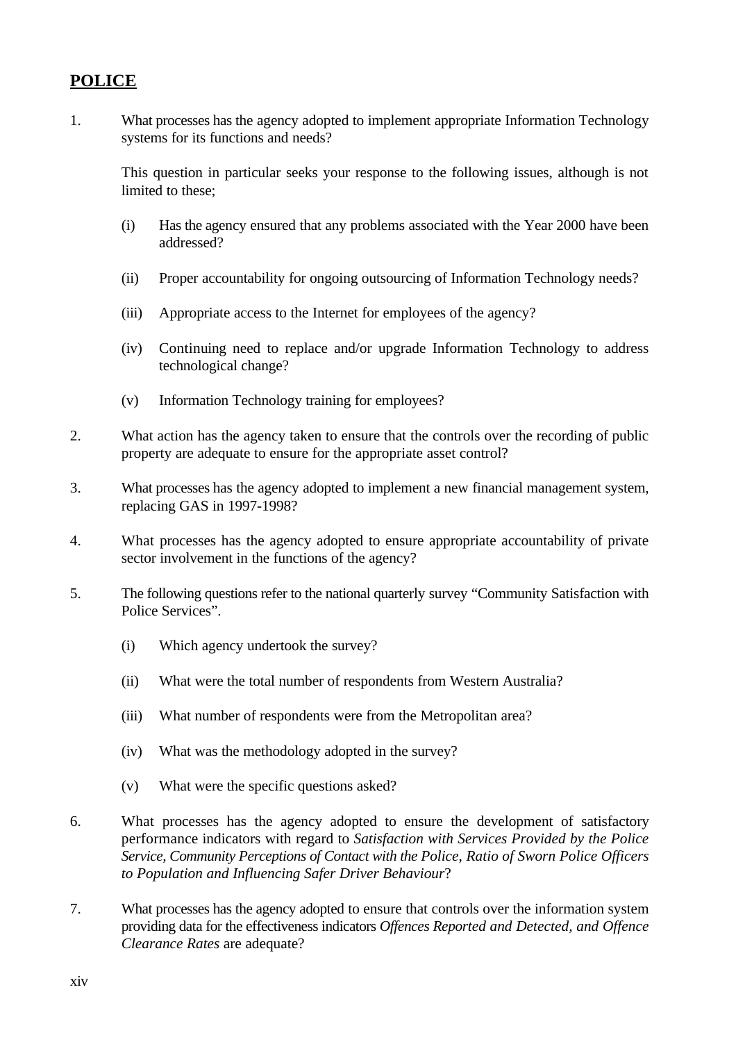## POLICE

1. What processes has the agency adopted to implement appropriate Information Technology systems for its functions and needs?

   This question in particular seeks your response to the following issues, although is not limited to these;

   (i) Has the agency ensured that any problems associated with the Year 2000 have been addressed?

   (ii) Proper accountability for ongoing outsourcing of Information Technology needs?

   (iii) Appropriate access to the Internet for employees of the agency?

   (iv) Continuing need to replace and/or upgrade Information Technology to address technological change?

   (v) Information Technology training for employees?

2. What action has the agency taken to ensure that the controls over the recording of public property are adequate to ensure for the appropriate asset control?

3. What processes has the agency adopted to implement a new financial management system, replacing GAS in 1997-1998?

4. What processes has the agency adopted to ensure appropriate accountability of private sector involvement in the functions of the agency?

5. The following questions refer to the national quarterly survey "Community Satisfaction with Police Services".

   (i) Which agency undertook the survey?

   (ii) What were the total number of respondents from Western Australia?

   (iii) What number of respondents were from the Metropolitan area?

   (iv) What was the methodology adopted in the survey?

   (v) What were the specific questions asked?

6. What processes has the agency adopted to ensure the development of satisfactory performance indicators with regard to *Satisfaction with Services Provided by the Police Service*, *Community Perceptions of Contact with the Police*, *Ratio of Sworn Police Officers to Population and Influencing Safer Driver Behaviour*?

7. What processes has the agency adopted to ensure that controls over the information system providing data for the effectiveness indicators *Offences Reported and Detected, and Offence Clearance Rates* are adequate?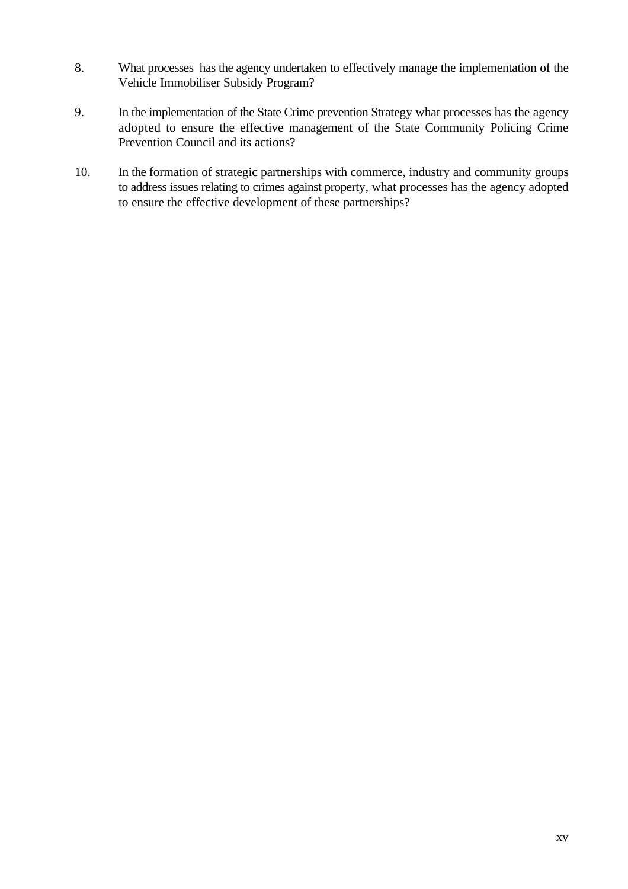8. What processes has the agency undertaken to effectively manage the implementation of the Vehicle Immobiliser Subsidy Program?

9. In the implementation of the State Crime prevention Strategy what processes has the agency adopted to ensure the effective management of the State Community Policing Crime Prevention Council and its actions?

10. In the formation of strategic partnerships with commerce, industry and community groups to address issues relating to crimes against property, what processes has the agency adopted to ensure the effective development of these partnerships?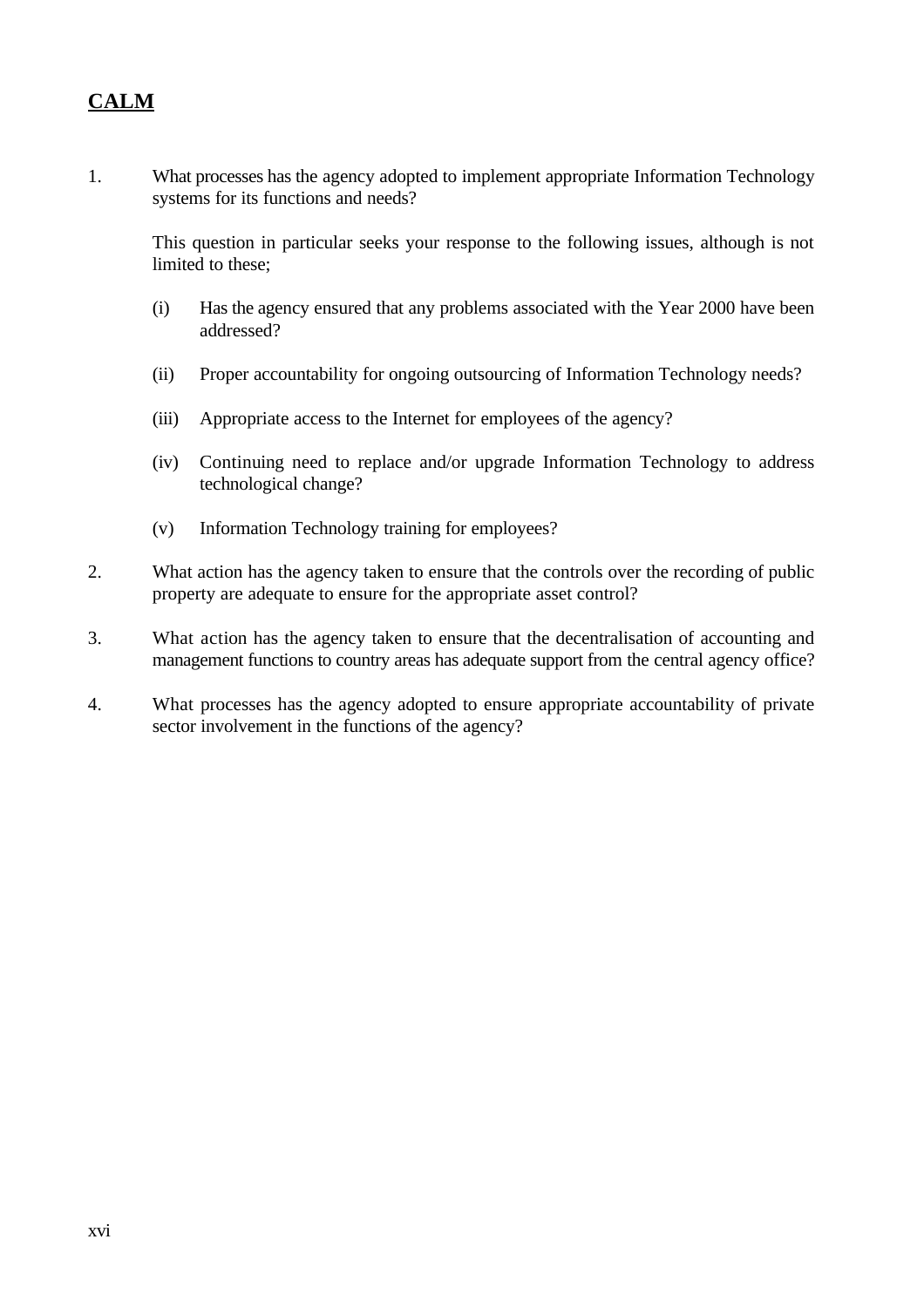## **CALM**

1. What processes has the agency adopted to implement appropriate Information Technology systems for its functions and needs?

   This question in particular seeks your response to the following issues, although is not limited to these;

   (i) Has the agency ensured that any problems associated with the Year 2000 have been addressed?

   (ii) Proper accountability for ongoing outsourcing of Information Technology needs?

   (iii) Appropriate access to the Internet for employees of the agency?

   (iv) Continuing need to replace and/or upgrade Information Technology to address technological change?

   (v) Information Technology training for employees?

2. What action has the agency taken to ensure that the controls over the recording of public property are adequate to ensure for the appropriate asset control?

3. What action has the agency taken to ensure that the decentralisation of accounting and management functions to country areas has adequate support from the central agency office?

4. What processes has the agency adopted to ensure appropriate accountability of private sector involvement in the functions of the agency?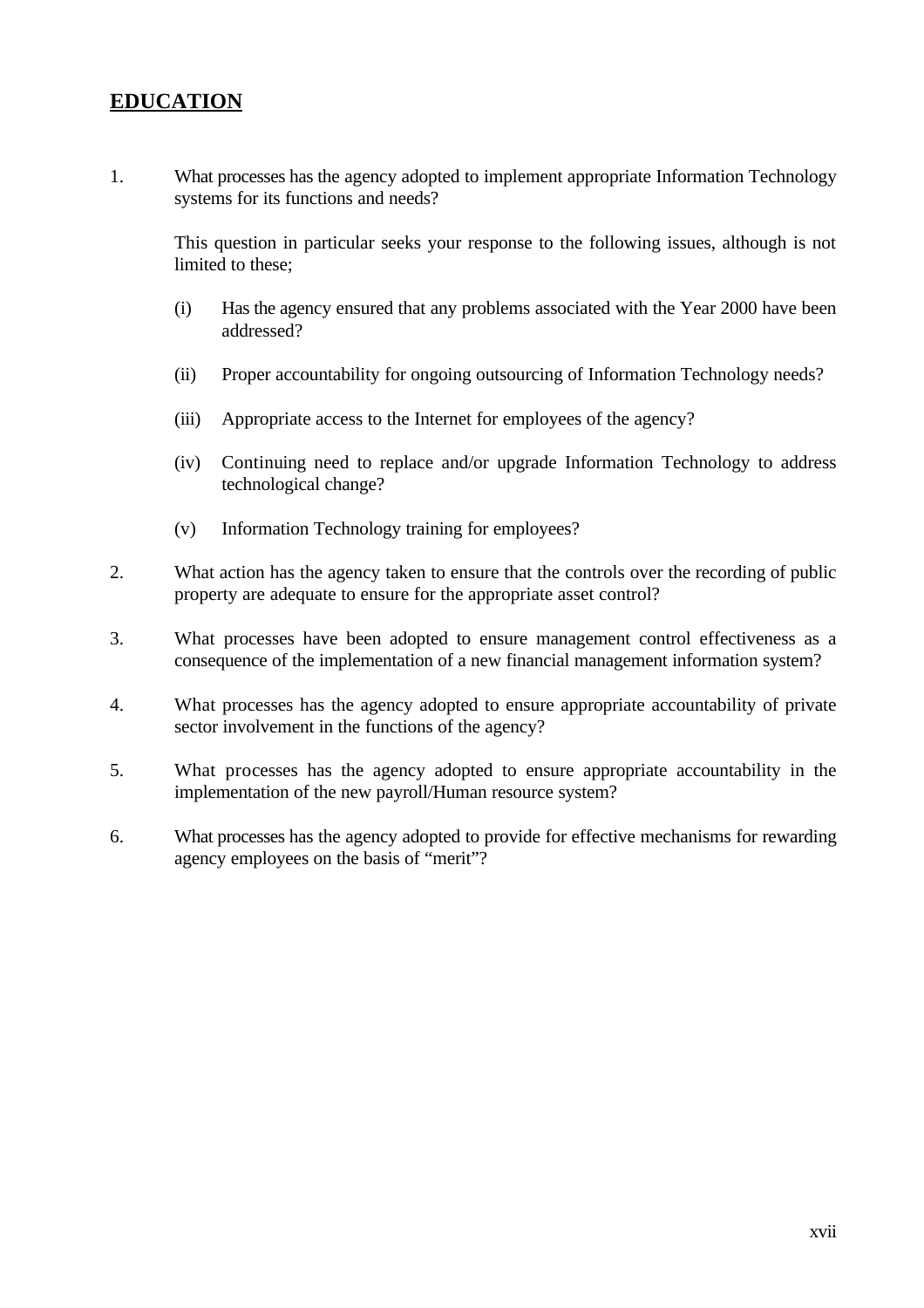## EDUCATION

1. What processes has the agency adopted to implement appropriate Information Technology systems for its functions and needs?

   This question in particular seeks your response to the following issues, although is not limited to these;

   (i) Has the agency ensured that any problems associated with the Year 2000 have been addressed?

   (ii) Proper accountability for ongoing outsourcing of Information Technology needs?

   (iii) Appropriate access to the Internet for employees of the agency?

   (iv) Continuing need to replace and/or upgrade Information Technology to address technological change?

   (v) Information Technology training for employees?

2. What action has the agency taken to ensure that the controls over the recording of public property are adequate to ensure for the appropriate asset control?

3. What processes have been adopted to ensure management control effectiveness as a consequence of the implementation of a new financial management information system?

4. What processes has the agency adopted to ensure appropriate accountability of private sector involvement in the functions of the agency?

5. What processes has the agency adopted to ensure appropriate accountability in the implementation of the new payroll/Human resource system?

6. What processes has the agency adopted to provide for effective mechanisms for rewarding agency employees on the basis of "merit"?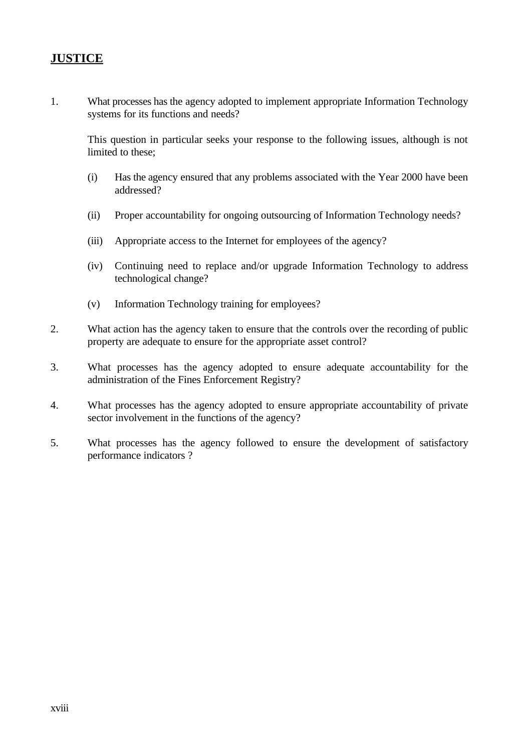## JUSTICE

1. What processes has the agency adopted to implement appropriate Information Technology systems for its functions and needs?

   This question in particular seeks your response to the following issues, although is not limited to these;

   (i) Has the agency ensured that any problems associated with the Year 2000 have been addressed?

   (ii) Proper accountability for ongoing outsourcing of Information Technology needs?

   (iii) Appropriate access to the Internet for employees of the agency?

   (iv) Continuing need to replace and/or upgrade Information Technology to address technological change?

   (v) Information Technology training for employees?

2. What action has the agency taken to ensure that the controls over the recording of public property are adequate to ensure for the appropriate asset control?

3. What processes has the agency adopted to ensure adequate accountability for the administration of the Fines Enforcement Registry?

4. What processes has the agency adopted to ensure appropriate accountability of private sector involvement in the functions of the agency?

5. What processes has the agency followed to ensure the development of satisfactory performance indicators ?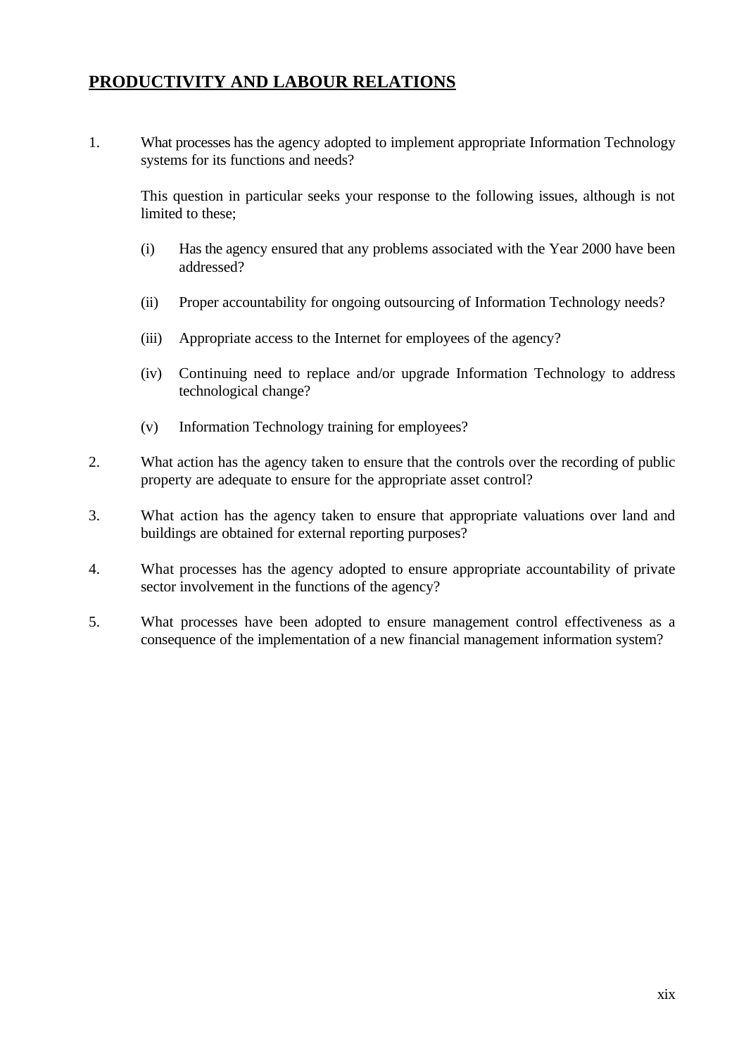## PRODUCTIVITY AND LABOUR RELATIONS

1. What processes has the agency adopted to implement appropriate Information Technology systems for its functions and needs?

   This question in particular seeks your response to the following issues, although is not limited to these;

   (i) Has the agency ensured that any problems associated with the Year 2000 have been addressed?

   (ii) Proper accountability for ongoing outsourcing of Information Technology needs?

   (iii) Appropriate access to the Internet for employees of the agency?

   (iv) Continuing need to replace and/or upgrade Information Technology to address technological change?

   (v) Information Technology training for employees?

2. What action has the agency taken to ensure that the controls over the recording of public property are adequate to ensure for the appropriate asset control?

3. What action has the agency taken to ensure that appropriate valuations over land and buildings are obtained for external reporting purposes?

4. What processes has the agency adopted to ensure appropriate accountability of private sector involvement in the functions of the agency?

5. What processes have been adopted to ensure management control effectiveness as a consequence of the implementation of a new financial management information system?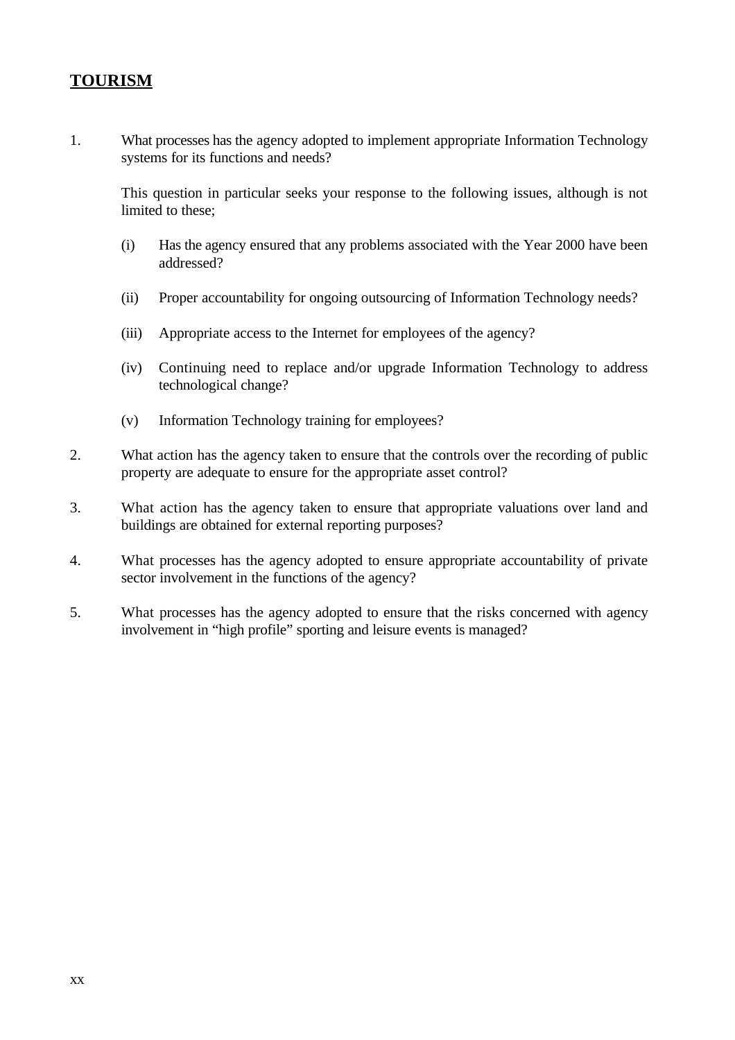## **TOURISM**

1. What processes has the agency adopted to implement appropriate Information Technology systems for its functions and needs?

   This question in particular seeks your response to the following issues, although is not limited to these;

   (i) Has the agency ensured that any problems associated with the Year 2000 have been addressed?

   (ii) Proper accountability for ongoing outsourcing of Information Technology needs?

   (iii) Appropriate access to the Internet for employees of the agency?

   (iv) Continuing need to replace and/or upgrade Information Technology to address technological change?

   (v) Information Technology training for employees?

2. What action has the agency taken to ensure that the controls over the recording of public property are adequate to ensure for the appropriate asset control?

3. What action has the agency taken to ensure that appropriate valuations over land and buildings are obtained for external reporting purposes?

4. What processes has the agency adopted to ensure appropriate accountability of private sector involvement in the functions of the agency?

5. What processes has the agency adopted to ensure that the risks concerned with agency involvement in "high profile" sporting and leisure events is managed?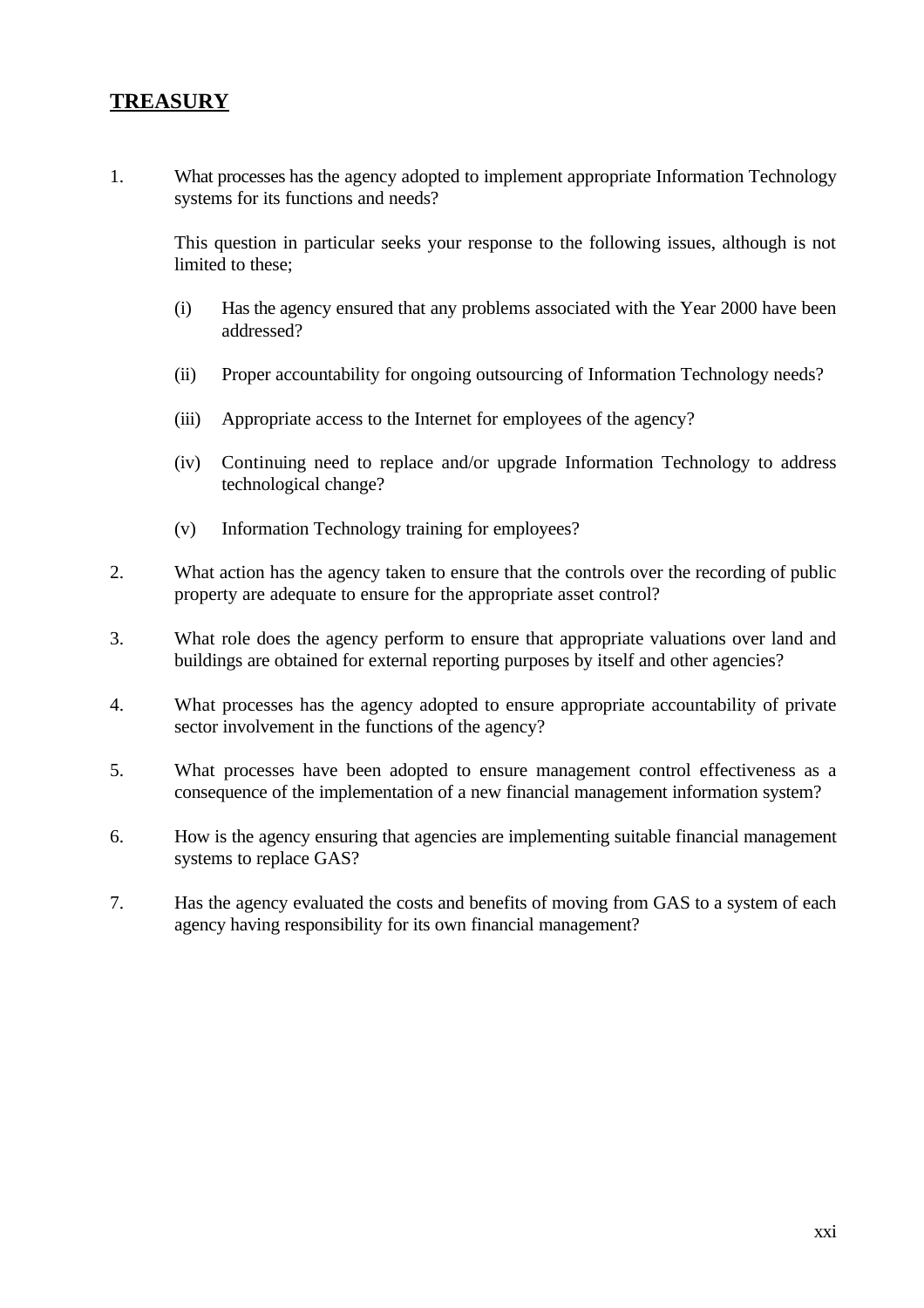## TREASURY

1. What processes has the agency adopted to implement appropriate Information Technology systems for its functions and needs?

   This question in particular seeks your response to the following issues, although is not limited to these;

   (i) Has the agency ensured that any problems associated with the Year 2000 have been addressed?

   (ii) Proper accountability for ongoing outsourcing of Information Technology needs?

   (iii) Appropriate access to the Internet for employees of the agency?

   (iv) Continuing need to replace and/or upgrade Information Technology to address technological change?

   (v) Information Technology training for employees?

2. What action has the agency taken to ensure that the controls over the recording of public property are adequate to ensure for the appropriate asset control?

3. What role does the agency perform to ensure that appropriate valuations over land and buildings are obtained for external reporting purposes by itself and other agencies?

4. What processes has the agency adopted to ensure appropriate accountability of private sector involvement in the functions of the agency?

5. What processes have been adopted to ensure management control effectiveness as a consequence of the implementation of a new financial management information system?

6. How is the agency ensuring that agencies are implementing suitable financial management systems to replace GAS?

7. Has the agency evaluated the costs and benefits of moving from GAS to a system of each agency having responsibility for its own financial management?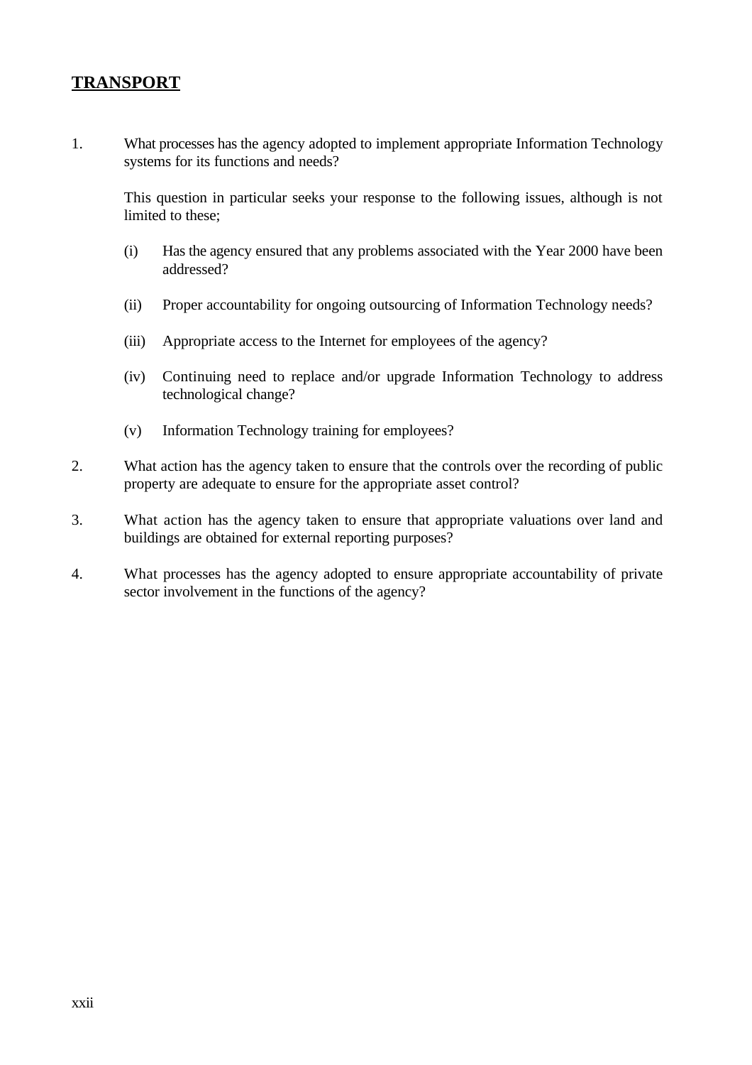## TRANSPORT

1. What processes has the agency adopted to implement appropriate Information Technology systems for its functions and needs?

   This question in particular seeks your response to the following issues, although is not limited to these;

   (i) Has the agency ensured that any problems associated with the Year 2000 have been addressed?

   (ii) Proper accountability for ongoing outsourcing of Information Technology needs?

   (iii) Appropriate access to the Internet for employees of the agency?

   (iv) Continuing need to replace and/or upgrade Information Technology to address technological change?

   (v) Information Technology training for employees?

2. What action has the agency taken to ensure that the controls over the recording of public property are adequate to ensure for the appropriate asset control?

3. What action has the agency taken to ensure that appropriate valuations over land and buildings are obtained for external reporting purposes?

4. What processes has the agency adopted to ensure appropriate accountability of private sector involvement in the functions of the agency?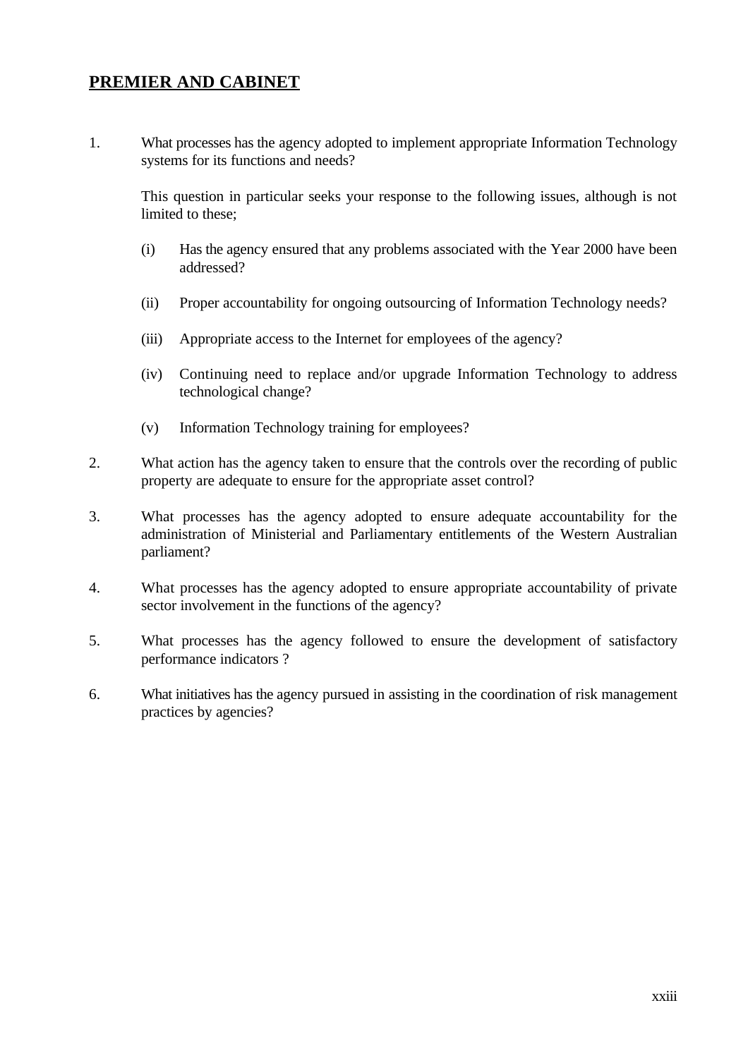## PREMIER AND CABINET

1. What processes has the agency adopted to implement appropriate Information Technology systems for its functions and needs?

   This question in particular seeks your response to the following issues, although is not limited to these;

   (i) Has the agency ensured that any problems associated with the Year 2000 have been addressed?

   (ii) Proper accountability for ongoing outsourcing of Information Technology needs?

   (iii) Appropriate access to the Internet for employees of the agency?

   (iv) Continuing need to replace and/or upgrade Information Technology to address technological change?

   (v) Information Technology training for employees?

2. What action has the agency taken to ensure that the controls over the recording of public property are adequate to ensure for the appropriate asset control?

3. What processes has the agency adopted to ensure adequate accountability for the administration of Ministerial and Parliamentary entitlements of the Western Australian parliament?

4. What processes has the agency adopted to ensure appropriate accountability of private sector involvement in the functions of the agency?

5. What processes has the agency followed to ensure the development of satisfactory performance indicators ?

6. What initiatives has the agency pursued in assisting in the coordination of risk management practices by agencies?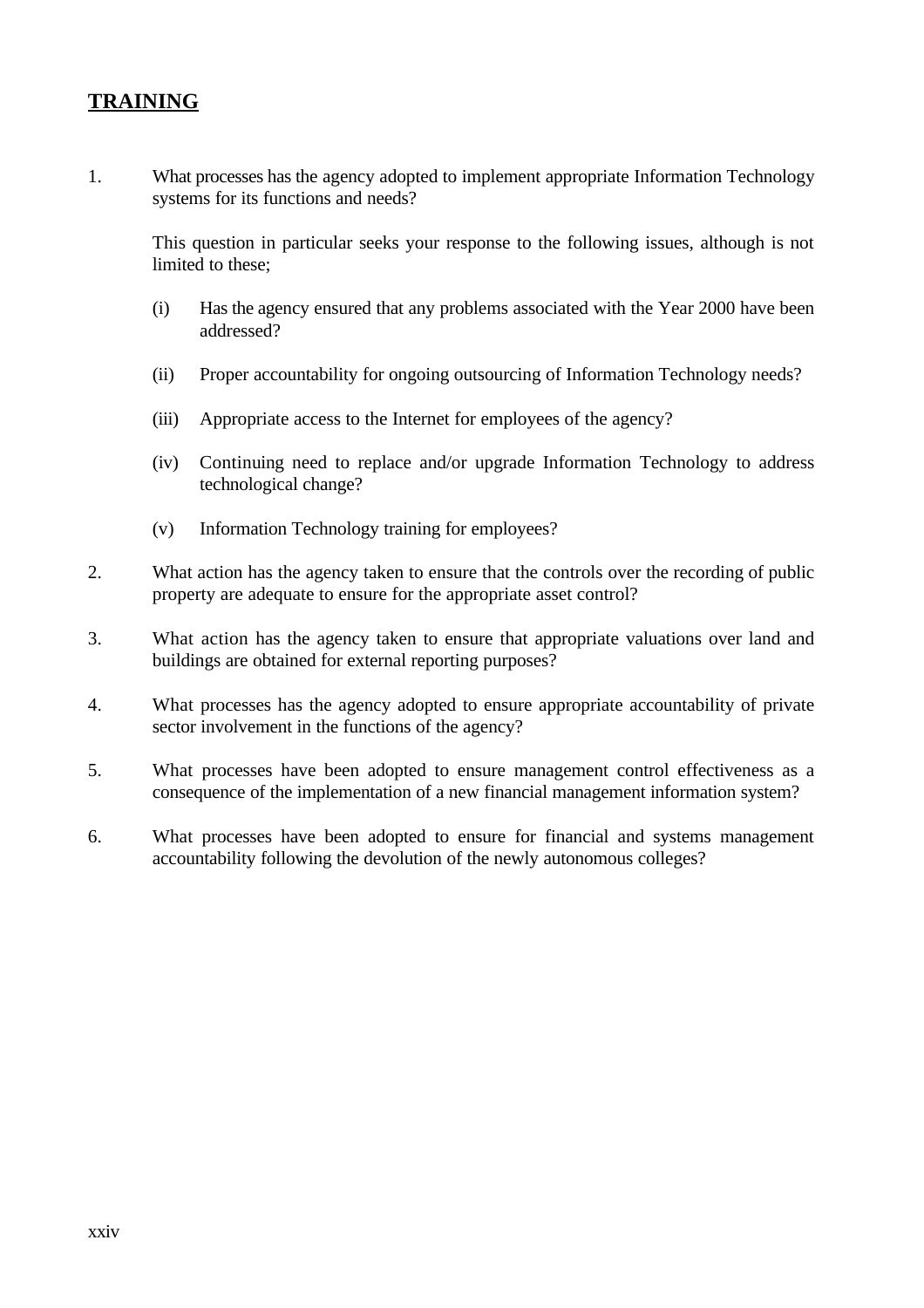## TRAINING

1. What processes has the agency adopted to implement appropriate Information Technology systems for its functions and needs?

   This question in particular seeks your response to the following issues, although is not limited to these;

   (i) Has the agency ensured that any problems associated with the Year 2000 have been addressed?

   (ii) Proper accountability for ongoing outsourcing of Information Technology needs?

   (iii) Appropriate access to the Internet for employees of the agency?

   (iv) Continuing need to replace and/or upgrade Information Technology to address technological change?

   (v) Information Technology training for employees?

2. What action has the agency taken to ensure that the controls over the recording of public property are adequate to ensure for the appropriate asset control?

3. What action has the agency taken to ensure that appropriate valuations over land and buildings are obtained for external reporting purposes?

4. What processes has the agency adopted to ensure appropriate accountability of private sector involvement in the functions of the agency?

5. What processes have been adopted to ensure management control effectiveness as a consequence of the implementation of a new financial management information system?

6. What processes have been adopted to ensure for financial and systems management accountability following the devolution of the newly autonomous colleges?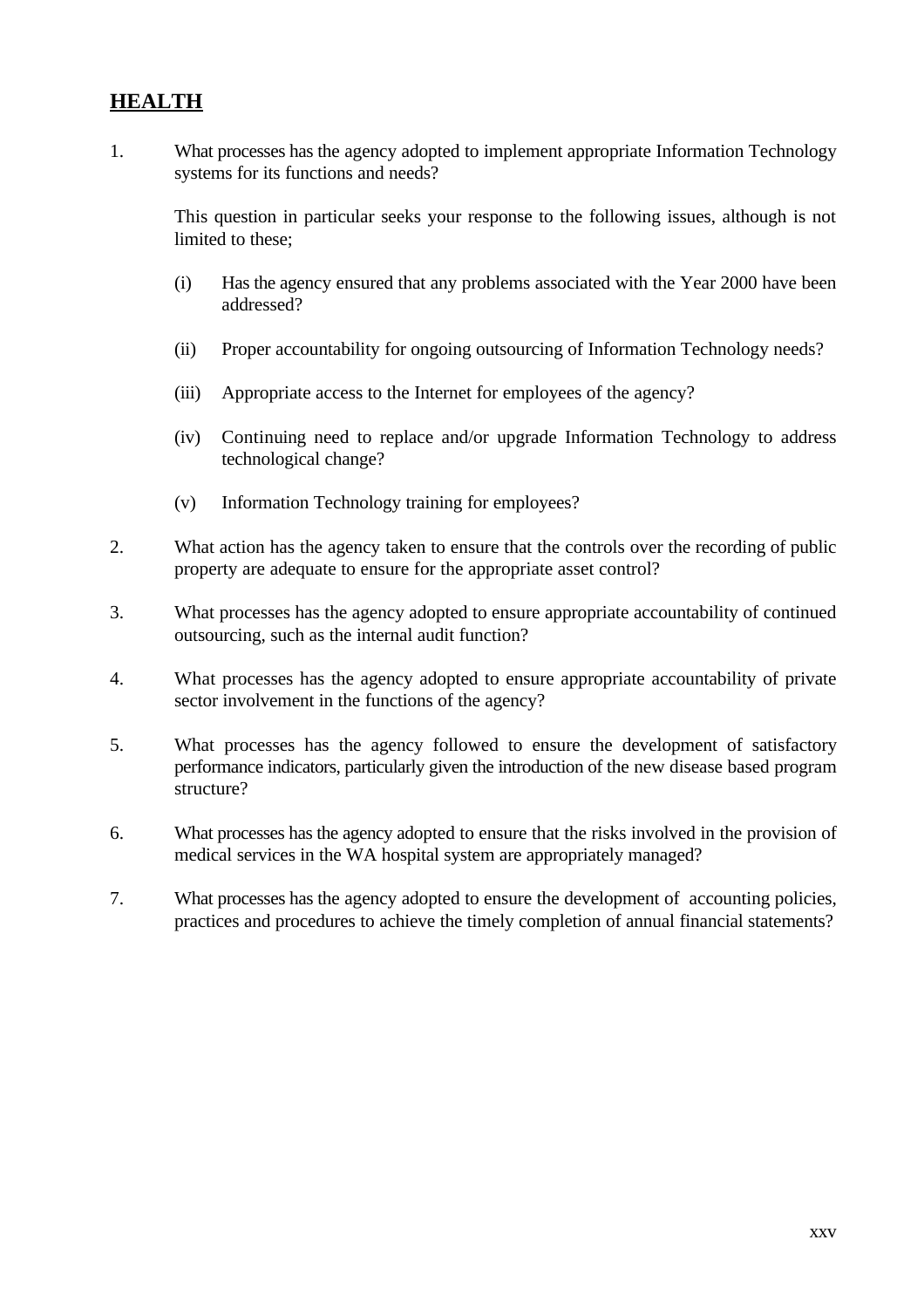## HEALTH

1. What processes has the agency adopted to implement appropriate Information Technology systems for its functions and needs?

   This question in particular seeks your response to the following issues, although is not limited to these;

   (i) Has the agency ensured that any problems associated with the Year 2000 have been addressed?

   (ii) Proper accountability for ongoing outsourcing of Information Technology needs?

   (iii) Appropriate access to the Internet for employees of the agency?

   (iv) Continuing need to replace and/or upgrade Information Technology to address technological change?

   (v) Information Technology training for employees?

2. What action has the agency taken to ensure that the controls over the recording of public property are adequate to ensure for the appropriate asset control?

3. What processes has the agency adopted to ensure appropriate accountability of continued outsourcing, such as the internal audit function?

4. What processes has the agency adopted to ensure appropriate accountability of private sector involvement in the functions of the agency?

5. What processes has the agency followed to ensure the development of satisfactory performance indicators, particularly given the introduction of the new disease based program structure?

6. What processes has the agency adopted to ensure that the risks involved in the provision of medical services in the WA hospital system are appropriately managed?

7. What processes has the agency adopted to ensure the development of accounting policies, practices and procedures to achieve the timely completion of annual financial statements?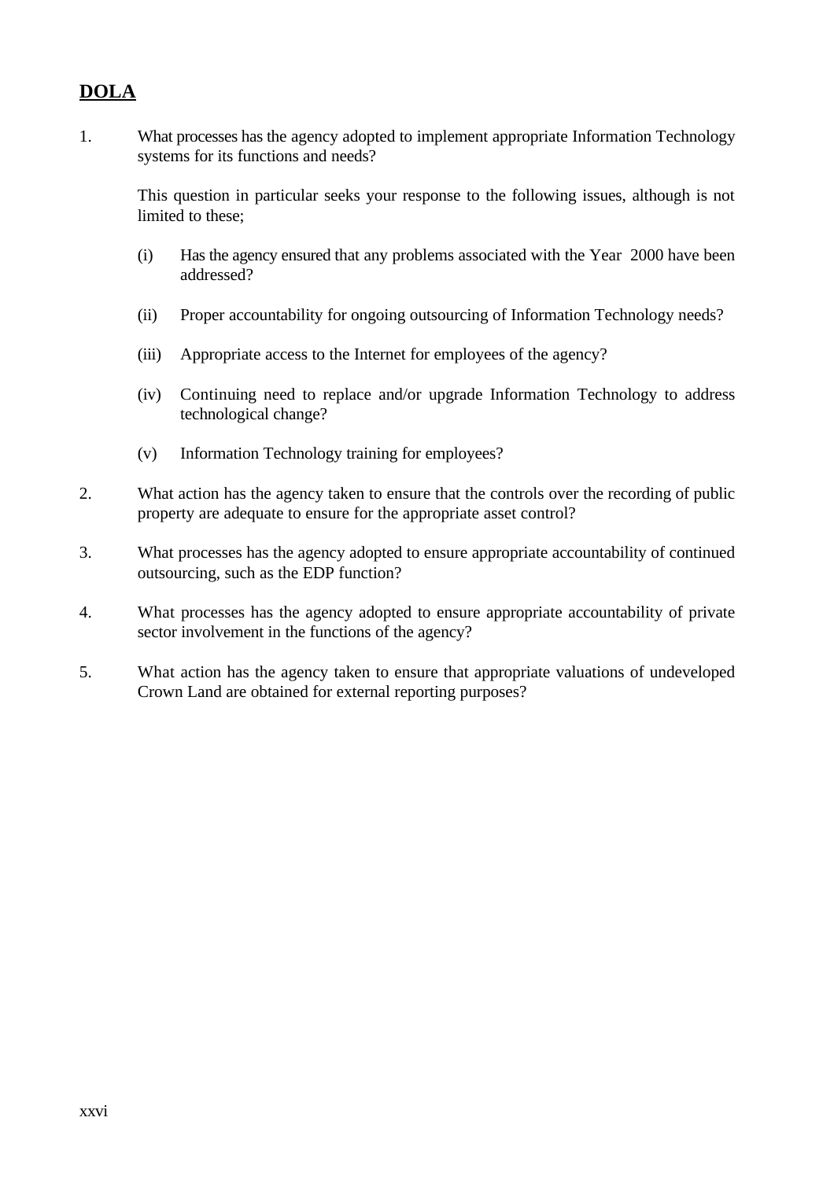## DOLA

1. What processes has the agency adopted to implement appropriate Information Technology systems for its functions and needs?

   This question in particular seeks your response to the following issues, although is not limited to these;

   (i) Has the agency ensured that any problems associated with the Year 2000 have been addressed?

   (ii) Proper accountability for ongoing outsourcing of Information Technology needs?

   (iii) Appropriate access to the Internet for employees of the agency?

   (iv) Continuing need to replace and/or upgrade Information Technology to address technological change?

   (v) Information Technology training for employees?

2. What action has the agency taken to ensure that the controls over the recording of public property are adequate to ensure for the appropriate asset control?

3. What processes has the agency adopted to ensure appropriate accountability of continued outsourcing, such as the EDP function?

4. What processes has the agency adopted to ensure appropriate accountability of private sector involvement in the functions of the agency?

5. What action has the agency taken to ensure that appropriate valuations of undeveloped Crown Land are obtained for external reporting purposes?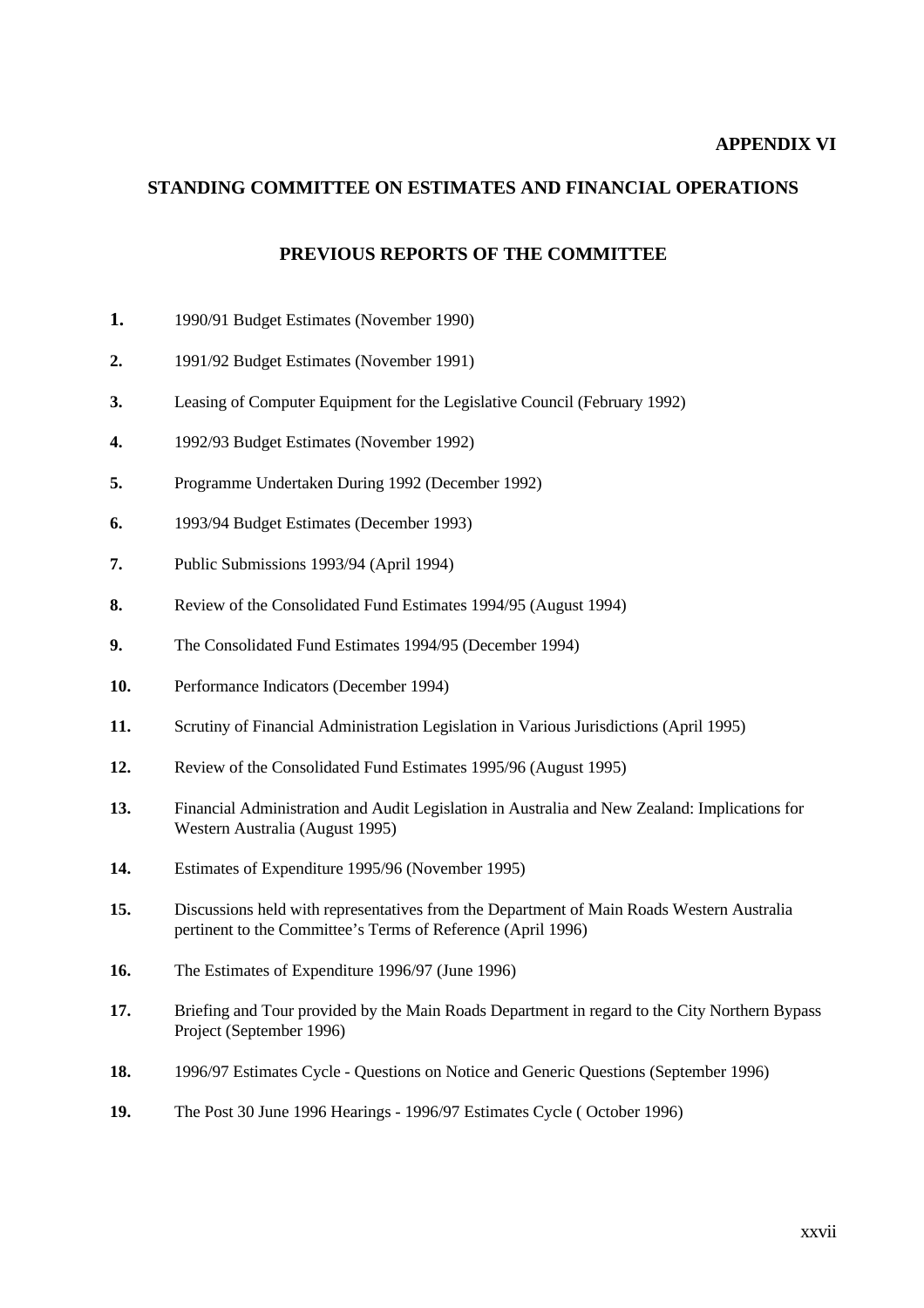**APPENDIX VI**

## STANDING COMMITTEE ON ESTIMATES AND FINANCIAL OPERATIONS

### PREVIOUS REPORTS OF THE COMMITTEE

1. 1990/91 Budget Estimates (November 1990)
2. 1991/92 Budget Estimates (November 1991)
3. Leasing of Computer Equipment for the Legislative Council (February 1992)
4. 1992/93 Budget Estimates (November 1992)
5. Programme Undertaken During 1992 (December 1992)
6. 1993/94 Budget Estimates (December 1993)
7. Public Submissions 1993/94 (April 1994)
8. Review of the Consolidated Fund Estimates 1994/95 (August 1994)
9. The Consolidated Fund Estimates 1994/95 (December 1994)
10. Performance Indicators (December 1994)
11. Scrutiny of Financial Administration Legislation in Various Jurisdictions (April 1995)
12. Review of the Consolidated Fund Estimates 1995/96 (August 1995)
13. Financial Administration and Audit Legislation in Australia and New Zealand: Implications for Western Australia (August 1995)
14. Estimates of Expenditure 1995/96 (November 1995)
15. Discussions held with representatives from the Department of Main Roads Western Australia pertinent to the Committee's Terms of Reference (April 1996)
16. The Estimates of Expenditure 1996/97 (June 1996)
17. Briefing and Tour provided by the Main Roads Department in regard to the City Northern Bypass Project (September 1996)
18. 1996/97 Estimates Cycle - Questions on Notice and Generic Questions (September 1996)
19. The Post 30 June 1996 Hearings - 1996/97 Estimates Cycle ( October 1996)